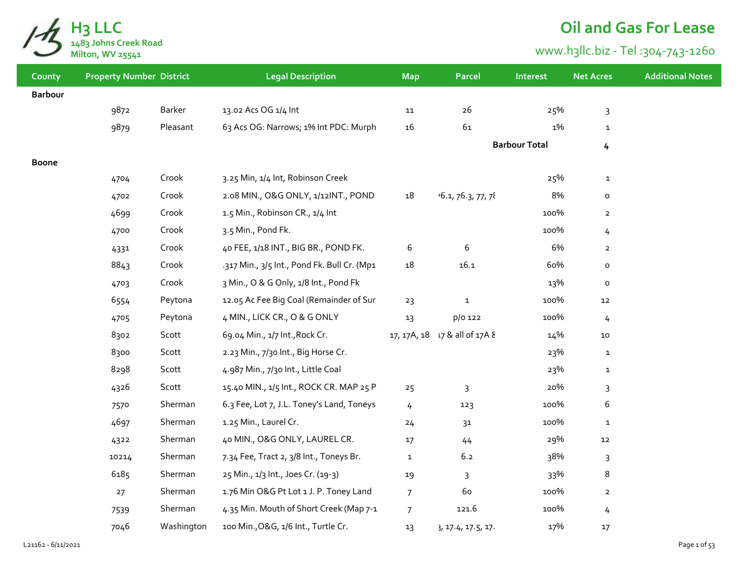# H3 LLC

1483 Johns Creek Road
Milton, WV 25541

## Oil and Gas For Lease

www.h3llc.biz - Tel :304-743-1260

| County | Property Number | District | Legal Description | Map | Parcel | Interest | Net Acres | Additional Notes |
|---|---|---|---|---|---|---|---|---|
| **Barbour** | | | | | | | | |
| | 9872 | Barker | 13.02 Acs OG 1/4 Int | 11 | 26 | 25% | 3 | |
| | 9879 | Pleasant | 63 Acs OG: Narrows; 1% Int PDC: Murph | 16 | 61 | 1% | 1 | |
| | | | | | | **Barbour Total** | **4** | |
| **Boone** | | | | | | | | |
| | 4704 | Crook | 3.25 Min, 1/4 Int, Robinson Creek | | | 25% | 1 | |
| | 4702 | Crook | 2.08 MIN., O&G ONLY, 1/12INT., POND | 18 | '6.1, 76.3, 77, 7{ | 8% | 0 | |
| | 4699 | Crook | 1.5 Min., Robinson CR., 1/4 Int | | | 100% | 2 | |
| | 4700 | Crook | 3.5 Min., Pond Fk. | | | 100% | 4 | |
| | 4331 | Crook | 40 FEE, 1/18 INT., BIG BR., POND FK. | 6 | 6 | 6% | 2 | |
| | 8843 | Crook | .317 Min., 3/5 Int., Pond Fk. Bull Cr. (Mp1 | 18 | 16.1 | 60% | 0 | |
| | 4703 | Crook | 3 Min., O & G Only, 1/8 Int., Pond Fk | | | 13% | 0 | |
| | 6554 | Peytona | 12.05 Ac Fee Big Coal (Remainder of Sur | 23 | 1 | 100% | 12 | |
| | 4705 | Peytona | 4 MIN., LICK CR., O & G ONLY | 13 | p/o 122 | 100% | 4 | |
| | 8302 | Scott | 69.04 Min., 1/7 Int.,Rock Cr. | 17, 17A, 18 | 17 & all of 17A { | 14% | 10 | |
| | 8300 | Scott | 2.23 Min., 7/30 Int., Big Horse Cr. | | | 23% | 1 | |
| | 8298 | Scott | 4.987 Min., 7/30 Int., Little Coal | | | 23% | 1 | |
| | 4326 | Scott | 15.40 MIN., 1/5 Int., ROCK CR. MAP 25 P | 25 | 3 | 20% | 3 | |
| | 7570 | Sherman | 6.3 Fee, Lot 7, J.L. Toney's Land, Toneys | 4 | 123 | 100% | 6 | |
| | 4697 | Sherman | 1.25 Min., Laurel Cr. | 24 | 31 | 100% | 1 | |
| | 4322 | Sherman | 40 MIN., O&G ONLY, LAUREL CR. | 17 | 44 | 29% | 12 | |
| | 10214 | Sherman | 7.34 Fee, Tract 2, 3/8 Int., Toneys Br. | 1 | 6.2 | 38% | 3 | |
| | 6185 | Sherman | 25 Min., 1/3 Int., Joes Cr. (19-3) | 19 | 3 | 33% | 8 | |
| | 27 | Sherman | 1.76 Min O&G Pt Lot 1 J. P. Toney Land | 7 | 60 | 100% | 2 | |
| | 7539 | Sherman | 4.35 Min. Mouth of Short Creek (Map 7-1 | 7 | 121.6 | 100% | 4 | |
| | 7046 | Washington | 100 Min.,O&G, 1/6 Int., Turtle Cr. | 13 | }, 17.4, 17.5, 17. | 17% | 17 | |

L21162 - 6/11/2021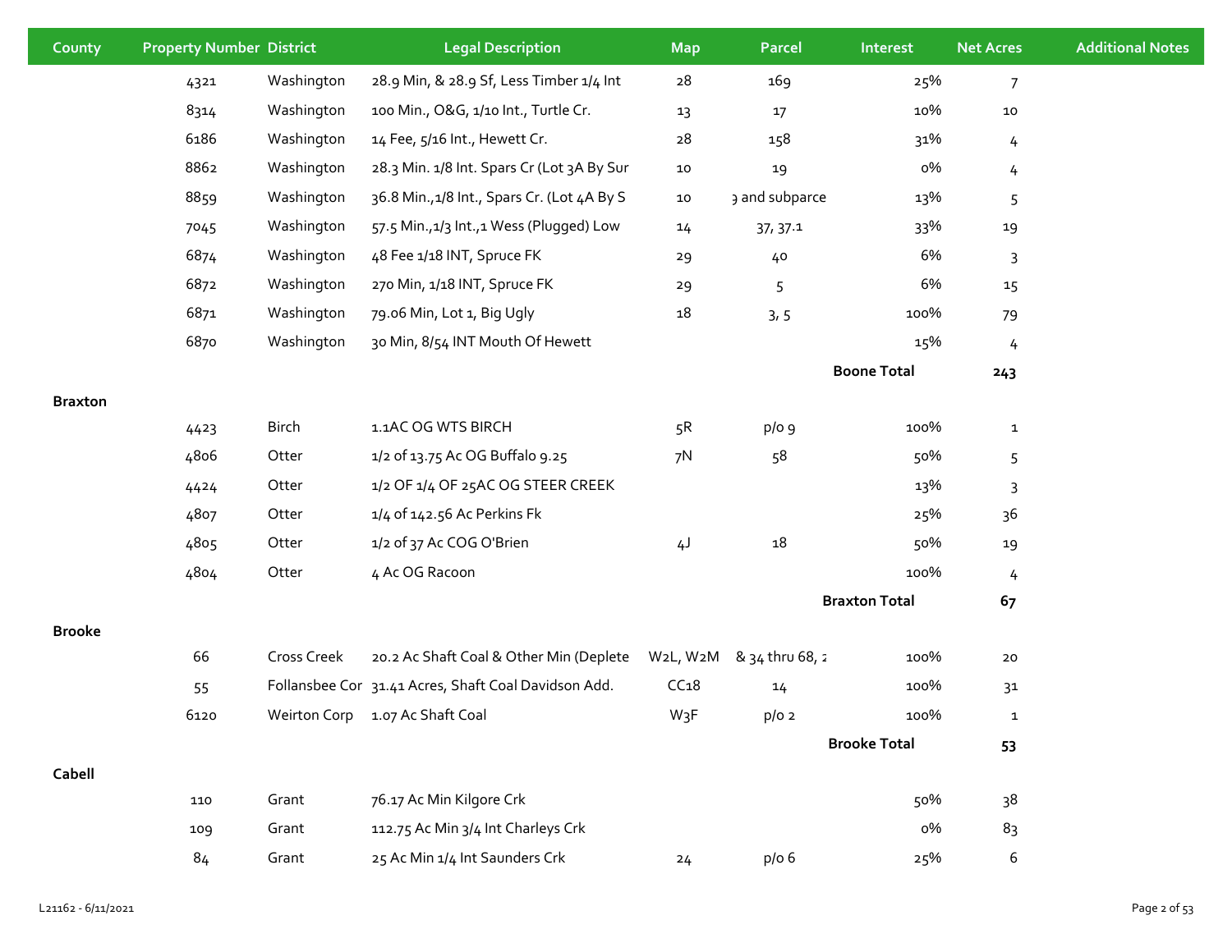| County | Property Number | District | Legal Description | Map | Parcel | Interest | Net Acres | Additional Notes |
|---|---|---|---|---|---|---|---|---|
| | 4321 | Washington | 28.9 Min, & 28.9 Sf, Less Timber 1/4 Int | 28 | 169 | 25% | 7 | |
| | 8314 | Washington | 100 Min., O&G, 1/10 Int., Turtle Cr. | 13 | 17 | 10% | 10 | |
| | 6186 | Washington | 14 Fee, 5/16 Int., Hewett Cr. | 28 | 158 | 31% | 4 | |
| | 8862 | Washington | 28.3 Min. 1/8 Int. Spars Cr (Lot 3A By Sur | 10 | 19 | 0% | 4 | |
| | 8859 | Washington | 36.8 Min.,1/8 Int., Spars Cr. (Lot 4A By S | 10 | 9 and subparce | 13% | 5 | |
| | 7045 | Washington | 57.5 Min.,1/3 Int.,1 Wess (Plugged) Low | 14 | 37, 37.1 | 33% | 19 | |
| | 6874 | Washington | 48 Fee 1/18 INT, Spruce FK | 29 | 40 | 6% | 3 | |
| | 6872 | Washington | 270 Min, 1/18 INT, Spruce FK | 29 | 5 | 6% | 15 | |
| | 6871 | Washington | 79.06 Min, Lot 1, Big Ugly | 18 | 3, 5 | 100% | 79 | |
| | 6870 | Washington | 30 Min, 8/54 INT Mouth Of Hewett | | | 15% | 4 | |
| | | | | | | **Boone Total** | **243** | |
| **Braxton** | | | | | | | | |
| | 4423 | Birch | 1.1AC OG WTS BIRCH | 5R | p/o 9 | 100% | 1 | |
| | 4806 | Otter | 1/2 of 13.75 Ac OG Buffalo 9.25 | 7N | 58 | 50% | 5 | |
| | 4424 | Otter | 1/2 OF 1/4 OF 25AC OG STEER CREEK | | | 13% | 3 | |
| | 4807 | Otter | 1/4 of 142.56 Ac Perkins Fk | | | 25% | 36 | |
| | 4805 | Otter | 1/2 of 37 Ac COG O'Brien | 4J | 18 | 50% | 19 | |
| | 4804 | Otter | 4 Ac OG Racoon | | | 100% | 4 | |
| | | | | | | **Braxton Total** | **67** | |
| **Brooke** | | | | | | | | |
| | 66 | Cross Creek | 20.2 Ac Shaft Coal & Other Min (Deplete | W2L, W2M | & 34 thru 68, 2 | 100% | 20 | |
| | 55 | Follansbee Cor | 31.41 Acres, Shaft Coal Davidson Add. | CC18 | 14 | 100% | 31 | |
| | 6120 | Weirton Corp | 1.07 Ac Shaft Coal | W3F | p/o 2 | 100% | 1 | |
| | | | | | | **Brooke Total** | **53** | |
| **Cabell** | | | | | | | | |
| | 110 | Grant | 76.17 Ac Min Kilgore Crk | | | 50% | 38 | |
| | 109 | Grant | 112.75 Ac Min 3/4 Int Charleys Crk | | | 0% | 83 | |
| | 84 | Grant | 25 Ac Min 1/4 Int Saunders Crk | 24 | p/o 6 | 25% | 6 | |

L21162 - 6/11/2021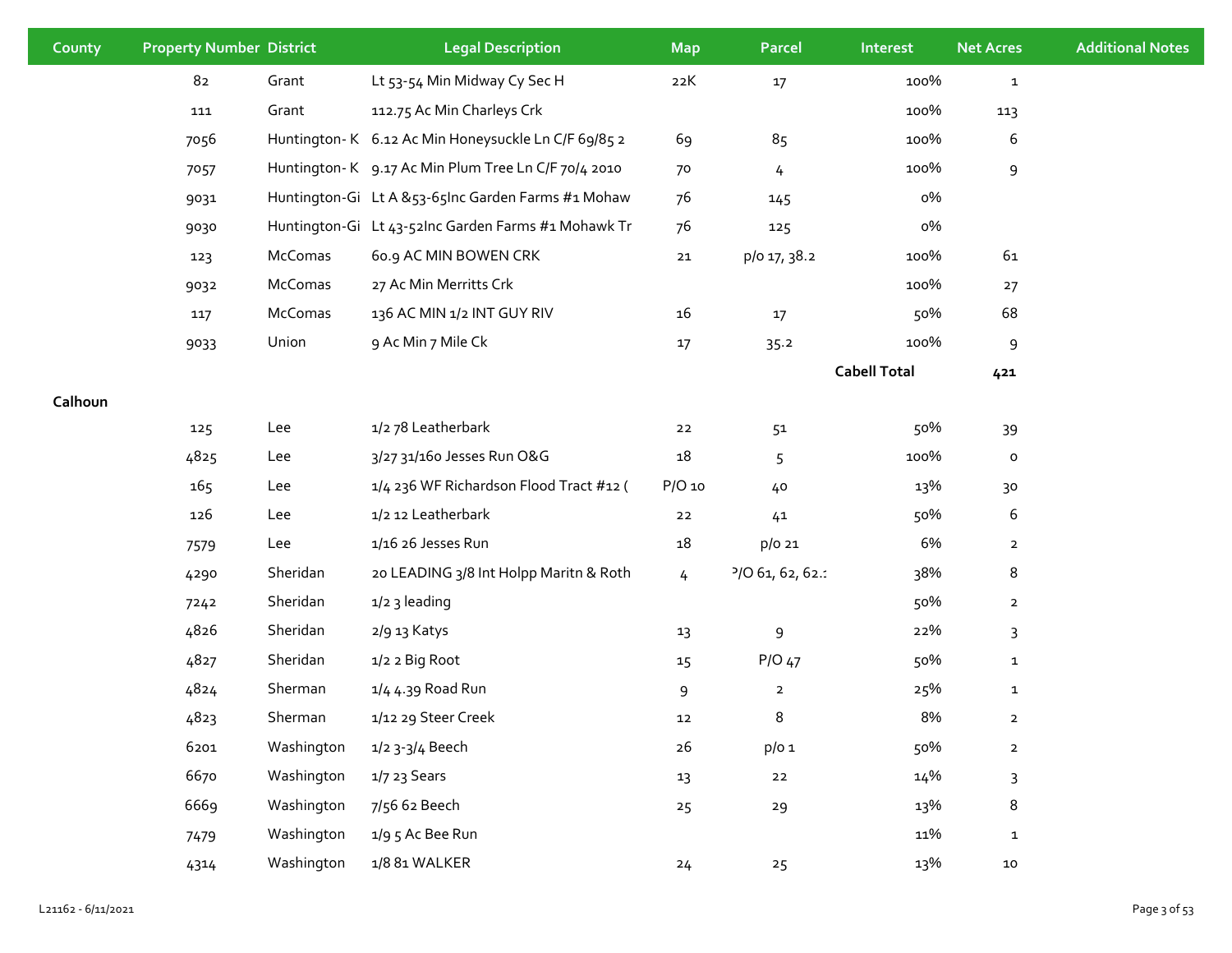| County | Property Number | District | Legal Description | Map | Parcel | Interest | Net Acres | Additional Notes |
|---|---|---|---|---|---|---|---|---|
| | 82 | Grant | Lt 53-54 Min Midway Cy Sec H | 22K | 17 | 100% | 1 | |
| | 111 | Grant | 112.75 Ac Min Charleys Crk | | | 100% | 113 | |
| | 7056 | Huntington- K | 6.12 Ac Min Honeysuckle Ln C/F 69/85 2 | 69 | 85 | 100% | 6 | |
| | 7057 | Huntington- K | 9.17 Ac Min Plum Tree Ln C/F 70/4 2010 | 70 | 4 | 100% | 9 | |
| | 9031 | Huntington-Gi | Lt A &53-65Inc Garden Farms #1 Mohaw | 76 | 145 | 0% | | |
| | 9030 | Huntington-Gi | Lt 43-52Inc Garden Farms #1 Mohawk Tr | 76 | 125 | 0% | | |
| | 123 | McComas | 60.9 AC MIN BOWEN CRK | 21 | p/o 17, 38.2 | 100% | 61 | |
| | 9032 | McComas | 27 Ac Min Merritts Crk | | | 100% | 27 | |
| | 117 | McComas | 136 AC MIN 1/2 INT GUY RIV | 16 | 17 | 50% | 68 | |
| | 9033 | Union | 9 Ac Min 7 Mile Ck | 17 | 35.2 | 100% | 9 | |
| | | | | | | **Cabell Total** | **421** | |
| **Calhoun** | | | | | | | | |
| | 125 | Lee | 1/2 78 Leatherbark | 22 | 51 | 50% | 39 | |
| | 4825 | Lee | 3/27 31/160 Jesses Run O&G | 18 | 5 | 100% | 0 | |
| | 165 | Lee | 1/4 236 WF Richardson Flood Tract #12 ( | P/O 10 | 40 | 13% | 30 | |
| | 126 | Lee | 1/2 12 Leatherbark | 22 | 41 | 50% | 6 | |
| | 7579 | Lee | 1/16 26 Jesses Run | 18 | p/o 21 | 6% | 2 | |
| | 4290 | Sheridan | 20 LEADING 3/8 Int Holpp Maritn & Roth | 4 | P/O 61, 62, 62.1 | 38% | 8 | |
| | 7242 | Sheridan | 1/2 3 leading | | | 50% | 2 | |
| | 4826 | Sheridan | 2/9 13 Katys | 13 | 9 | 22% | 3 | |
| | 4827 | Sheridan | 1/2 2 Big Root | 15 | P/O 47 | 50% | 1 | |
| | 4824 | Sherman | 1/4 4.39 Road Run | 9 | 2 | 25% | 1 | |
| | 4823 | Sherman | 1/12 29 Steer Creek | 12 | 8 | 8% | 2 | |
| | 6201 | Washington | 1/2 3-3/4 Beech | 26 | p/o 1 | 50% | 2 | |
| | 6670 | Washington | 1/7 23 Sears | 13 | 22 | 14% | 3 | |
| | 6669 | Washington | 7/56 62 Beech | 25 | 29 | 13% | 8 | |
| | 7479 | Washington | 1/9 5 Ac Bee Run | | | 11% | 1 | |
| | 4314 | Washington | 1/8 81 WALKER | 24 | 25 | 13% | 10 | |

L21162 - 6/11/2021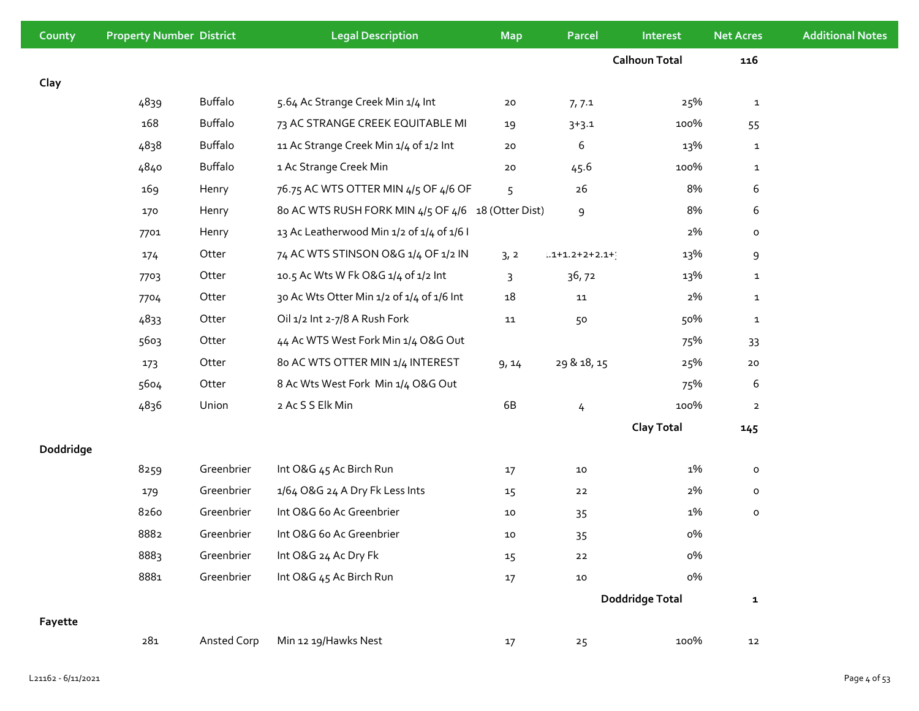| County | Property Number | District | Legal Description | Map | Parcel | Interest | Net Acres | Additional Notes |
|---|---|---|---|---|---|---|---|---|
| | | | | | | Calhoun Total | 116 | |
| Clay | | | | | | | | |
| | 4839 | Buffalo | 5.64 Ac Strange Creek Min 1/4 Int | 20 | 7, 7.1 | 25% | 1 | |
| | 168 | Buffalo | 73 AC STRANGE CREEK EQUITABLE MI | 19 | 3+3.1 | 100% | 55 | |
| | 4838 | Buffalo | 11 Ac Strange Creek Min 1/4 of 1/2 Int | 20 | 6 | 13% | 1 | |
| | 4840 | Buffalo | 1 Ac Strange Creek Min | 20 | 45.6 | 100% | 1 | |
| | 169 | Henry | 76.75 AC WTS OTTER MIN 4/5 OF 4/6 OF | 5 | 26 | 8% | 6 | |
| | 170 | Henry | 80 AC WTS RUSH FORK MIN 4/5 OF 4/6 | 18 (Otter Dist) | 9 | 8% | 6 | |
| | 7701 | Henry | 13 Ac Leatherwood Min 1/2 of 1/4 of 1/6 I | | | 2% | 0 | |
| | 174 | Otter | 74 AC WTS STINSON O&G 1/4 OF 1/2 IN | 3, 2 | .1+1.2+2+2.1+ | 13% | 9 | |
| | 7703 | Otter | 10.5 Ac Wts W Fk O&G 1/4 of 1/2 Int | 3 | 36, 72 | 13% | 1 | |
| | 7704 | Otter | 30 Ac Wts Otter Min 1/2 of 1/4 of 1/6 Int | 18 | 11 | 2% | 1 | |
| | 4833 | Otter | Oil 1/2 Int 2-7/8 A Rush Fork | 11 | 50 | 50% | 1 | |
| | 5603 | Otter | 44 Ac WTS West Fork Min 1/4 O&G Out | | | 75% | 33 | |
| | 173 | Otter | 80 AC WTS OTTER MIN 1/4 INTEREST | 9, 14 | 29 & 18, 15 | 25% | 20 | |
| | 5604 | Otter | 8 Ac Wts West Fork Min 1/4 O&G Out | | | 75% | 6 | |
| | 4836 | Union | 2 Ac S S Elk Min | 6B | 4 | 100% | 2 | |
| | | | | | | Clay Total | 145 | |
| Doddridge | | | | | | | | |
| | 8259 | Greenbrier | Int O&G 45 Ac Birch Run | 17 | 10 | 1% | 0 | |
| | 179 | Greenbrier | 1/64 O&G 24 A Dry Fk Less Ints | 15 | 22 | 2% | 0 | |
| | 8260 | Greenbrier | Int O&G 60 Ac Greenbrier | 10 | 35 | 1% | 0 | |
| | 8882 | Greenbrier | Int O&G 60 Ac Greenbrier | 10 | 35 | 0% | | |
| | 8883 | Greenbrier | Int O&G 24 Ac Dry Fk | 15 | 22 | 0% | | |
| | 8881 | Greenbrier | Int O&G 45 Ac Birch Run | 17 | 10 | 0% | | |
| | | | | | | Doddridge Total | 1 | |
| Fayette | | | | | | | | |
| | 281 | Ansted Corp | Min 12 19/Hawks Nest | 17 | 25 | 100% | 12 | |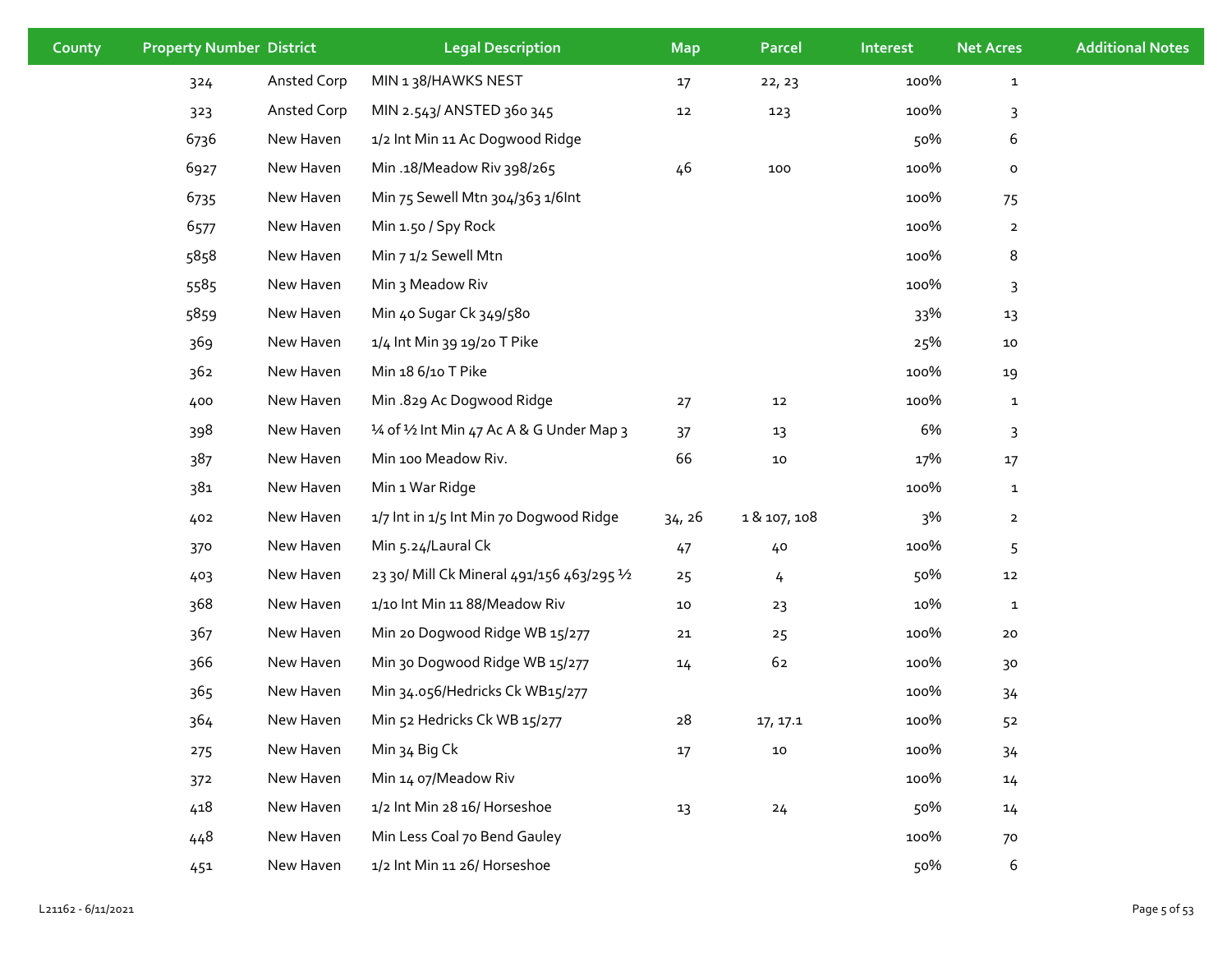| County | Property Number | District | Legal Description | Map | Parcel | Interest | Net Acres | Additional Notes |
|---|---|---|---|---|---|---|---|---|
| | 324 | Ansted Corp | MIN 1 38/HAWKS NEST | 17 | 22, 23 | 100% | 1 | |
| | 323 | Ansted Corp | MIN 2.543/ ANSTED 360 345 | 12 | 123 | 100% | 3 | |
| | 6736 | New Haven | 1/2 Int Min 11 Ac Dogwood Ridge | | | 50% | 6 | |
| | 6927 | New Haven | Min .18/Meadow Riv 398/265 | 46 | 100 | 100% | 0 | |
| | 6735 | New Haven | Min 75 Sewell Mtn 304/363 1/6Int | | | 100% | 75 | |
| | 6577 | New Haven | Min 1.50 / Spy Rock | | | 100% | 2 | |
| | 5858 | New Haven | Min 7 1/2 Sewell Mtn | | | 100% | 8 | |
| | 5585 | New Haven | Min 3 Meadow Riv | | | 100% | 3 | |
| | 5859 | New Haven | Min 40 Sugar Ck 349/580 | | | 33% | 13 | |
| | 369 | New Haven | 1/4 Int Min 39 19/20 T Pike | | | 25% | 10 | |
| | 362 | New Haven | Min 18 6/10 T Pike | | | 100% | 19 | |
| | 400 | New Haven | Min .829 Ac Dogwood Ridge | 27 | 12 | 100% | 1 | |
| | 398 | New Haven | ¼ of ½ Int Min 47 Ac A & G Under Map 3 | 37 | 13 | 6% | 3 | |
| | 387 | New Haven | Min 100 Meadow Riv. | 66 | 10 | 17% | 17 | |
| | 381 | New Haven | Min 1 War Ridge | | | 100% | 1 | |
| | 402 | New Haven | 1/7 Int in 1/5 Int Min 70 Dogwood Ridge | 34, 26 | 1 & 107, 108 | 3% | 2 | |
| | 370 | New Haven | Min 5.24/Laural Ck | 47 | 40 | 100% | 5 | |
| | 403 | New Haven | 23 30/ Mill Ck Mineral 491/156 463/295 ½ | 25 | 4 | 50% | 12 | |
| | 368 | New Haven | 1/10 Int Min 11 88/Meadow Riv | 10 | 23 | 10% | 1 | |
| | 367 | New Haven | Min 20 Dogwood Ridge WB 15/277 | 21 | 25 | 100% | 20 | |
| | 366 | New Haven | Min 30 Dogwood Ridge WB 15/277 | 14 | 62 | 100% | 30 | |
| | 365 | New Haven | Min 34.056/Hedricks Ck WB15/277 | | | 100% | 34 | |
| | 364 | New Haven | Min 52 Hedricks Ck WB 15/277 | 28 | 17, 17.1 | 100% | 52 | |
| | 275 | New Haven | Min 34 Big Ck | 17 | 10 | 100% | 34 | |
| | 372 | New Haven | Min 14 07/Meadow Riv | | | 100% | 14 | |
| | 418 | New Haven | 1/2 Int Min 28 16/ Horseshoe | 13 | 24 | 50% | 14 | |
| | 448 | New Haven | Min Less Coal 70 Bend Gauley | | | 100% | 70 | |
| | 451 | New Haven | 1/2 Int Min 11 26/ Horseshoe | | | 50% | 6 | |

L21162 - 6/11/2021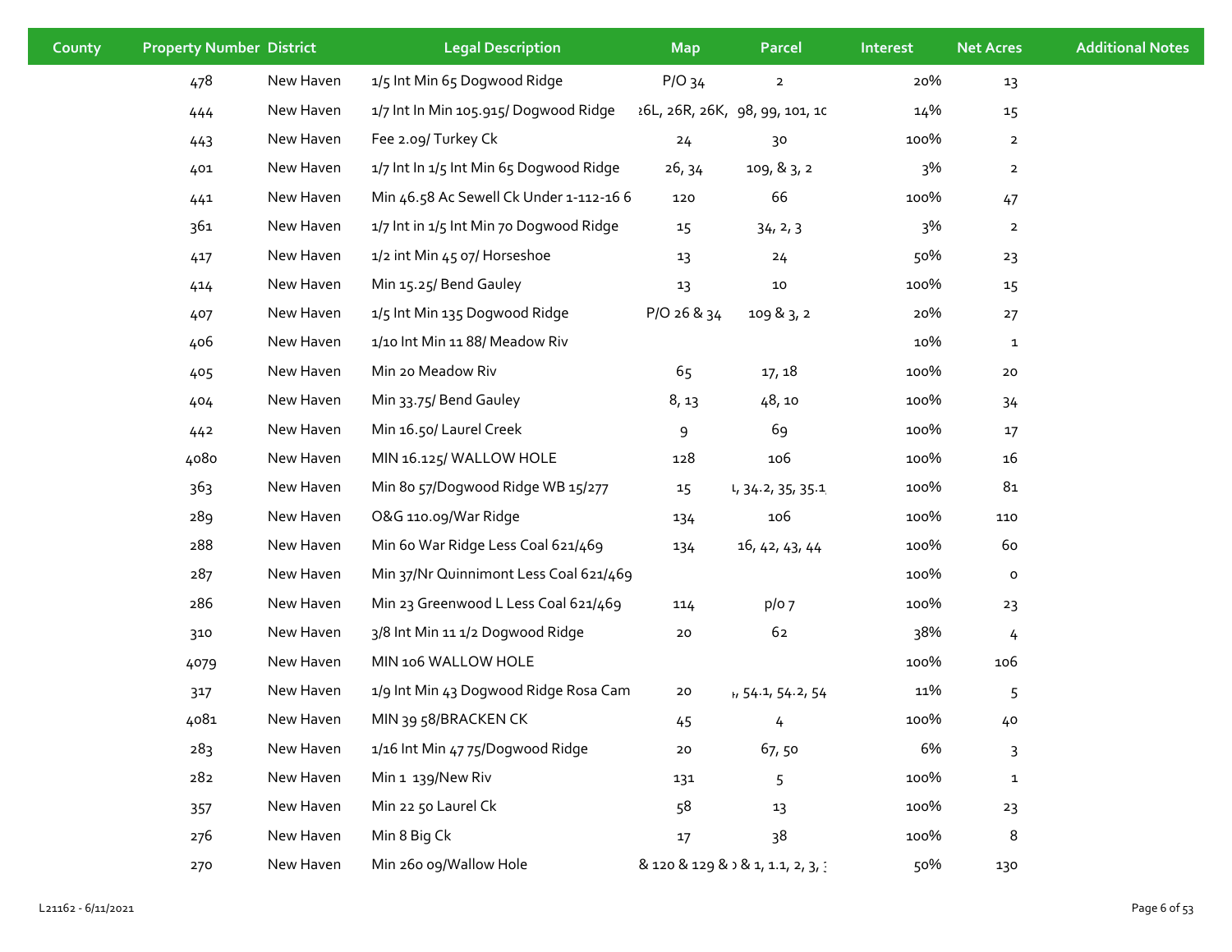| County | Property Number | District | Legal Description | Map | Parcel | Interest | Net Acres | Additional Notes |
|---|---|---|---|---|---|---|---|---|
| | 478 | New Haven | 1/5 Int Min 65 Dogwood Ridge | P/O 34 | 2 | 20% | 13 | |
| | 444 | New Haven | 1/7 Int In Min 105.915/ Dogwood Ridge | 26L, 26R, 26K, | 98, 99, 101, 1C | 14% | 15 | |
| | 443 | New Haven | Fee 2.09/ Turkey Ck | 24 | 30 | 100% | 2 | |
| | 401 | New Haven | 1/7 Int In 1/5 Int Min 65 Dogwood Ridge | 26, 34 | 109, & 3, 2 | 3% | 2 | |
| | 441 | New Haven | Min 46.58 Ac Sewell Ck Under 1-112-16 6 | 120 | 66 | 100% | 47 | |
| | 361 | New Haven | 1/7 Int in 1/5 Int Min 70 Dogwood Ridge | 15 | 34, 2, 3 | 3% | 2 | |
| | 417 | New Haven | 1/2 int Min 45 07/ Horseshoe | 13 | 24 | 50% | 23 | |
| | 414 | New Haven | Min 15.25/ Bend Gauley | 13 | 10 | 100% | 15 | |
| | 407 | New Haven | 1/5 Int Min 135 Dogwood Ridge | P/O 26 & 34 | 109 & 3, 2 | 20% | 27 | |
| | 406 | New Haven | 1/10 Int Min 11 88/ Meadow Riv | | | 10% | 1 | |
| | 405 | New Haven | Min 20 Meadow Riv | 65 | 17, 18 | 100% | 20 | |
| | 404 | New Haven | Min 33.75/ Bend Gauley | 8, 13 | 48, 10 | 100% | 34 | |
| | 442 | New Haven | Min 16.50/ Laurel Creek | 9 | 69 | 100% | 17 | |
| | 4080 | New Haven | MIN 16.125/ WALLOW HOLE | 128 | 106 | 100% | 16 | |
| | 363 | New Haven | Min 80 57/Dogwood Ridge WB 15/277 | 15 | 1, 34.2, 35, 35.1 | 100% | 81 | |
| | 289 | New Haven | O&G 110.09/War Ridge | 134 | 106 | 100% | 110 | |
| | 288 | New Haven | Min 60 War Ridge Less Coal 621/469 | 134 | 16, 42, 43, 44 | 100% | 60 | |
| | 287 | New Haven | Min 37/Nr Quinnimont Less Coal 621/469 | | | 100% | 0 | |
| | 286 | New Haven | Min 23 Greenwood L Less Coal 621/469 | 114 | p/o 7 | 100% | 23 | |
| | 310 | New Haven | 3/8 Int Min 11 1/2 Dogwood Ridge | 20 | 62 | 38% | 4 | |
| | 4079 | New Haven | MIN 106 WALLOW HOLE | | | 100% | 106 | |
| | 317 | New Haven | 1/9 Int Min 43 Dogwood Ridge Rosa Cam | 20 | 1, 54.1, 54.2, 54 | 11% | 5 | |
| | 4081 | New Haven | MIN 39 58/BRACKEN CK | 45 | 4 | 100% | 40 | |
| | 283 | New Haven | 1/16 Int Min 47 75/Dogwood Ridge | 20 | 67, 50 | 6% | 3 | |
| | 282 | New Haven | Min 1 139/New Riv | 131 | 5 | 100% | 1 | |
| | 357 | New Haven | Min 22 50 Laurel Ck | 58 | 13 | 100% | 23 | |
| | 276 | New Haven | Min 8 Big Ck | 17 | 38 | 100% | 8 | |
| | 270 | New Haven | Min 260 09/Wallow Hole | & 120 & 129 & | ) & 1, 1.1, 2, 3, | 50% | 130 | |

L21162 - 6/11/2021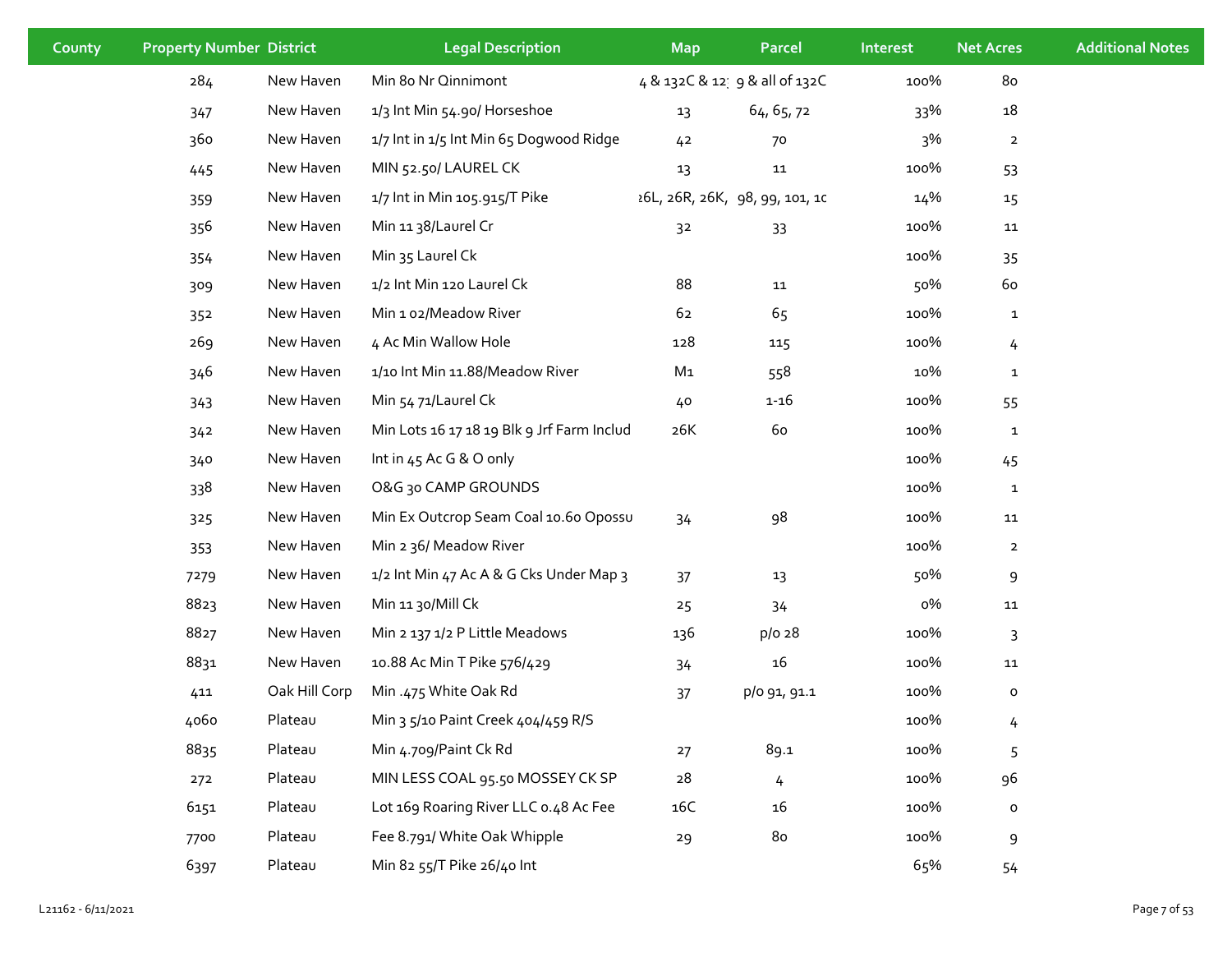| County | Property Number | District | Legal Description | Map | Parcel | Interest | Net Acres | Additional Notes |
|---|---|---|---|---|---|---|---|---|
| | 284 | New Haven | Min 80 Nr Qinnimont | 4 & 132C & 12: | 9 & all of 132C | 100% | 80 | |
| | 347 | New Haven | 1/3 Int Min 54.90/ Horseshoe | 13 | 64, 65, 72 | 33% | 18 | |
| | 360 | New Haven | 1/7 Int in 1/5 Int Min 65 Dogwood Ridge | 42 | 70 | 3% | 2 | |
| | 445 | New Haven | MIN 52.50/ LAUREL CK | 13 | 11 | 100% | 53 | |
| | 359 | New Haven | 1/7 Int in Min 105.915/T Pike | ·6L, 26R, 26K, | 98, 99, 101, 10 | 14% | 15 | |
| | 356 | New Haven | Min 11 38/Laurel Cr | 32 | 33 | 100% | 11 | |
| | 354 | New Haven | Min 35 Laurel Ck | | | 100% | 35 | |
| | 309 | New Haven | 1/2 Int Min 120 Laurel Ck | 88 | 11 | 50% | 60 | |
| | 352 | New Haven | Min 1 02/Meadow River | 62 | 65 | 100% | 1 | |
| | 269 | New Haven | 4 Ac Min Wallow Hole | 128 | 115 | 100% | 4 | |
| | 346 | New Haven | 1/10 Int Min 11.88/Meadow River | M1 | 558 | 10% | 1 | |
| | 343 | New Haven | Min 54 71/Laurel Ck | 40 | 1-16 | 100% | 55 | |
| | 342 | New Haven | Min Lots 16 17 18 19 Blk 9 Jrf Farm Includ | 26K | 60 | 100% | 1 | |
| | 340 | New Haven | Int in 45 Ac G & O only | | | 100% | 45 | |
| | 338 | New Haven | O&G 30 CAMP GROUNDS | | | 100% | 1 | |
| | 325 | New Haven | Min Ex Outcrop Seam Coal 10.60 Opossu | 34 | 98 | 100% | 11 | |
| | 353 | New Haven | Min 2 36/ Meadow River | | | 100% | 2 | |
| | 7279 | New Haven | 1/2 Int Min 47 Ac A & G Cks Under Map 3 | 37 | 13 | 50% | 9 | |
| | 8823 | New Haven | Min 11 30/Mill Ck | 25 | 34 | 0% | 11 | |
| | 8827 | New Haven | Min 2 137 1/2 P Little Meadows | 136 | p/o 28 | 100% | 3 | |
| | 8831 | New Haven | 10.88 Ac Min T Pike 576/429 | 34 | 16 | 100% | 11 | |
| | 411 | Oak Hill Corp | Min .475 White Oak Rd | 37 | p/o 91, 91.1 | 100% | 0 | |
| | 4060 | Plateau | Min 3 5/10 Paint Creek 404/459 R/S | | | 100% | 4 | |
| | 8835 | Plateau | Min 4.709/Paint Ck Rd | 27 | 89.1 | 100% | 5 | |
| | 272 | Plateau | MIN LESS COAL 95.50 MOSSEY CK SP | 28 | 4 | 100% | 96 | |
| | 6151 | Plateau | Lot 169 Roaring River LLC 0.48 Ac Fee | 16C | 16 | 100% | 0 | |
| | 7700 | Plateau | Fee 8.791/ White Oak Whipple | 29 | 80 | 100% | 9 | |
| | 6397 | Plateau | Min 82 55/T Pike 26/40 Int | | | 65% | 54 | |

L21162 - 6/11/2021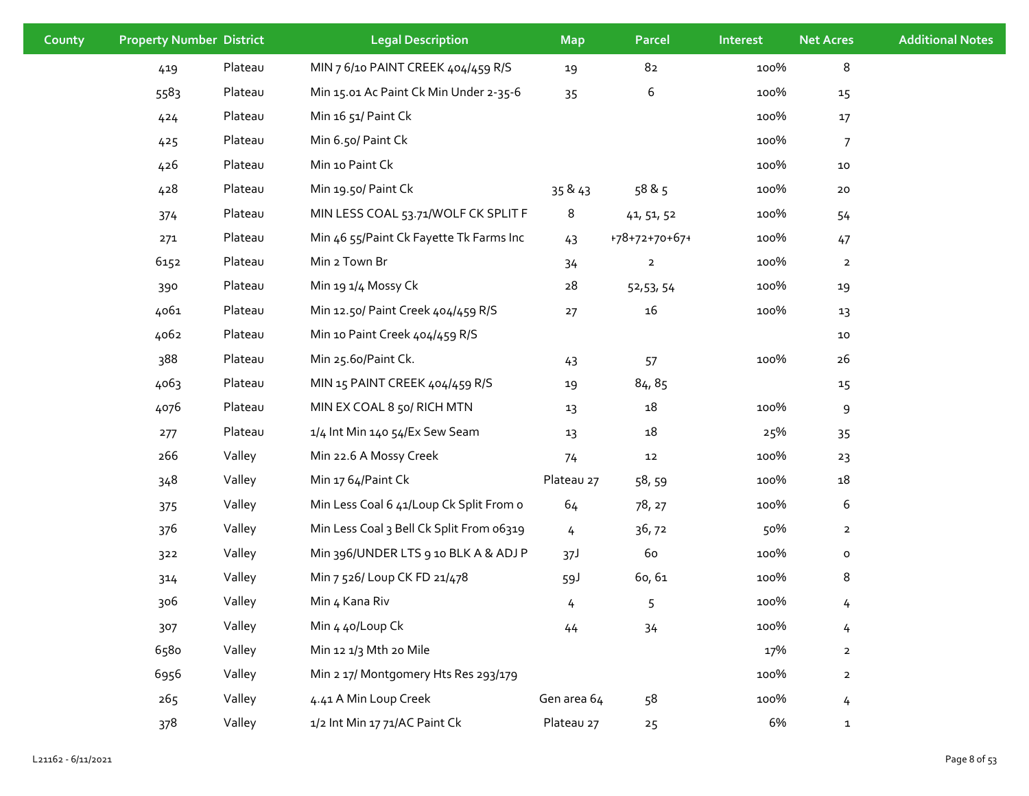| County | Property Number | District | Legal Description | Map | Parcel | Interest | Net Acres | Additional Notes |
|---|---|---|---|---|---|---|---|---|
| | 419 | Plateau | MIN 7 6/10 PAINT CREEK 404/459 R/S | 19 | 82 | 100% | 8 | |
| | 5583 | Plateau | Min 15.01 Ac Paint Ck Min Under 2-35-6 | 35 | 6 | 100% | 15 | |
| | 424 | Plateau | Min 16 51/ Paint Ck | | | 100% | 17 | |
| | 425 | Plateau | Min 6.50/ Paint Ck | | | 100% | 7 | |
| | 426 | Plateau | Min 10 Paint Ck | | | 100% | 10 | |
| | 428 | Plateau | Min 19.50/ Paint Ck | 35 & 43 | 58 & 5 | 100% | 20 | |
| | 374 | Plateau | MIN LESS COAL 53.71/WOLF CK SPLIT F | 8 | 41, 51, 52 | 100% | 54 | |
| | 271 | Plateau | Min 46 55/Paint Ck Fayette Tk Farms Inc | 43 | +78+72+70+67+ | 100% | 47 | |
| | 6152 | Plateau | Min 2 Town Br | 34 | 2 | 100% | 2 | |
| | 390 | Plateau | Min 19 1/4 Mossy Ck | 28 | 52,53, 54 | 100% | 19 | |
| | 4061 | Plateau | Min 12.50/ Paint Creek 404/459 R/S | 27 | 16 | 100% | 13 | |
| | 4062 | Plateau | Min 10 Paint Creek 404/459 R/S | | | | 10 | |
| | 388 | Plateau | Min 25.60/Paint Ck. | 43 | 57 | 100% | 26 | |
| | 4063 | Plateau | MIN 15 PAINT CREEK 404/459 R/S | 19 | 84, 85 | | 15 | |
| | 4076 | Plateau | MIN EX COAL 8 50/ RICH MTN | 13 | 18 | 100% | 9 | |
| | 277 | Plateau | 1/4 Int Min 140 54/Ex Sew Seam | 13 | 18 | 25% | 35 | |
| | 266 | Valley | Min 22.6 A Mossy Creek | 74 | 12 | 100% | 23 | |
| | 348 | Valley | Min 17 64/Paint Ck | Plateau 27 | 58, 59 | 100% | 18 | |
| | 375 | Valley | Min Less Coal 6 41/Loup Ck Split From o | 64 | 78, 27 | 100% | 6 | |
| | 376 | Valley | Min Less Coal 3 Bell Ck Split From 06319 | 4 | 36, 72 | 50% | 2 | |
| | 322 | Valley | Min 396/UNDER LTS 9 10 BLK A & ADJ P | 37J | 60 | 100% | 0 | |
| | 314 | Valley | Min 7 526/ Loup CK FD 21/478 | 59J | 60, 61 | 100% | 8 | |
| | 306 | Valley | Min 4 Kana Riv | 4 | 5 | 100% | 4 | |
| | 307 | Valley | Min 4 40/Loup Ck | 44 | 34 | 100% | 4 | |
| | 6580 | Valley | Min 12 1/3 Mth 20 Mile | | | 17% | 2 | |
| | 6956 | Valley | Min 2 17/ Montgomery Hts Res 293/179 | | | 100% | 2 | |
| | 265 | Valley | 4.41 A Min Loup Creek | Gen area 64 | 58 | 100% | 4 | |
| | 378 | Valley | 1/2 Int Min 17 71/AC Paint Ck | Plateau 27 | 25 | 6% | 1 | |

L21162 - 6/11/2021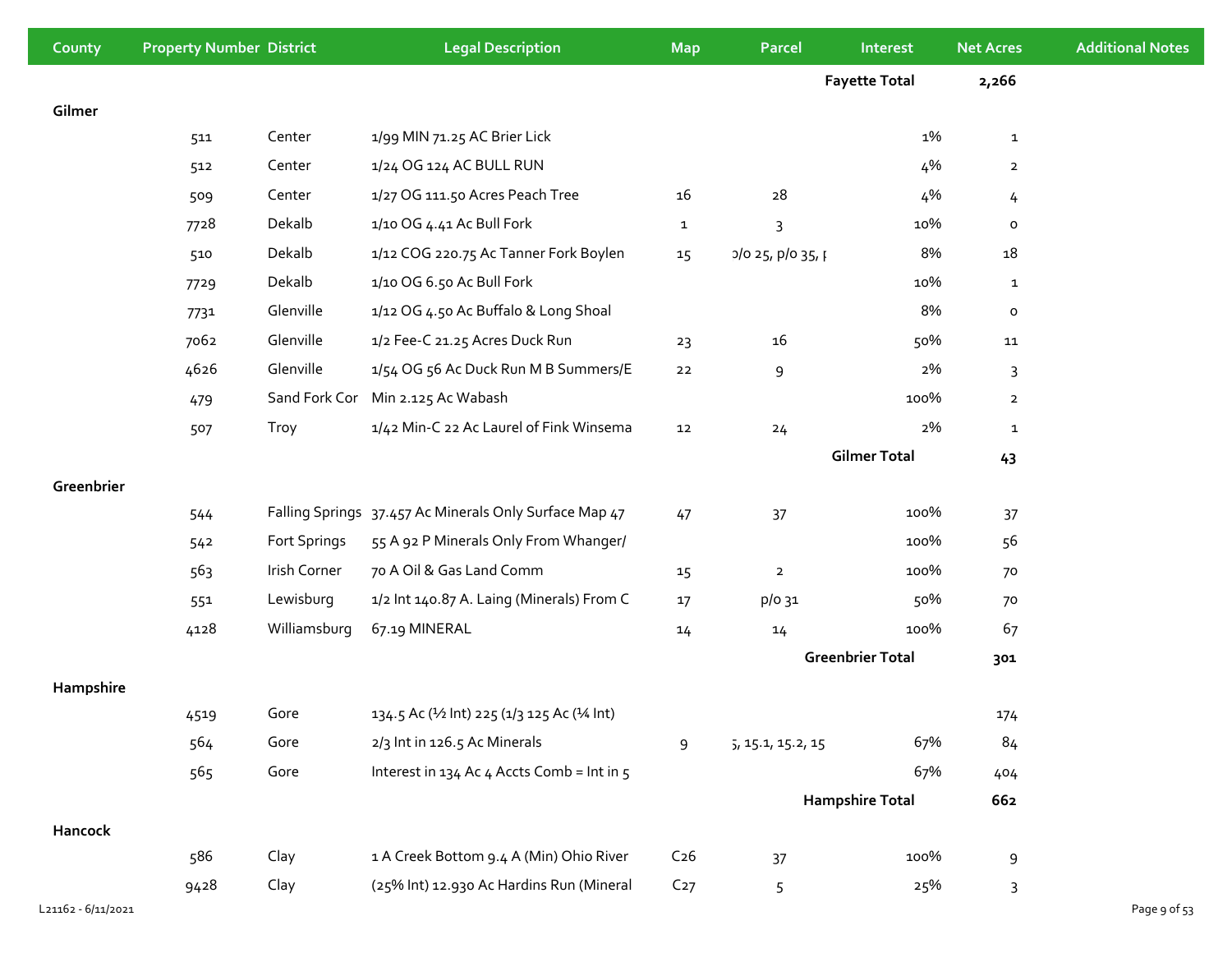| County | Property Number | District | Legal Description | Map | Parcel | Interest | Net Acres | Additional Notes |
|---|---|---|---|---|---|---|---|---|
| | | | | | | Fayette Total | 2,266 | |
| Gilmer | | | | | | | | |
| | 511 | Center | 1/99 MIN 71.25 AC Brier Lick | | | 1% | 1 | |
| | 512 | Center | 1/24 OG 124 AC BULL RUN | | | 4% | 2 | |
| | 509 | Center | 1/27 OG 111.50 Acres Peach Tree | 16 | 28 | 4% | 4 | |
| | 7728 | Dekalb | 1/10 OG 4.41 Ac Bull Fork | 1 | 3 | 10% | 0 | |
| | 510 | Dekalb | 1/12 COG 220.75 Ac Tanner Fork Boylen | 15 | p/o 25, p/o 35, p | 8% | 18 | |
| | 7729 | Dekalb | 1/10 OG 6.50 Ac Bull Fork | | | 10% | 1 | |
| | 7731 | Glenville | 1/12 OG 4.50 Ac Buffalo & Long Shoal | | | 8% | 0 | |
| | 7062 | Glenville | 1/2 Fee-C 21.25 Acres Duck Run | 23 | 16 | 50% | 11 | |
| | 4626 | Glenville | 1/54 OG 56 Ac Duck Run M B Summers/E | 22 | 9 | 2% | 3 | |
| | 479 | Sand Fork Cor | Min 2.125 Ac Wabash | | | 100% | 2 | |
| | 507 | Troy | 1/42 Min-C 22 Ac Laurel of Fink Winsema | 12 | 24 | 2% | 1 | |
| | | | | | | Gilmer Total | 43 | |
| Greenbrier | | | | | | | | |
| | 544 | Falling Springs | 37.457 Ac Minerals Only Surface Map 47 | 47 | 37 | 100% | 37 | |
| | 542 | Fort Springs | 55 A 92 P Minerals Only From Whanger/ | | | 100% | 56 | |
| | 563 | Irish Corner | 70 A Oil & Gas Land Comm | 15 | 2 | 100% | 70 | |
| | 551 | Lewisburg | 1/2 Int 140.87 A. Laing (Minerals) From C | 17 | p/o 31 | 50% | 70 | |
| | 4128 | Williamsburg | 67.19 MINERAL | 14 | 14 | 100% | 67 | |
| | | | | | | Greenbrier Total | 301 | |
| Hampshire | | | | | | | | |
| | 4519 | Gore | 134.5 Ac (½ Int) 225 (1/3 125 Ac (¼ Int) | | | | 174 | |
| | 564 | Gore | 2/3 Int in 126.5 Ac Minerals | 9 | 5, 15.1, 15.2, 15 | 67% | 84 | |
| | 565 | Gore | Interest in 134 Ac 4 Accts Comb = Int in 5 | | | 67% | 404 | |
| | | | | | | Hampshire Total | 662 | |
| Hancock | | | | | | | | |
| | 586 | Clay | 1 A Creek Bottom 9.4 A (Min) Ohio River | C26 | 37 | 100% | 9 | |
| | 9428 | Clay | (25% Int) 12.930 Ac Hardins Run (Mineral | C27 | 5 | 25% | 3 | |

L21162 - 6/11/2021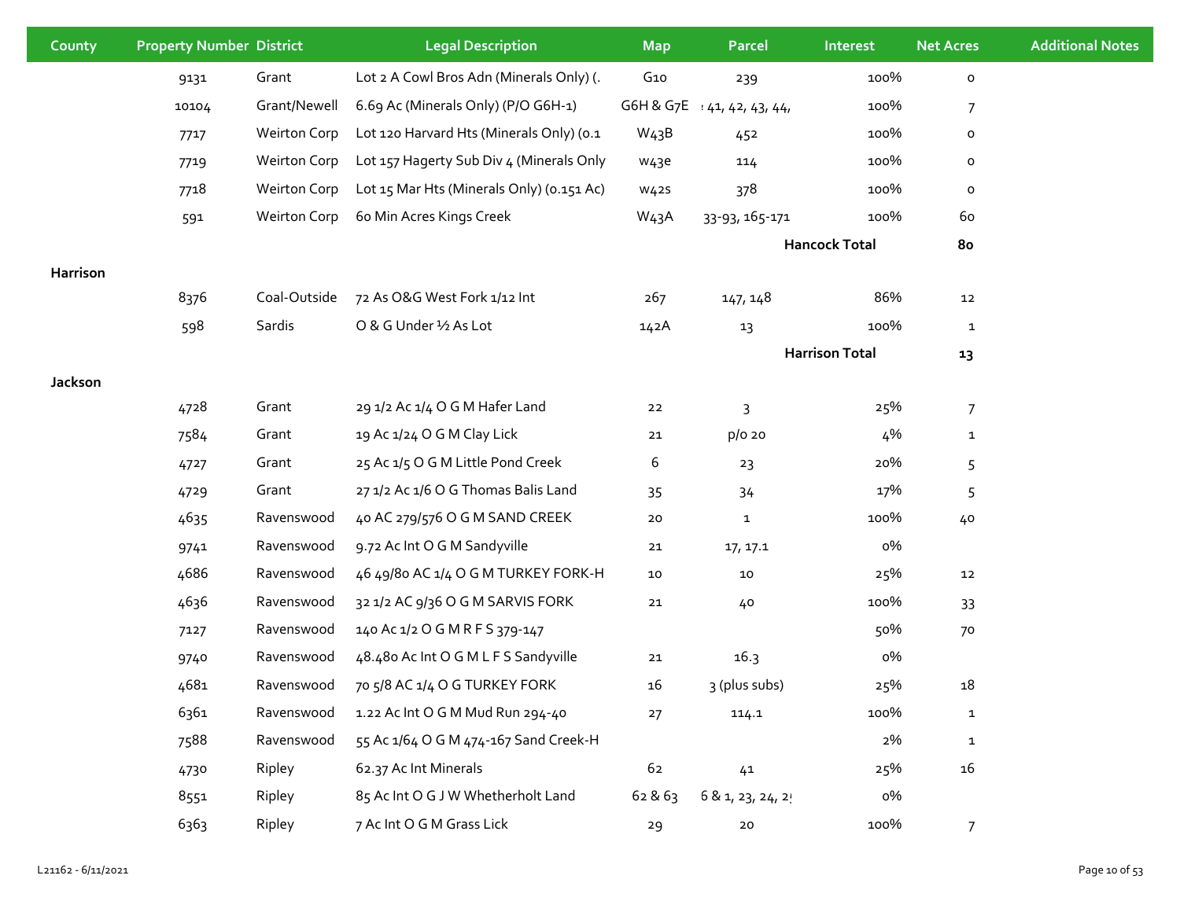| County | Property Number | District | Legal Description | Map | Parcel | Interest | Net Acres | Additional Notes |
|---|---|---|---|---|---|---|---|---|
| | 9131 | Grant | Lot 2 A Cowl Bros Adn (Minerals Only) (. | G10 | 239 | 100% | 0 | |
| | 10104 | Grant/Newell | 6.69 Ac (Minerals Only) (P/O G6H-1) | G6H & G7E | ; 41, 42, 43, 44, | 100% | 7 | |
| | 7717 | Weirton Corp | Lot 120 Harvard Hts (Minerals Only) (0.1 | W43B | 452 | 100% | 0 | |
| | 7719 | Weirton Corp | Lot 157 Hagerty Sub Div 4 (Minerals Only | w43e | 114 | 100% | 0 | |
| | 7718 | Weirton Corp | Lot 15 Mar Hts (Minerals Only) (0.151 Ac) | w42s | 378 | 100% | 0 | |
| | 591 | Weirton Corp | 60 Min Acres Kings Creek | W43A | 33-93, 165-171 | 100% | 60 | |
| | | | | | | **Hancock Total** | **80** | |
| **Harrison** | | | | | | | | |
| | 8376 | Coal-Outside | 72 As O&G West Fork 1/12 Int | 267 | 147, 148 | 86% | 12 | |
| | 598 | Sardis | O & G Under ½ As Lot | 142A | 13 | 100% | 1 | |
| | | | | | | **Harrison Total** | **13** | |
| **Jackson** | | | | | | | | |
| | 4728 | Grant | 29 1/2 Ac 1/4 O G M Hafer Land | 22 | 3 | 25% | 7 | |
| | 7584 | Grant | 19 Ac 1/24 O G M Clay Lick | 21 | p/o 20 | 4% | 1 | |
| | 4727 | Grant | 25 Ac 1/5 O G M Little Pond Creek | 6 | 23 | 20% | 5 | |
| | 4729 | Grant | 27 1/2 Ac 1/6 O G Thomas Balis Land | 35 | 34 | 17% | 5 | |
| | 4635 | Ravenswood | 40 AC 279/576 O G M SAND CREEK | 20 | 1 | 100% | 40 | |
| | 9741 | Ravenswood | 9.72 Ac Int O G M Sandyville | 21 | 17, 17.1 | 0% | | |
| | 4686 | Ravenswood | 46 49/80 AC 1/4 O G M TURKEY FORK-H | 10 | 10 | 25% | 12 | |
| | 4636 | Ravenswood | 32 1/2 AC 9/36 O G M SARVIS FORK | 21 | 40 | 100% | 33 | |
| | 7127 | Ravenswood | 140 Ac 1/2 O G M R F S 379-147 | | | 50% | 70 | |
| | 9740 | Ravenswood | 48.480 Ac Int O G M L F S Sandyville | 21 | 16.3 | 0% | | |
| | 4681 | Ravenswood | 70 5/8 AC 1/4 O G TURKEY FORK | 16 | 3 (plus subs) | 25% | 18 | |
| | 6361 | Ravenswood | 1.22 Ac Int O G M Mud Run 294-40 | 27 | 114.1 | 100% | 1 | |
| | 7588 | Ravenswood | 55 Ac 1/64 O G M 474-167 Sand Creek-H | | | 2% | 1 | |
| | 4730 | Ripley | 62.37 Ac Int Minerals | 62 | 41 | 25% | 16 | |
| | 8551 | Ripley | 85 Ac Int O G J W Whetherholt Land | 62 & 63 | 6 & 1, 23, 24, 2! | 0% | | |
| | 6363 | Ripley | 7 Ac Int O G M Grass Lick | 29 | 20 | 100% | 7 | |

L21162 - 6/11/2021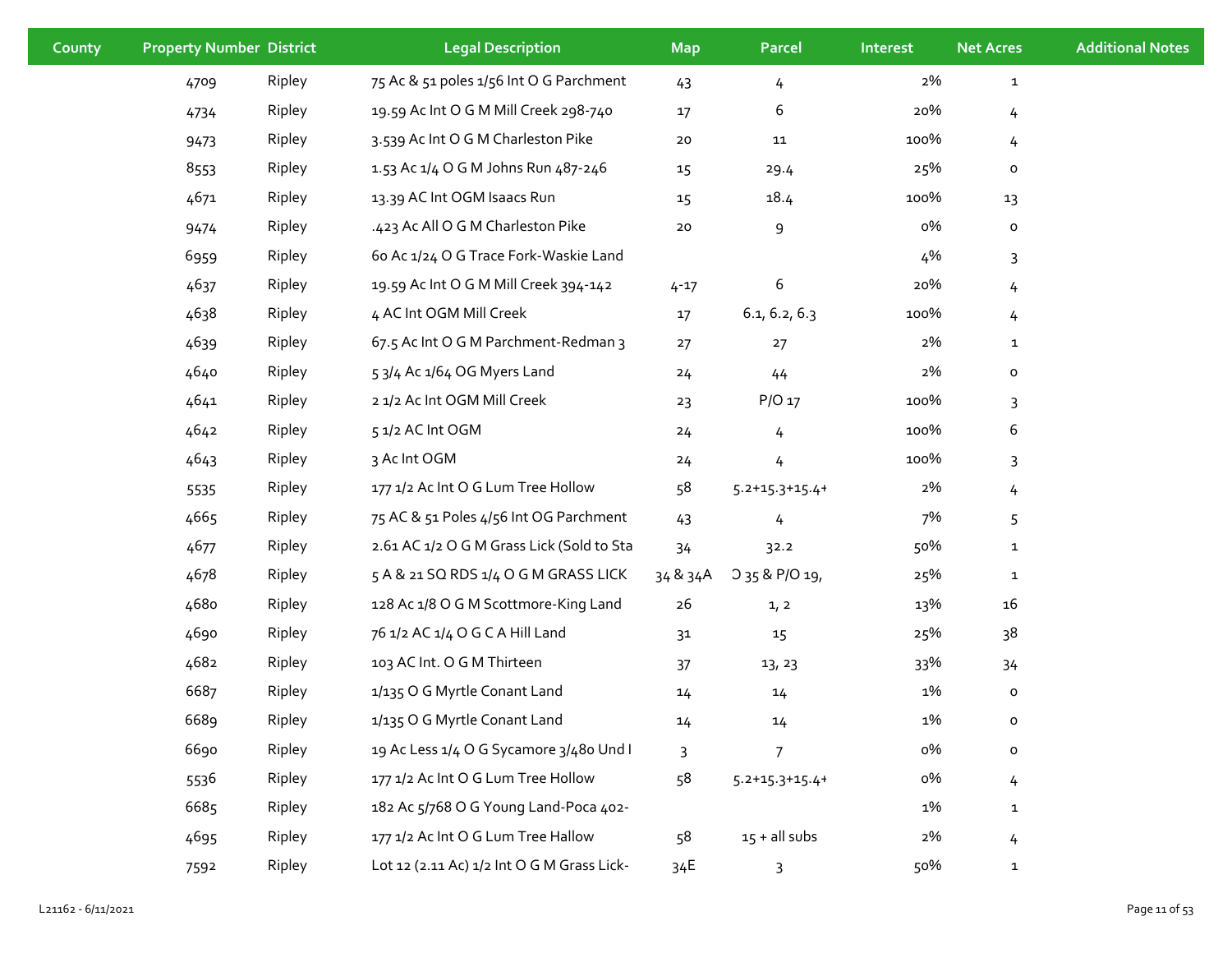| County | Property Number | District | Legal Description | Map | Parcel | Interest | Net Acres | Additional Notes |
|---|---|---|---|---|---|---|---|---|
| | 4709 | Ripley | 75 Ac & 51 poles 1/56 Int O G Parchment | 43 | 4 | 2% | 1 | |
| | 4734 | Ripley | 19.59 Ac Int O G M Mill Creek 298-740 | 17 | 6 | 20% | 4 | |
| | 9473 | Ripley | 3.539 Ac Int O G M Charleston Pike | 20 | 11 | 100% | 4 | |
| | 8553 | Ripley | 1.53 Ac 1/4 O G M Johns Run 487-246 | 15 | 29.4 | 25% | 0 | |
| | 4671 | Ripley | 13.39 AC Int OGM Isaacs Run | 15 | 18.4 | 100% | 13 | |
| | 9474 | Ripley | .423 Ac All O G M Charleston Pike | 20 | 9 | 0% | 0 | |
| | 6959 | Ripley | 60 Ac 1/24 O G Trace Fork-Waskie Land | | | 4% | 3 | |
| | 4637 | Ripley | 19.59 Ac Int O G M Mill Creek 394-142 | 4-17 | 6 | 20% | 4 | |
| | 4638 | Ripley | 4 AC Int OGM Mill Creek | 17 | 6.1, 6.2, 6.3 | 100% | 4 | |
| | 4639 | Ripley | 67.5 Ac Int O G M Parchment-Redman 3 | 27 | 27 | 2% | 1 | |
| | 4640 | Ripley | 5 3/4 Ac 1/64 OG Myers Land | 24 | 44 | 2% | 0 | |
| | 4641 | Ripley | 2 1/2 Ac Int OGM Mill Creek | 23 | P/O 17 | 100% | 3 | |
| | 4642 | Ripley | 5 1/2 AC Int OGM | 24 | 4 | 100% | 6 | |
| | 4643 | Ripley | 3 Ac Int OGM | 24 | 4 | 100% | 3 | |
| | 5535 | Ripley | 177 1/2 Ac Int O G Lum Tree Hollow | 58 | 5.2+15.3+15.4+ | 2% | 4 | |
| | 4665 | Ripley | 75 AC & 51 Poles 4/56 Int OG Parchment | 43 | 4 | 7% | 5 | |
| | 4677 | Ripley | 2.61 AC 1/2 O G M Grass Lick (Sold to Sta | 34 | 32.2 | 50% | 1 | |
| | 4678 | Ripley | 5 A & 21 SQ RDS 1/4 O G M GRASS LICK | 34 & 34A | O 35 & P/O 19, | 25% | 1 | |
| | 4680 | Ripley | 128 Ac 1/8 O G M Scottmore-King Land | 26 | 1, 2 | 13% | 16 | |
| | 4690 | Ripley | 76 1/2 AC 1/4 O G C A Hill Land | 31 | 15 | 25% | 38 | |
| | 4682 | Ripley | 103 AC Int. O G M Thirteen | 37 | 13, 23 | 33% | 34 | |
| | 6687 | Ripley | 1/135 O G Myrtle Conant Land | 14 | 14 | 1% | 0 | |
| | 6689 | Ripley | 1/135 O G Myrtle Conant Land | 14 | 14 | 1% | 0 | |
| | 6690 | Ripley | 19 Ac Less 1/4 O G Sycamore 3/480 Und I | 3 | 7 | 0% | 0 | |
| | 5536 | Ripley | 177 1/2 Ac Int O G Lum Tree Hollow | 58 | 5.2+15.3+15.4+ | 0% | 4 | |
| | 6685 | Ripley | 182 Ac 5/768 O G Young Land-Poca 402- | | | 1% | 1 | |
| | 4695 | Ripley | 177 1/2 Ac Int O G Lum Tree Hallow | 58 | 15 + all subs | 2% | 4 | |
| | 7592 | Ripley | Lot 12 (2.11 Ac) 1/2 Int O G M Grass Lick- | 34E | 3 | 50% | 1 | |

L21162 - 6/11/2021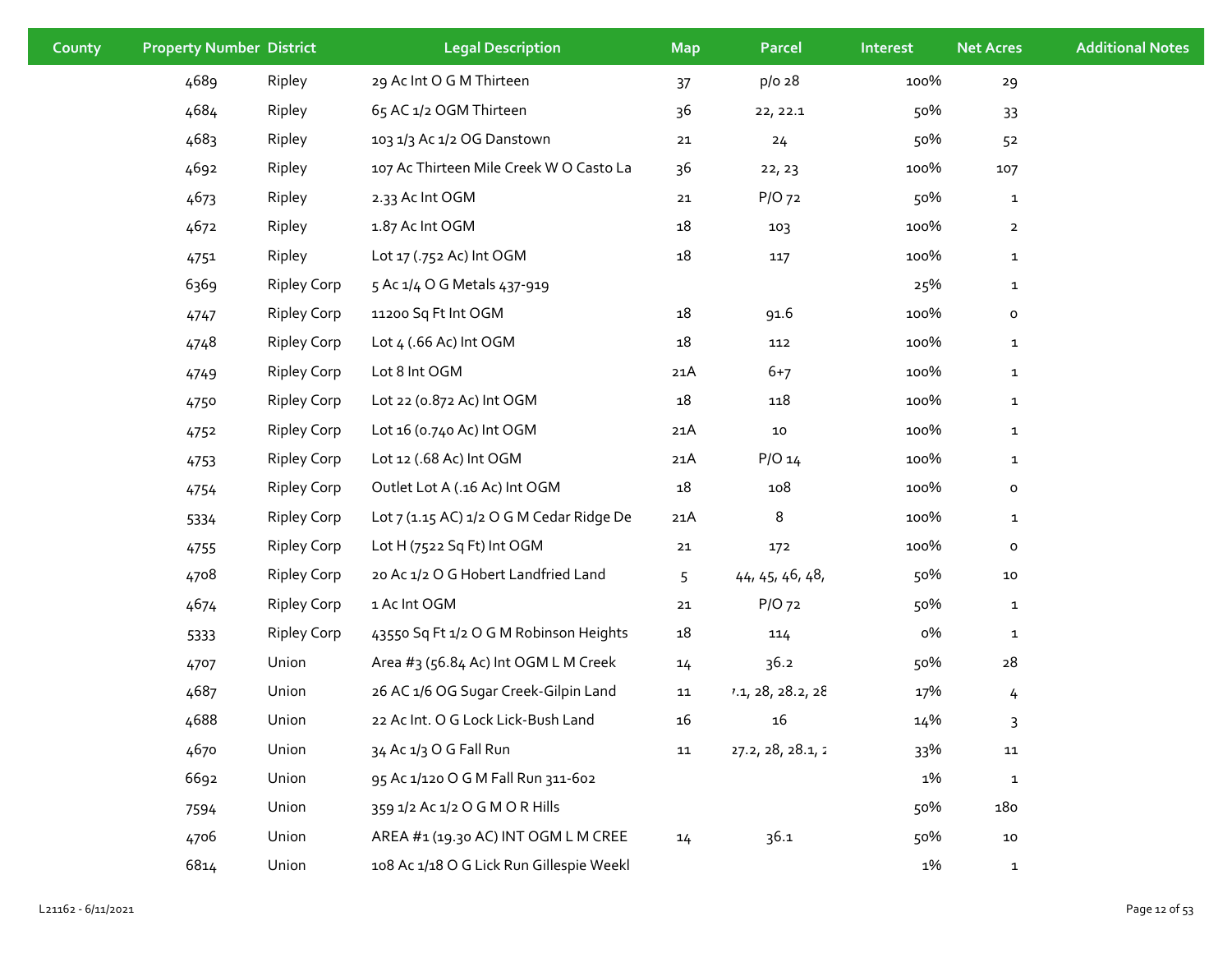| County | Property Number | District | Legal Description | Map | Parcel | Interest | Net Acres | Additional Notes |
|---|---|---|---|---|---|---|---|---|
| | 4689 | Ripley | 29 Ac Int O G M Thirteen | 37 | p/o 28 | 100% | 29 | |
| | 4684 | Ripley | 65 AC 1/2 OGM Thirteen | 36 | 22, 22.1 | 50% | 33 | |
| | 4683 | Ripley | 103 1/3 Ac 1/2 OG Danstown | 21 | 24 | 50% | 52 | |
| | 4692 | Ripley | 107 Ac Thirteen Mile Creek W O Casto La | 36 | 22, 23 | 100% | 107 | |
| | 4673 | Ripley | 2.33 Ac Int OGM | 21 | P/O 72 | 50% | 1 | |
| | 4672 | Ripley | 1.87 Ac Int OGM | 18 | 103 | 100% | 2 | |
| | 4751 | Ripley | Lot 17 (.752 Ac) Int OGM | 18 | 117 | 100% | 1 | |
| | 6369 | Ripley Corp | 5 Ac 1/4 O G Metals 437-919 | | | 25% | 1 | |
| | 4747 | Ripley Corp | 11200 Sq Ft Int OGM | 18 | 91.6 | 100% | 0 | |
| | 4748 | Ripley Corp | Lot 4 (.66 Ac) Int OGM | 18 | 112 | 100% | 1 | |
| | 4749 | Ripley Corp | Lot 8 Int OGM | 21A | 6+7 | 100% | 1 | |
| | 4750 | Ripley Corp | Lot 22 (0.872 Ac) Int OGM | 18 | 118 | 100% | 1 | |
| | 4752 | Ripley Corp | Lot 16 (0.740 Ac) Int OGM | 21A | 10 | 100% | 1 | |
| | 4753 | Ripley Corp | Lot 12 (.68 Ac) Int OGM | 21A | P/O 14 | 100% | 1 | |
| | 4754 | Ripley Corp | Outlet Lot A (.16 Ac) Int OGM | 18 | 108 | 100% | 0 | |
| | 5334 | Ripley Corp | Lot 7 (1.15 AC) 1/2 O G M Cedar Ridge De | 21A | 8 | 100% | 1 | |
| | 4755 | Ripley Corp | Lot H (7522 Sq Ft) Int OGM | 21 | 172 | 100% | 0 | |
| | 4708 | Ripley Corp | 20 Ac 1/2 O G Hobert Landfried Land | 5 | 44, 45, 46, 48, | 50% | 10 | |
| | 4674 | Ripley Corp | 1 Ac Int OGM | 21 | P/O 72 | 50% | 1 | |
| | 5333 | Ripley Corp | 43550 Sq Ft 1/2 O G M Robinson Heights | 18 | 114 | 0% | 1 | |
| | 4707 | Union | Area #3 (56.84 Ac) Int OGM L M Creek | 14 | 36.2 | 50% | 28 | |
| | 4687 | Union | 26 AC 1/6 OG Sugar Creek-Gilpin Land | 11 | 7.1, 28, 28.2, 28 | 17% | 4 | |
| | 4688 | Union | 22 Ac Int. O G Lock Lick-Bush Land | 16 | 16 | 14% | 3 | |
| | 4670 | Union | 34 Ac 1/3 O G Fall Run | 11 | 27.2, 28, 28.1, 2 | 33% | 11 | |
| | 6692 | Union | 95 Ac 1/120 O G M Fall Run 311-602 | | | 1% | 1 | |
| | 7594 | Union | 359 1/2 Ac 1/2 O G M O R Hills | | | 50% | 180 | |
| | 4706 | Union | AREA #1 (19.30 AC) INT OGM L M CREE | 14 | 36.1 | 50% | 10 | |
| | 6814 | Union | 108 Ac 1/18 O G Lick Run Gillespie Weekl | | | 1% | 1 | |

L21162 - 6/11/2021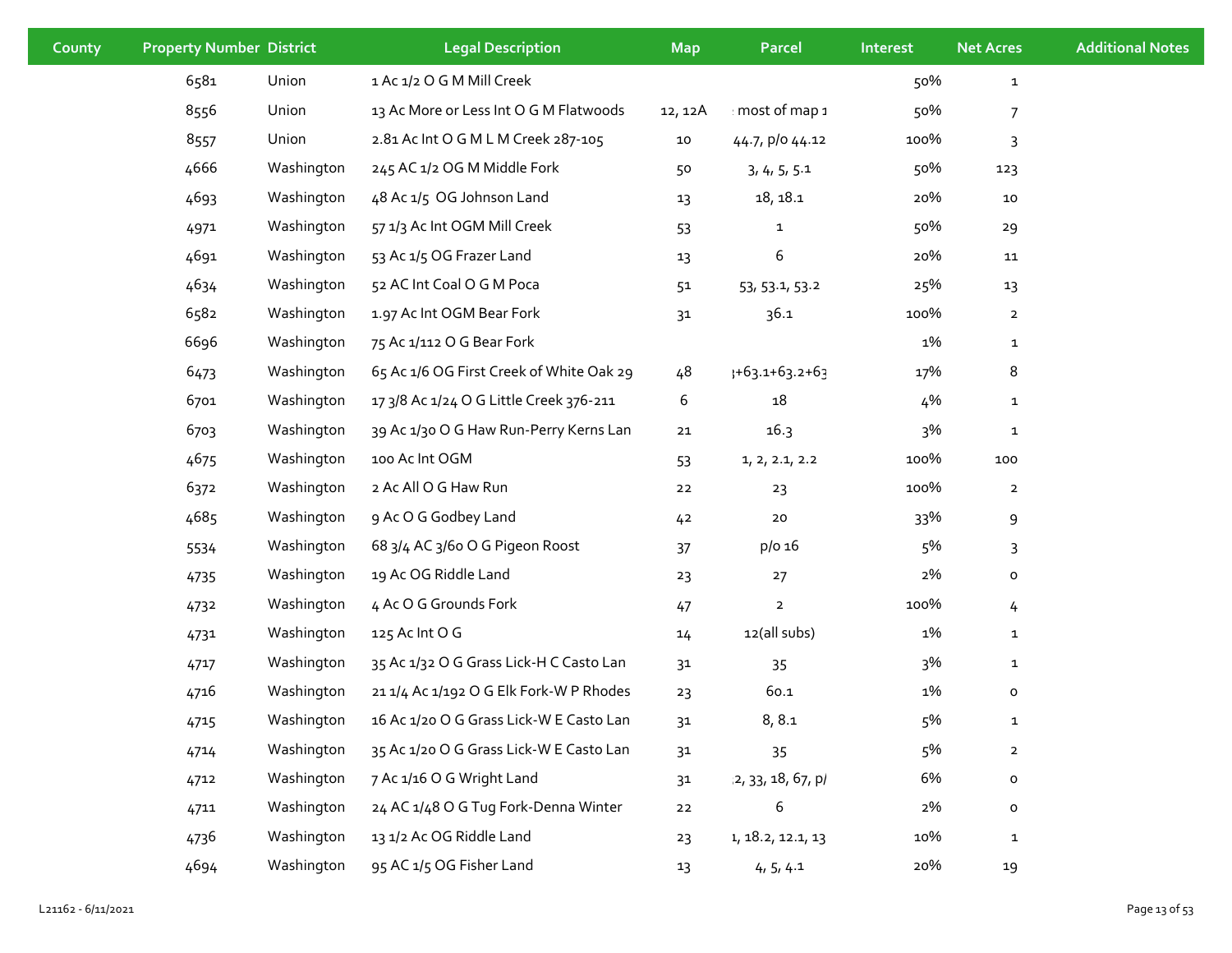| County | Property Number | District | Legal Description | Map | Parcel | Interest | Net Acres | Additional Notes |
|---|---|---|---|---|---|---|---|---|
| | 6581 | Union | 1 Ac 1/2 O G M Mill Creek | | | 50% | 1 | |
| | 8556 | Union | 13 Ac More or Less Int O G M Flatwoods | 12, 12A | most of map 1 | 50% | 7 | |
| | 8557 | Union | 2.81 Ac Int O G M L M Creek 287-105 | 10 | 44.7, p/o 44.12 | 100% | 3 | |
| | 4666 | Washington | 245 AC 1/2 OG M Middle Fork | 50 | 3, 4, 5, 5.1 | 50% | 123 | |
| | 4693 | Washington | 48 Ac 1/5 OG Johnson Land | 13 | 18, 18.1 | 20% | 10 | |
| | 4971 | Washington | 57 1/3 Ac Int OGM Mill Creek | 53 | 1 | 50% | 29 | |
| | 4691 | Washington | 53 Ac 1/5 OG Frazer Land | 13 | 6 | 20% | 11 | |
| | 4634 | Washington | 52 AC Int Coal O G M Poca | 51 | 53, 53.1, 53.2 | 25% | 13 | |
| | 6582 | Washington | 1.97 Ac Int OGM Bear Fork | 31 | 36.1 | 100% | 2 | |
| | 6696 | Washington | 75 Ac 1/112 O G Bear Fork | | | 1% | 1 | |
| | 6473 | Washington | 65 Ac 1/6 OG First Creek of White Oak 29 | 48 | +63.1+63.2+63 | 17% | 8 | |
| | 6701 | Washington | 17 3/8 Ac 1/24 O G Little Creek 376-211 | 6 | 18 | 4% | 1 | |
| | 6703 | Washington | 39 Ac 1/30 O G Haw Run-Perry Kerns Lan | 21 | 16.3 | 3% | 1 | |
| | 4675 | Washington | 100 Ac Int OGM | 53 | 1, 2, 2.1, 2.2 | 100% | 100 | |
| | 6372 | Washington | 2 Ac All O G Haw Run | 22 | 23 | 100% | 2 | |
| | 4685 | Washington | 9 Ac O G Godbey Land | 42 | 20 | 33% | 9 | |
| | 5534 | Washington | 68 3/4 AC 3/60 O G Pigeon Roost | 37 | p/o 16 | 5% | 3 | |
| | 4735 | Washington | 19 Ac OG Riddle Land | 23 | 27 | 2% | 0 | |
| | 4732 | Washington | 4 Ac O G Grounds Fork | 47 | 2 | 100% | 4 | |
| | 4731 | Washington | 125 Ac Int O G | 14 | 12(all subs) | 1% | 1 | |
| | 4717 | Washington | 35 Ac 1/32 O G Grass Lick-H C Casto Lan | 31 | 35 | 3% | 1 | |
| | 4716 | Washington | 21 1/4 Ac 1/192 O G Elk Fork-W P Rhodes | 23 | 60.1 | 1% | 0 | |
| | 4715 | Washington | 16 Ac 1/20 O G Grass Lick-W E Casto Lan | 31 | 8, 8.1 | 5% | 1 | |
| | 4714 | Washington | 35 Ac 1/20 O G Grass Lick-W E Casto Lan | 31 | 35 | 5% | 2 | |
| | 4712 | Washington | 7 Ac 1/16 O G Wright Land | 31 | 2, 33, 18, 67, p/ | 6% | 0 | |
| | 4711 | Washington | 24 AC 1/48 O G Tug Fork-Denna Winter | 22 | 6 | 2% | 0 | |
| | 4736 | Washington | 13 1/2 Ac OG Riddle Land | 23 | 1, 18.2, 12.1, 13 | 10% | 1 | |
| | 4694 | Washington | 95 AC 1/5 OG Fisher Land | 13 | 4, 5, 4.1 | 20% | 19 | |

L21162 - 6/11/2021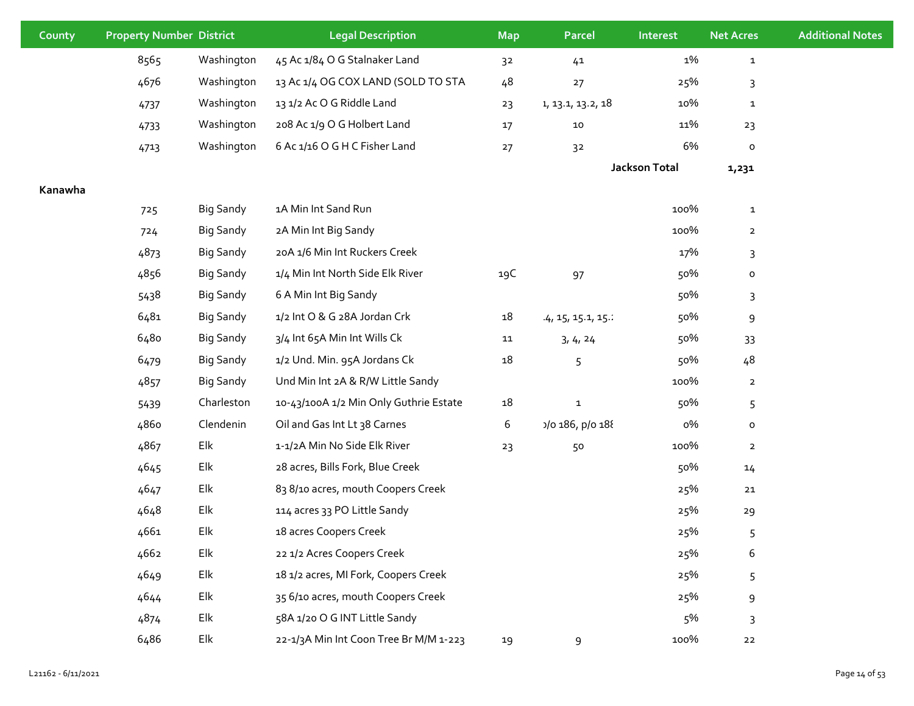| County | Property Number | District | Legal Description | Map | Parcel | Interest | Net Acres | Additional Notes |
|---|---|---|---|---|---|---|---|---|
| | 8565 | Washington | 45 Ac 1/84 O G Stalnaker Land | 32 | 41 | 1% | 1 | |
| | 4676 | Washington | 13 Ac 1/4 OG COX LAND (SOLD TO STA | 48 | 27 | 25% | 3 | |
| | 4737 | Washington | 13 1/2 Ac O G Riddle Land | 23 | 1, 13.1, 13.2, 18 | 10% | 1 | |
| | 4733 | Washington | 208 Ac 1/9 O G Holbert Land | 17 | 10 | 11% | 23 | |
| | 4713 | Washington | 6 Ac 1/16 O G H C Fisher Land | 27 | 32 | 6% | 0 | |
| | | | | | | **Jackson Total** | **1,231** | |
| **Kanawha** | | | | | | | | |
| | 725 | Big Sandy | 1A Min Int Sand Run | | | 100% | 1 | |
| | 724 | Big Sandy | 2A Min Int Big Sandy | | | 100% | 2 | |
| | 4873 | Big Sandy | 20A 1/6 Min Int Ruckers Creek | | | 17% | 3 | |
| | 4856 | Big Sandy | 1/4 Min Int North Side Elk River | 19C | 97 | 50% | 0 | |
| | 5438 | Big Sandy | 6 A Min Int Big Sandy | | | 50% | 3 | |
| | 6481 | Big Sandy | 1/2 Int O & G 28A Jordan Crk | 18 | .4, 15, 15.1, 15.: | 50% | 9 | |
| | 6480 | Big Sandy | 3/4 Int 65A Min Int Wills Ck | 11 | 3, 4, 24 | 50% | 33 | |
| | 6479 | Big Sandy | 1/2 Und. Min. 95A Jordans Ck | 18 | 5 | 50% | 48 | |
| | 4857 | Big Sandy | Und Min Int 2A & R/W Little Sandy | | | 100% | 2 | |
| | 5439 | Charleston | 10-43/100A 1/2 Min Only Guthrie Estate | 18 | 1 | 50% | 5 | |
| | 4860 | Clendenin | Oil and Gas Int Lt 38 Carnes | 6 | ›/o 186, p/o 18{ | 0% | 0 | |
| | 4867 | Elk | 1-1/2A Min No Side Elk River | 23 | 50 | 100% | 2 | |
| | 4645 | Elk | 28 acres, Bills Fork, Blue Creek | | | 50% | 14 | |
| | 4647 | Elk | 83 8/10 acres, mouth Coopers Creek | | | 25% | 21 | |
| | 4648 | Elk | 114 acres 33 PO Little Sandy | | | 25% | 29 | |
| | 4661 | Elk | 18 acres Coopers Creek | | | 25% | 5 | |
| | 4662 | Elk | 22 1/2 Acres Coopers Creek | | | 25% | 6 | |
| | 4649 | Elk | 18 1/2 acres, MI Fork, Coopers Creek | | | 25% | 5 | |
| | 4644 | Elk | 35 6/10 acres, mouth Coopers Creek | | | 25% | 9 | |
| | 4874 | Elk | 58A 1/20 O G INT Little Sandy | | | 5% | 3 | |
| | 6486 | Elk | 22-1/3A Min Int Coon Tree Br M/M 1-223 | 19 | 9 | 100% | 22 | |

L21162 - 6/11/2021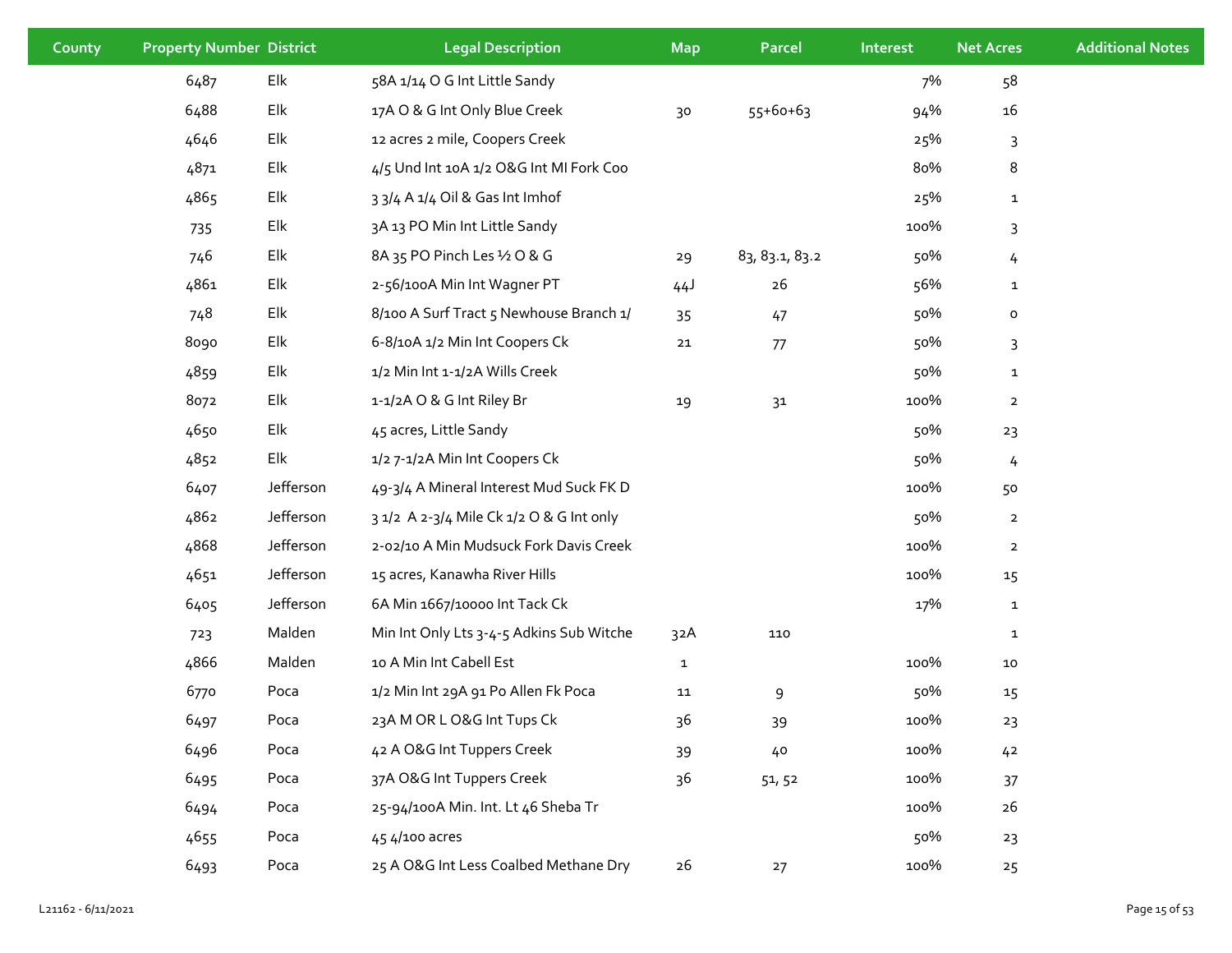| County | Property Number | District | Legal Description | Map | Parcel | Interest | Net Acres | Additional Notes |
|---|---|---|---|---|---|---|---|---|
| | 6487 | Elk | 58A 1/14 O G Int Little Sandy | | | 7% | 58 | |
| | 6488 | Elk | 17A O & G Int Only Blue Creek | 30 | 55+60+63 | 94% | 16 | |
| | 4646 | Elk | 12 acres 2 mile, Coopers Creek | | | 25% | 3 | |
| | 4871 | Elk | 4/5 Und Int 10A 1/2 O&G Int MI Fork Coo | | | 80% | 8 | |
| | 4865 | Elk | 3 3/4 A 1/4 Oil & Gas Int Imhof | | | 25% | 1 | |
| | 735 | Elk | 3A 13 PO Min Int Little Sandy | | | 100% | 3 | |
| | 746 | Elk | 8A 35 PO Pinch Les ½ O & G | 29 | 83, 83.1, 83.2 | 50% | 4 | |
| | 4861 | Elk | 2-56/100A Min Int Wagner PT | 44J | 26 | 56% | 1 | |
| | 748 | Elk | 8/100 A Surf Tract 5 Newhouse Branch 1/ | 35 | 47 | 50% | 0 | |
| | 8090 | Elk | 6-8/10A 1/2 Min Int Coopers Ck | 21 | 77 | 50% | 3 | |
| | 4859 | Elk | 1/2 Min Int 1-1/2A Wills Creek | | | 50% | 1 | |
| | 8072 | Elk | 1-1/2A O & G Int Riley Br | 19 | 31 | 100% | 2 | |
| | 4650 | Elk | 45 acres, Little Sandy | | | 50% | 23 | |
| | 4852 | Elk | 1/2 7-1/2A Min Int Coopers Ck | | | 50% | 4 | |
| | 6407 | Jefferson | 49-3/4 A Mineral Interest Mud Suck FK D | | | 100% | 50 | |
| | 4862 | Jefferson | 3 1/2 A 2-3/4 Mile Ck 1/2 O & G Int only | | | 50% | 2 | |
| | 4868 | Jefferson | 2-02/10 A Min Mudsuck Fork Davis Creek | | | 100% | 2 | |
| | 4651 | Jefferson | 15 acres, Kanawha River Hills | | | 100% | 15 | |
| | 6405 | Jefferson | 6A Min 1667/10000 Int Tack Ck | | | 17% | 1 | |
| | 723 | Malden | Min Int Only Lts 3-4-5 Adkins Sub Witche | 32A | 110 | | 1 | |
| | 4866 | Malden | 10 A Min Int Cabell Est | 1 | | 100% | 10 | |
| | 6770 | Poca | 1/2 Min Int 29A 91 Po Allen Fk Poca | 11 | 9 | 50% | 15 | |
| | 6497 | Poca | 23A M OR L O&G Int Tups Ck | 36 | 39 | 100% | 23 | |
| | 6496 | Poca | 42 A O&G Int Tuppers Creek | 39 | 40 | 100% | 42 | |
| | 6495 | Poca | 37A O&G Int Tuppers Creek | 36 | 51, 52 | 100% | 37 | |
| | 6494 | Poca | 25-94/100A Min. Int. Lt 46 Sheba Tr | | | 100% | 26 | |
| | 4655 | Poca | 45 4/100 acres | | | 50% | 23 | |
| | 6493 | Poca | 25 A O&G Int Less Coalbed Methane Dry | 26 | 27 | 100% | 25 | |

L21162 - 6/11/2021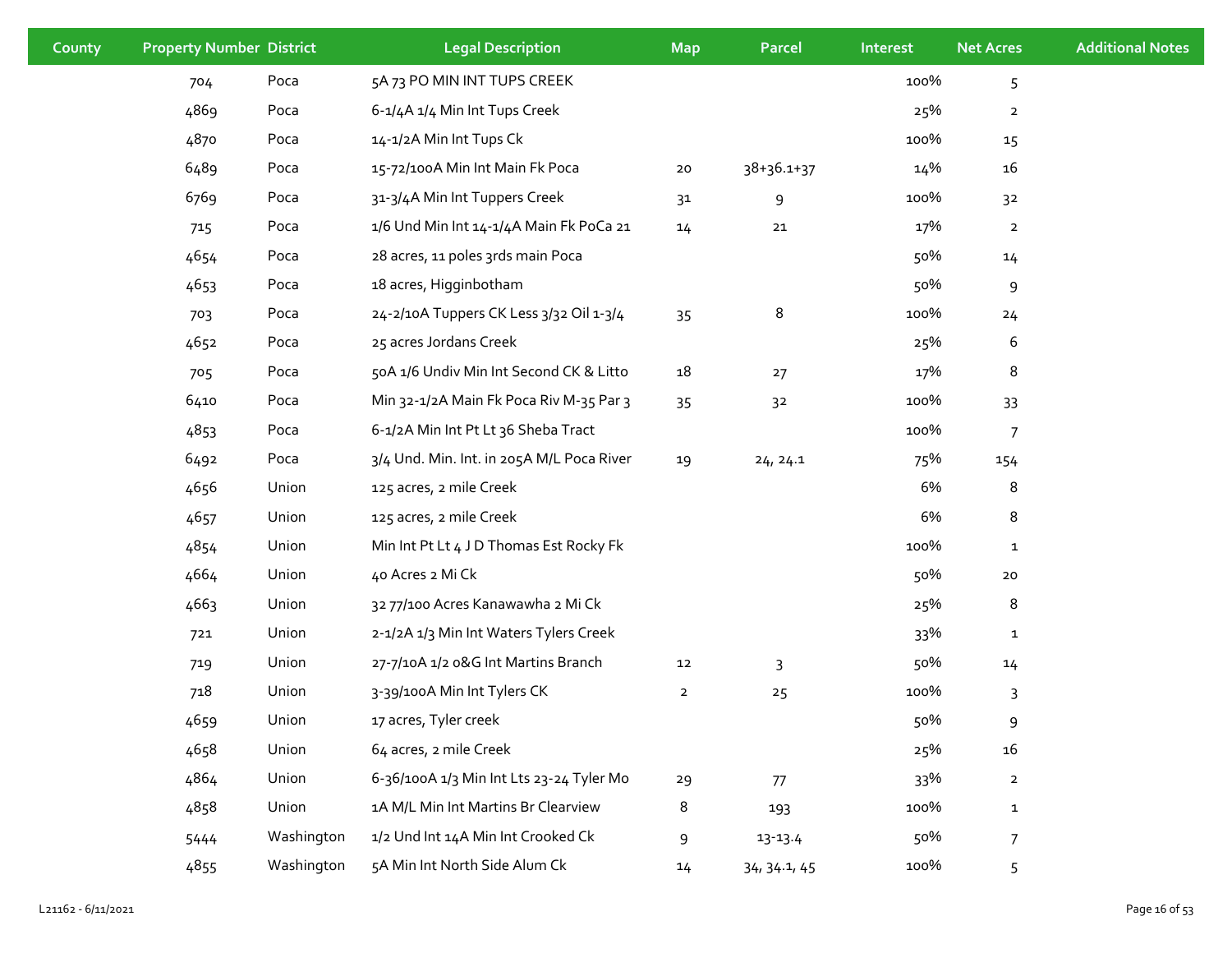| County | Property Number | District | Legal Description | Map | Parcel | Interest | Net Acres | Additional Notes |
|---|---|---|---|---|---|---|---|---|
| | 704 | Poca | 5A 73 PO MIN INT TUPS CREEK | | | 100% | 5 | |
| | 4869 | Poca | 6-1/4A 1/4 Min Int Tups Creek | | | 25% | 2 | |
| | 4870 | Poca | 14-1/2A Min Int Tups Ck | | | 100% | 15 | |
| | 6489 | Poca | 15-72/100A Min Int Main Fk Poca | 20 | 38+36.1+37 | 14% | 16 | |
| | 6769 | Poca | 31-3/4A Min Int Tuppers Creek | 31 | 9 | 100% | 32 | |
| | 715 | Poca | 1/6 Und Min Int 14-1/4A Main Fk PoCa 21 | 14 | 21 | 17% | 2 | |
| | 4654 | Poca | 28 acres, 11 poles 3rds main Poca | | | 50% | 14 | |
| | 4653 | Poca | 18 acres, Higginbotham | | | 50% | 9 | |
| | 703 | Poca | 24-2/10A Tuppers CK Less 3/32 Oil 1-3/4 | 35 | 8 | 100% | 24 | |
| | 4652 | Poca | 25 acres Jordans Creek | | | 25% | 6 | |
| | 705 | Poca | 50A 1/6 Undiv Min Int Second CK & Litto | 18 | 27 | 17% | 8 | |
| | 6410 | Poca | Min 32-1/2A Main Fk Poca Riv M-35 Par 3 | 35 | 32 | 100% | 33 | |
| | 4853 | Poca | 6-1/2A Min Int Pt Lt 36 Sheba Tract | | | 100% | 7 | |
| | 6492 | Poca | 3/4 Und. Min. Int. in 205A M/L Poca River | 19 | 24, 24.1 | 75% | 154 | |
| | 4656 | Union | 125 acres, 2 mile Creek | | | 6% | 8 | |
| | 4657 | Union | 125 acres, 2 mile Creek | | | 6% | 8 | |
| | 4854 | Union | Min Int Pt Lt 4 J D Thomas Est Rocky Fk | | | 100% | 1 | |
| | 4664 | Union | 40 Acres 2 Mi Ck | | | 50% | 20 | |
| | 4663 | Union | 32 77/100 Acres Kanawawha 2 Mi Ck | | | 25% | 8 | |
| | 721 | Union | 2-1/2A 1/3 Min Int Waters Tylers Creek | | | 33% | 1 | |
| | 719 | Union | 27-7/10A 1/2 o&G Int Martins Branch | 12 | 3 | 50% | 14 | |
| | 718 | Union | 3-39/100A Min Int Tylers CK | 2 | 25 | 100% | 3 | |
| | 4659 | Union | 17 acres, Tyler creek | | | 50% | 9 | |
| | 4658 | Union | 64 acres, 2 mile Creek | | | 25% | 16 | |
| | 4864 | Union | 6-36/100A 1/3 Min Int Lts 23-24 Tyler Mo | 29 | 77 | 33% | 2 | |
| | 4858 | Union | 1A M/L Min Int Martins Br Clearview | 8 | 193 | 100% | 1 | |
| | 5444 | Washington | 1/2 Und Int 14A Min Int Crooked Ck | 9 | 13-13.4 | 50% | 7 | |
| | 4855 | Washington | 5A Min Int North Side Alum Ck | 14 | 34, 34.1, 45 | 100% | 5 | |

L21162 - 6/11/2021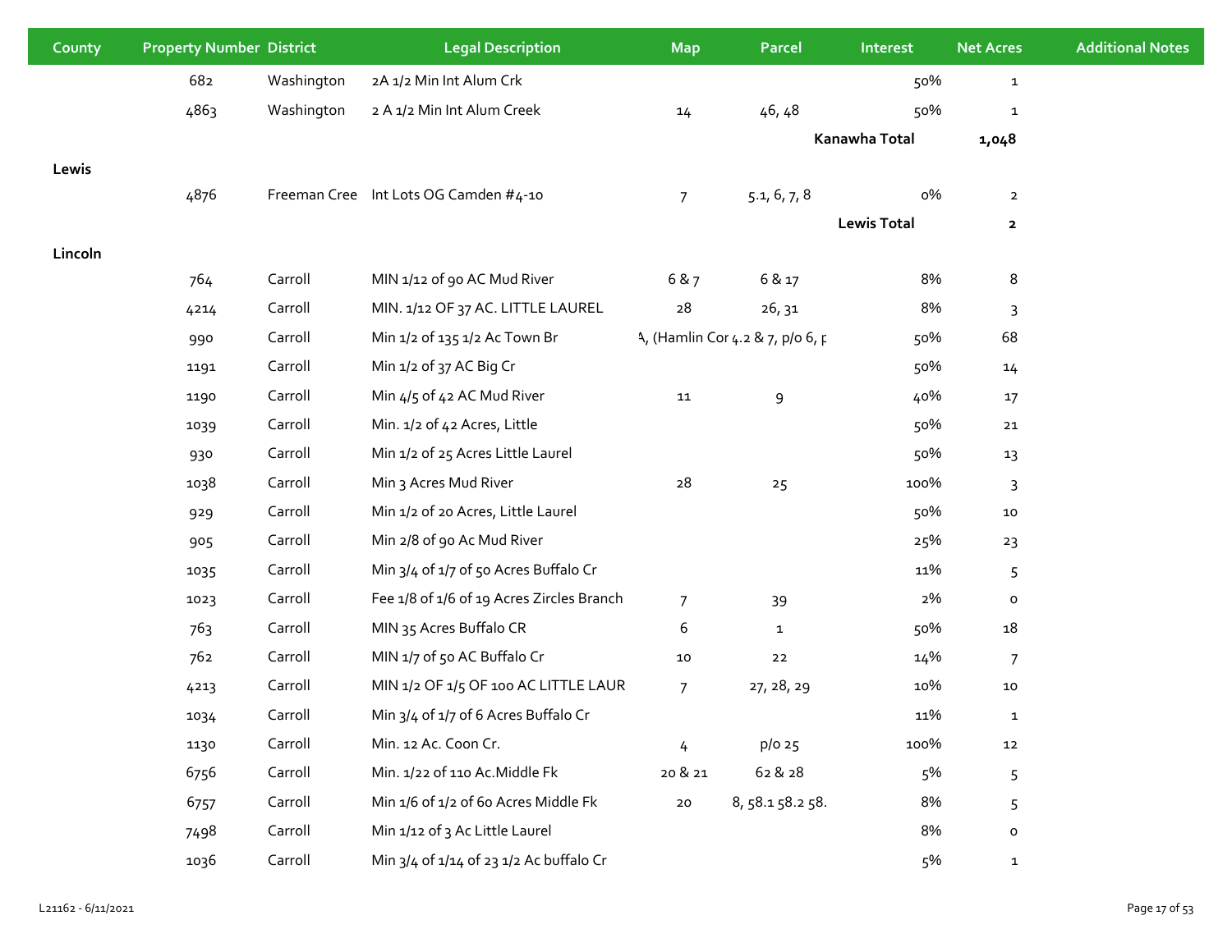| County | Property Number | District | Legal Description | Map | Parcel | Interest | Net Acres | Additional Notes |
|---|---|---|---|---|---|---|---|---|
| | 682 | Washington | 2A 1/2 Min Int Alum Crk | | | 50% | 1 | |
| | 4863 | Washington | 2 A 1/2 Min Int Alum Creek | 14 | 46, 48 | 50% | 1 | |
| | | | | | | **Kanawha Total** | **1,048** | |
| **Lewis** | | | | | | | | |
| | 4876 | Freeman Cree | Int Lots OG Camden #4-10 | 7 | 5.1, 6, 7, 8 | 0% | 2 | |
| | | | | | | **Lewis Total** | **2** | |
| **Lincoln** | | | | | | | | |
| | 764 | Carroll | MIN 1/12 of 90 AC Mud River | 6 & 7 | 6 & 17 | 8% | 8 | |
| | 4214 | Carroll | MIN. 1/12 OF 37 AC. LITTLE LAUREL | 28 | 26, 31 | 8% | 3 | |
| | 990 | Carroll | Min 1/2 of 135 1/2 Ac Town Br | A, (Hamlin Cor | 4.2 & 7, p/o 6, p | 50% | 68 | |
| | 1191 | Carroll | Min 1/2 of 37 AC Big Cr | | | 50% | 14 | |
| | 1190 | Carroll | Min 4/5 of 42 AC Mud River | 11 | 9 | 40% | 17 | |
| | 1039 | Carroll | Min. 1/2 of 42 Acres, Little | | | 50% | 21 | |
| | 930 | Carroll | Min 1/2 of 25 Acres Little Laurel | | | 50% | 13 | |
| | 1038 | Carroll | Min 3 Acres Mud River | 28 | 25 | 100% | 3 | |
| | 929 | Carroll | Min 1/2 of 20 Acres, Little Laurel | | | 50% | 10 | |
| | 905 | Carroll | Min 2/8 of 90 Ac Mud River | | | 25% | 23 | |
| | 1035 | Carroll | Min 3/4 of 1/7 of 50 Acres Buffalo Cr | | | 11% | 5 | |
| | 1023 | Carroll | Fee 1/8 of 1/6 of 19 Acres Zircles Branch | 7 | 39 | 2% | 0 | |
| | 763 | Carroll | MIN 35 Acres Buffalo CR | 6 | 1 | 50% | 18 | |
| | 762 | Carroll | MIN 1/7 of 50 AC Buffalo Cr | 10 | 22 | 14% | 7 | |
| | 4213 | Carroll | MIN 1/2 OF 1/5 OF 100 AC LITTLE LAUR | 7 | 27, 28, 29 | 10% | 10 | |
| | 1034 | Carroll | Min 3/4 of 1/7 of 6 Acres Buffalo Cr | | | 11% | 1 | |
| | 1130 | Carroll | Min. 12 Ac. Coon Cr. | 4 | p/o 25 | 100% | 12 | |
| | 6756 | Carroll | Min. 1/22 of 110 Ac.Middle Fk | 20 & 21 | 62 & 28 | 5% | 5 | |
| | 6757 | Carroll | Min 1/6 of 1/2 of 60 Acres Middle Fk | 20 | 8, 58.1 58.2 58. | 8% | 5 | |
| | 7498 | Carroll | Min 1/12 of 3 Ac Little Laurel | | | 8% | 0 | |
| | 1036 | Carroll | Min 3/4 of 1/14 of 23 1/2 Ac buffalo Cr | | | 5% | 1 | |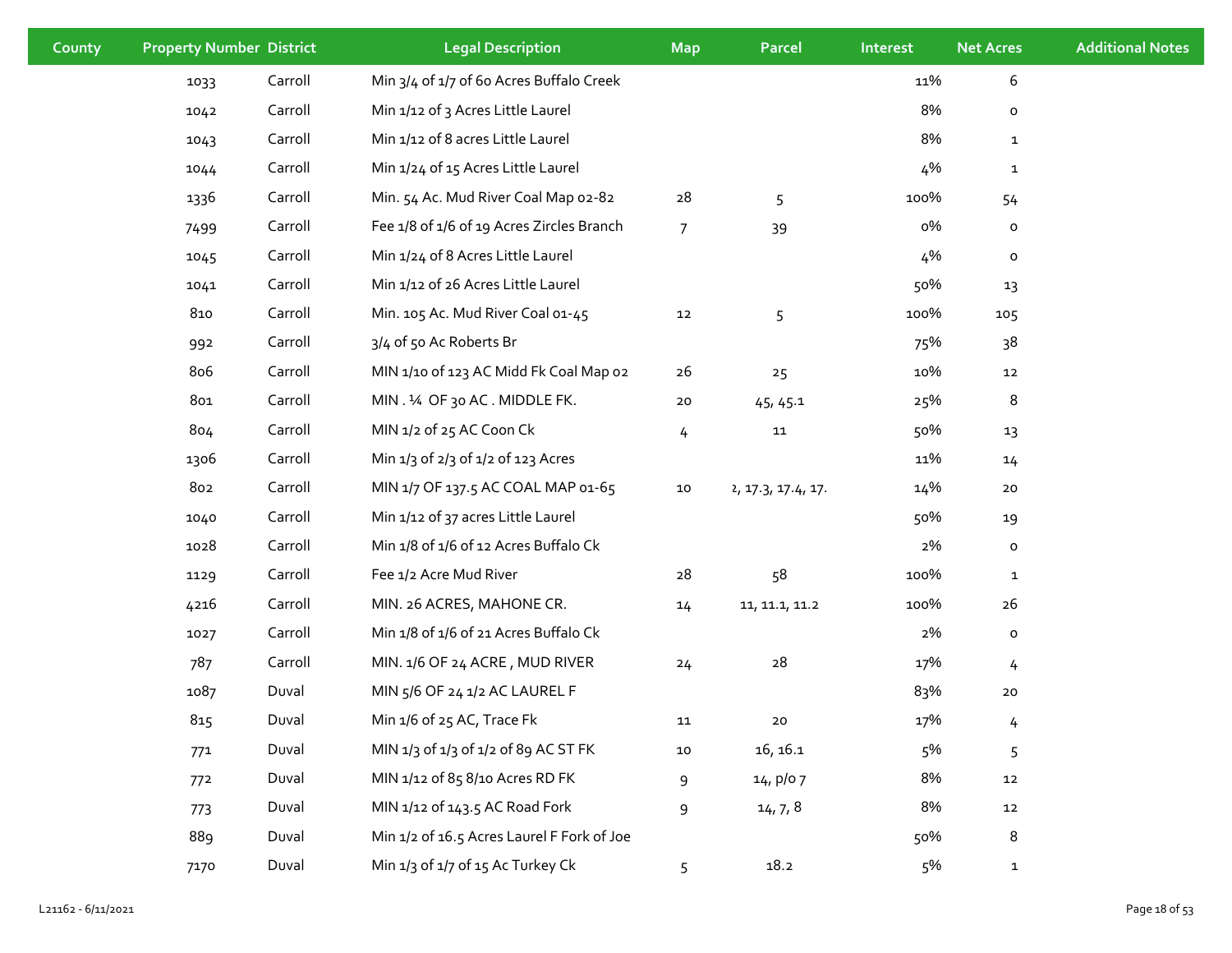| County | Property Number | District | Legal Description | Map | Parcel | Interest | Net Acres | Additional Notes |
|---|---|---|---|---|---|---|---|---|
| | 1033 | Carroll | Min 3/4 of 1/7 of 60 Acres Buffalo Creek | | | 11% | 6 | |
| | 1042 | Carroll | Min 1/12 of 3 Acres Little Laurel | | | 8% | 0 | |
| | 1043 | Carroll | Min 1/12 of 8 acres Little Laurel | | | 8% | 1 | |
| | 1044 | Carroll | Min 1/24 of 15 Acres Little Laurel | | | 4% | 1 | |
| | 1336 | Carroll | Min. 54 Ac. Mud River Coal Map 02-82 | 28 | 5 | 100% | 54 | |
| | 7499 | Carroll | Fee 1/8 of 1/6 of 19 Acres Zircles Branch | 7 | 39 | 0% | 0 | |
| | 1045 | Carroll | Min 1/24 of 8 Acres Little Laurel | | | 4% | 0 | |
| | 1041 | Carroll | Min 1/12 of 26 Acres Little Laurel | | | 50% | 13 | |
| | 810 | Carroll | Min. 105 Ac. Mud River Coal 01-45 | 12 | 5 | 100% | 105 | |
| | 992 | Carroll | 3/4 of 50 Ac Roberts Br | | | 75% | 38 | |
| | 806 | Carroll | MIN 1/10 of 123 AC Midd Fk Coal Map 02 | 26 | 25 | 10% | 12 | |
| | 801 | Carroll | MIN . ¼ OF 30 AC . MIDDLE FK. | 20 | 45, 45.1 | 25% | 8 | |
| | 804 | Carroll | MIN 1/2 of 25 AC Coon Ck | 4 | 11 | 50% | 13 | |
| | 1306 | Carroll | Min 1/3 of 2/3 of 1/2 of 123 Acres | | | 11% | 14 | |
| | 802 | Carroll | MIN 1/7 OF 137.5 AC COAL MAP 01-65 | 10 | 2, 17.3, 17.4, 17. | 14% | 20 | |
| | 1040 | Carroll | Min 1/12 of 37 acres Little Laurel | | | 50% | 19 | |
| | 1028 | Carroll | Min 1/8 of 1/6 of 12 Acres Buffalo Ck | | | 2% | 0 | |
| | 1129 | Carroll | Fee 1/2 Acre Mud River | 28 | 58 | 100% | 1 | |
| | 4216 | Carroll | MIN. 26 ACRES, MAHONE CR. | 14 | 11, 11.1, 11.2 | 100% | 26 | |
| | 1027 | Carroll | Min 1/8 of 1/6 of 21 Acres Buffalo Ck | | | 2% | 0 | |
| | 787 | Carroll | MIN. 1/6 OF 24 ACRE , MUD RIVER | 24 | 28 | 17% | 4 | |
| | 1087 | Duval | MIN 5/6 OF 24 1/2 AC LAUREL F | | | 83% | 20 | |
| | 815 | Duval | Min 1/6 of 25 AC, Trace Fk | 11 | 20 | 17% | 4 | |
| | 771 | Duval | MIN 1/3 of 1/3 of 1/2 of 89 AC ST FK | 10 | 16, 16.1 | 5% | 5 | |
| | 772 | Duval | MIN 1/12 of 85 8/10 Acres RD FK | 9 | 14, p/o 7 | 8% | 12 | |
| | 773 | Duval | MIN 1/12 of 143.5 AC Road Fork | 9 | 14, 7, 8 | 8% | 12 | |
| | 889 | Duval | Min 1/2 of 16.5 Acres Laurel F Fork of Joe | | | 50% | 8 | |
| | 7170 | Duval | Min 1/3 of 1/7 of 15 Ac Turkey Ck | 5 | 18.2 | 5% | 1 | |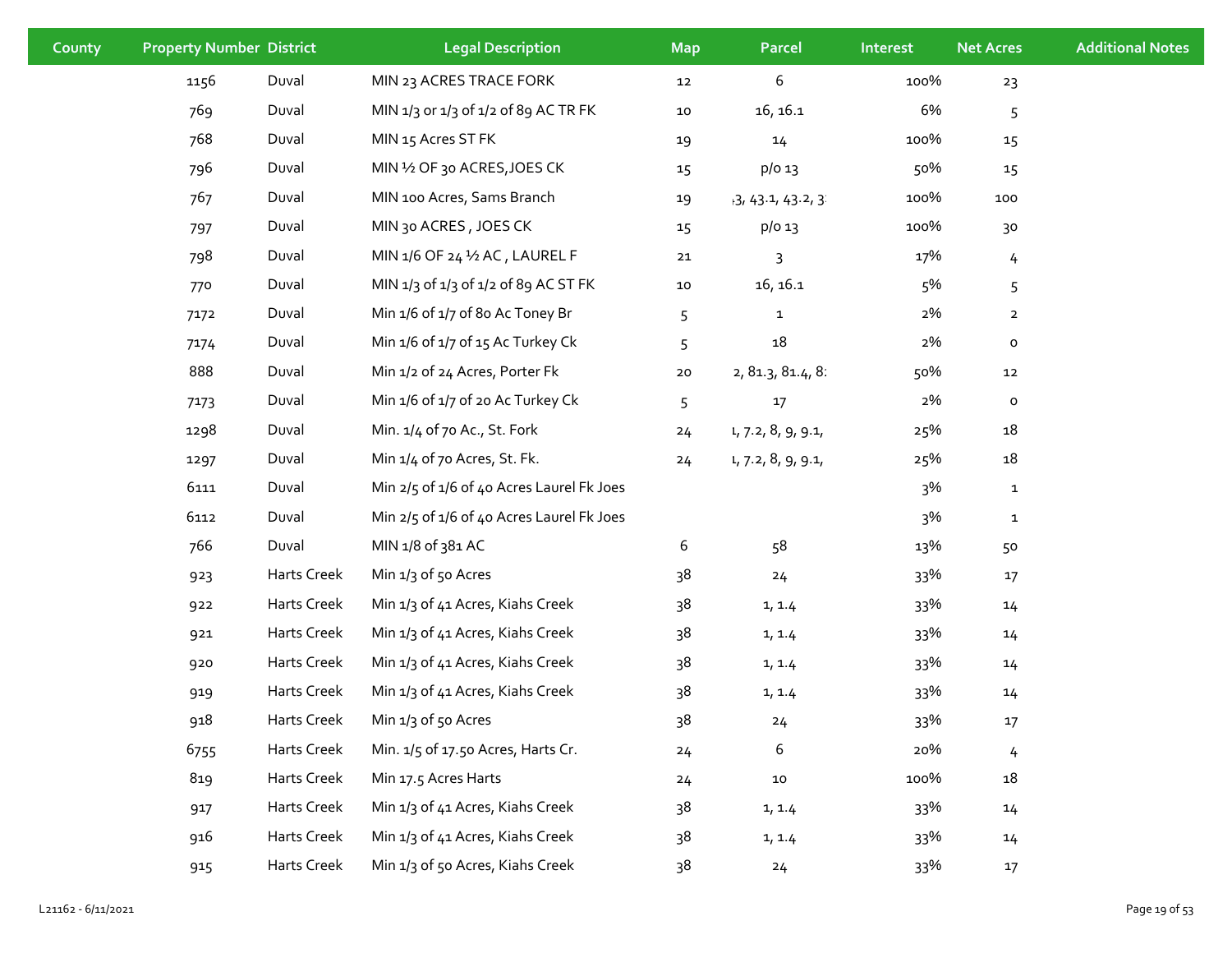| County | Property Number | District | Legal Description | Map | Parcel | Interest | Net Acres | Additional Notes |
|---|---|---|---|---|---|---|---|---|
| | 1156 | Duval | MIN 23 ACRES TRACE FORK | 12 | 6 | 100% | 23 | |
| | 769 | Duval | MIN 1/3 or 1/3 of 1/2 of 89 AC TR FK | 10 | 16, 16.1 | 6% | 5 | |
| | 768 | Duval | MIN 15 Acres ST FK | 19 | 14 | 100% | 15 | |
| | 796 | Duval | MIN ½ OF 30 ACRES,JOES CK | 15 | p/o 13 | 50% | 15 | |
| | 767 | Duval | MIN 100 Acres, Sams Branch | 19 | 3, 43.1, 43.2, 3 | 100% | 100 | |
| | 797 | Duval | MIN 30 ACRES , JOES CK | 15 | p/o 13 | 100% | 30 | |
| | 798 | Duval | MIN 1/6 OF 24 ½ AC , LAUREL F | 21 | 3 | 17% | 4 | |
| | 770 | Duval | MIN 1/3 of 1/3 of 1/2 of 89 AC ST FK | 10 | 16, 16.1 | 5% | 5 | |
| | 7172 | Duval | Min 1/6 of 1/7 of 80 Ac Toney Br | 5 | 1 | 2% | 2 | |
| | 7174 | Duval | Min 1/6 of 1/7 of 15 Ac Turkey Ck | 5 | 18 | 2% | 0 | |
| | 888 | Duval | Min 1/2 of 24 Acres, Porter Fk | 20 | 2, 81.3, 81.4, 8 | 50% | 12 | |
| | 7173 | Duval | Min 1/6 of 1/7 of 20 Ac Turkey Ck | 5 | 17 | 2% | 0 | |
| | 1298 | Duval | Min. 1/4 of 70 Ac., St. Fork | 24 | 1, 7.2, 8, 9, 9.1, | 25% | 18 | |
| | 1297 | Duval | Min 1/4 of 70 Acres, St. Fk. | 24 | 1, 7.2, 8, 9, 9.1, | 25% | 18 | |
| | 6111 | Duval | Min 2/5 of 1/6 of 40 Acres Laurel Fk Joes | | | 3% | 1 | |
| | 6112 | Duval | Min 2/5 of 1/6 of 40 Acres Laurel Fk Joes | | | 3% | 1 | |
| | 766 | Duval | MIN 1/8 of 381 AC | 6 | 58 | 13% | 50 | |
| | 923 | Harts Creek | Min 1/3 of 50 Acres | 38 | 24 | 33% | 17 | |
| | 922 | Harts Creek | Min 1/3 of 41 Acres, Kiahs Creek | 38 | 1, 1.4 | 33% | 14 | |
| | 921 | Harts Creek | Min 1/3 of 41 Acres, Kiahs Creek | 38 | 1, 1.4 | 33% | 14 | |
| | 920 | Harts Creek | Min 1/3 of 41 Acres, Kiahs Creek | 38 | 1, 1.4 | 33% | 14 | |
| | 919 | Harts Creek | Min 1/3 of 41 Acres, Kiahs Creek | 38 | 1, 1.4 | 33% | 14 | |
| | 918 | Harts Creek | Min 1/3 of 50 Acres | 38 | 24 | 33% | 17 | |
| | 6755 | Harts Creek | Min. 1/5 of 17.50 Acres, Harts Cr. | 24 | 6 | 20% | 4 | |
| | 819 | Harts Creek | Min 17.5 Acres Harts | 24 | 10 | 100% | 18 | |
| | 917 | Harts Creek | Min 1/3 of 41 Acres, Kiahs Creek | 38 | 1, 1.4 | 33% | 14 | |
| | 916 | Harts Creek | Min 1/3 of 41 Acres, Kiahs Creek | 38 | 1, 1.4 | 33% | 14 | |
| | 915 | Harts Creek | Min 1/3 of 50 Acres, Kiahs Creek | 38 | 24 | 33% | 17 | |

L21162 - 6/11/2021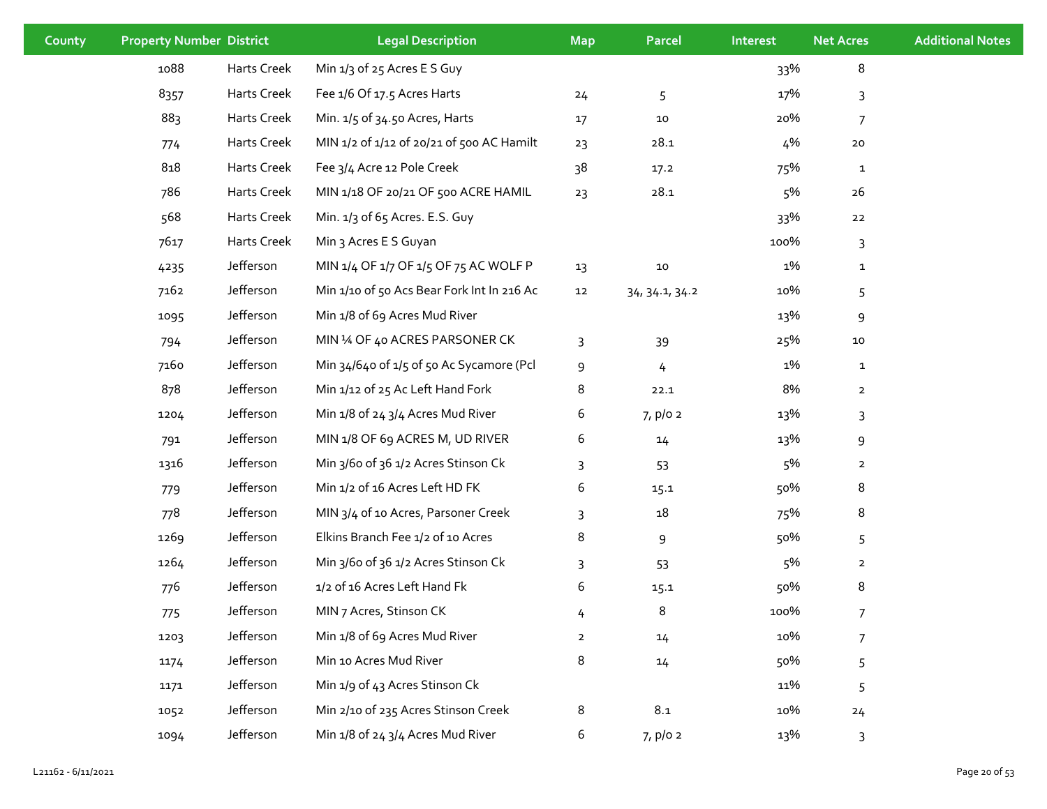| County | Property Number | District | Legal Description | Map | Parcel | Interest | Net Acres | Additional Notes |
|---|---|---|---|---|---|---|---|---|
| | 1088 | Harts Creek | Min 1/3 of 25 Acres E S Guy | | | 33% | 8 | |
| | 8357 | Harts Creek | Fee 1/6 Of 17.5 Acres Harts | 24 | 5 | 17% | 3 | |
| | 883 | Harts Creek | Min. 1/5 of 34.50 Acres, Harts | 17 | 10 | 20% | 7 | |
| | 774 | Harts Creek | MIN 1/2 of 1/12 of 20/21 of 500 AC Hamilt | 23 | 28.1 | 4% | 20 | |
| | 818 | Harts Creek | Fee 3/4 Acre 12 Pole Creek | 38 | 17.2 | 75% | 1 | |
| | 786 | Harts Creek | MIN 1/18 OF 20/21 OF 500 ACRE HAMIL | 23 | 28.1 | 5% | 26 | |
| | 568 | Harts Creek | Min. 1/3 of 65 Acres. E.S. Guy | | | 33% | 22 | |
| | 7617 | Harts Creek | Min 3 Acres E S Guyan | | | 100% | 3 | |
| | 4235 | Jefferson | MIN 1/4 OF 1/7 OF 1/5 OF 75 AC WOLF P | 13 | 10 | 1% | 1 | |
| | 7162 | Jefferson | Min 1/10 of 50 Acs Bear Fork Int In 216 Ac | 12 | 34, 34.1, 34.2 | 10% | 5 | |
| | 1095 | Jefferson | Min 1/8 of 69 Acres Mud River | | | 13% | 9 | |
| | 794 | Jefferson | MIN ¼ OF 40 ACRES PARSONER CK | 3 | 39 | 25% | 10 | |
| | 7160 | Jefferson | Min 34/640 of 1/5 of 50 Ac Sycamore (Pcl | 9 | 4 | 1% | 1 | |
| | 878 | Jefferson | Min 1/12 of 25 Ac Left Hand Fork | 8 | 22.1 | 8% | 2 | |
| | 1204 | Jefferson | Min 1/8 of 24 3/4 Acres Mud River | 6 | 7, p/o 2 | 13% | 3 | |
| | 791 | Jefferson | MIN 1/8 OF 69 ACRES M, UD RIVER | 6 | 14 | 13% | 9 | |
| | 1316 | Jefferson | Min 3/60 of 36 1/2 Acres Stinson Ck | 3 | 53 | 5% | 2 | |
| | 779 | Jefferson | Min 1/2 of 16 Acres Left HD FK | 6 | 15.1 | 50% | 8 | |
| | 778 | Jefferson | MIN 3/4 of 10 Acres, Parsoner Creek | 3 | 18 | 75% | 8 | |
| | 1269 | Jefferson | Elkins Branch Fee 1/2 of 10 Acres | 8 | 9 | 50% | 5 | |
| | 1264 | Jefferson | Min 3/60 of 36 1/2 Acres Stinson Ck | 3 | 53 | 5% | 2 | |
| | 776 | Jefferson | 1/2 of 16 Acres Left Hand Fk | 6 | 15.1 | 50% | 8 | |
| | 775 | Jefferson | MIN 7 Acres, Stinson CK | 4 | 8 | 100% | 7 | |
| | 1203 | Jefferson | Min 1/8 of 69 Acres Mud River | 2 | 14 | 10% | 7 | |
| | 1174 | Jefferson | Min 10 Acres Mud River | 8 | 14 | 50% | 5 | |
| | 1171 | Jefferson | Min 1/9 of 43 Acres Stinson Ck | | | 11% | 5 | |
| | 1052 | Jefferson | Min 2/10 of 235 Acres Stinson Creek | 8 | 8.1 | 10% | 24 | |
| | 1094 | Jefferson | Min 1/8 of 24 3/4 Acres Mud River | 6 | 7, p/o 2 | 13% | 3 | |

L21162 - 6/11/2021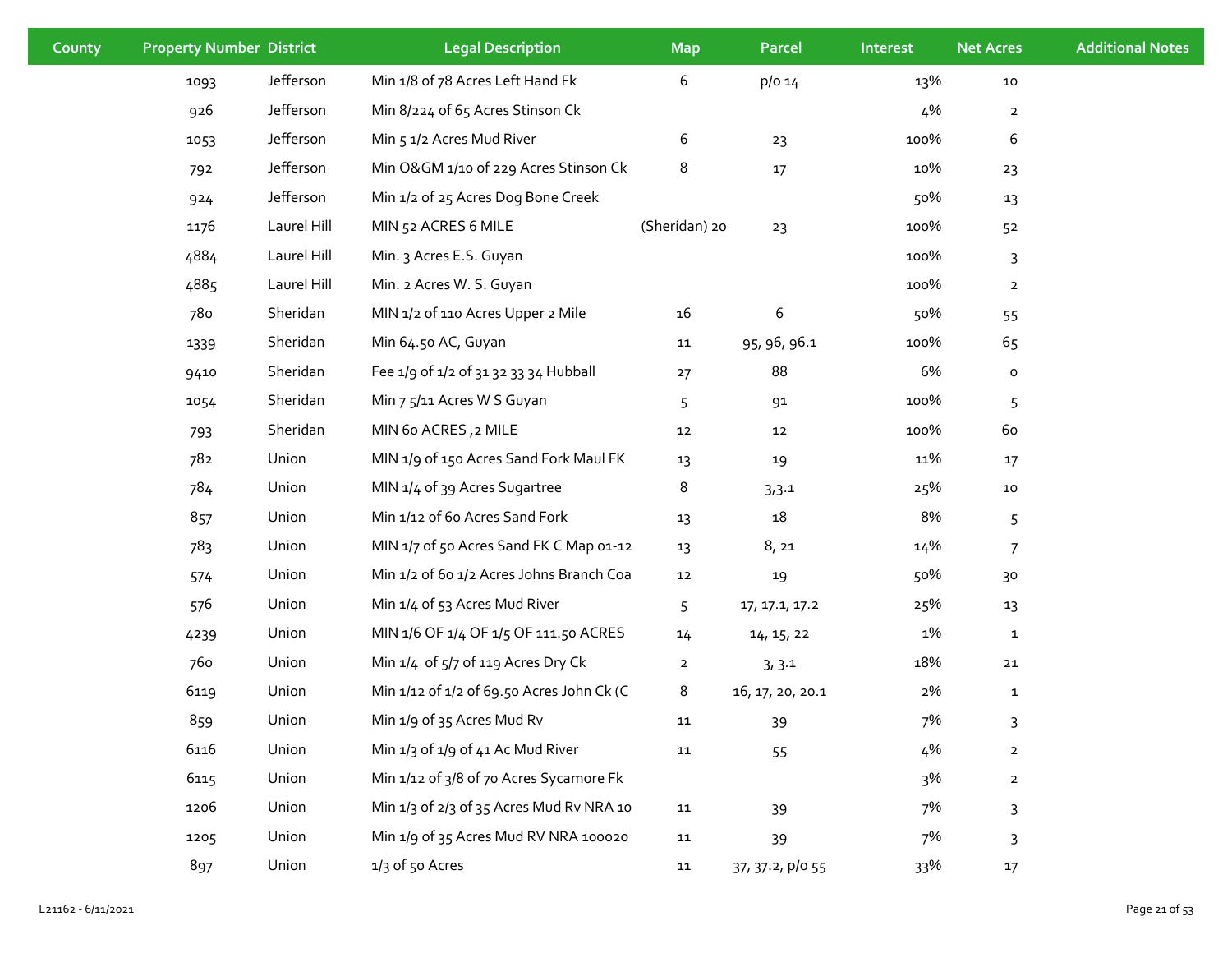| County | Property Number | District | Legal Description | Map | Parcel | Interest | Net Acres | Additional Notes |
|---|---|---|---|---|---|---|---|---|
| | 1093 | Jefferson | Min 1/8 of 78 Acres Left Hand Fk | 6 | p/o 14 | 13% | 10 | |
| | 926 | Jefferson | Min 8/224 of 65 Acres Stinson Ck | | | 4% | 2 | |
| | 1053 | Jefferson | Min 5 1/2 Acres Mud River | 6 | 23 | 100% | 6 | |
| | 792 | Jefferson | Min O&GM 1/10 of 229 Acres Stinson Ck | 8 | 17 | 10% | 23 | |
| | 924 | Jefferson | Min 1/2 of 25 Acres Dog Bone Creek | | | 50% | 13 | |
| | 1176 | Laurel Hill | MIN 52 ACRES 6 MILE | (Sheridan) 20 | 23 | 100% | 52 | |
| | 4884 | Laurel Hill | Min. 3 Acres E.S. Guyan | | | 100% | 3 | |
| | 4885 | Laurel Hill | Min. 2 Acres W. S. Guyan | | | 100% | 2 | |
| | 780 | Sheridan | MIN 1/2 of 110 Acres Upper 2 Mile | 16 | 6 | 50% | 55 | |
| | 1339 | Sheridan | Min 64.50 AC, Guyan | 11 | 95, 96, 96.1 | 100% | 65 | |
| | 9410 | Sheridan | Fee 1/9 of 1/2 of 31 32 33 34 Hubball | 27 | 88 | 6% | 0 | |
| | 1054 | Sheridan | Min 7 5/11 Acres W S Guyan | 5 | 91 | 100% | 5 | |
| | 793 | Sheridan | MIN 60 ACRES ,2 MILE | 12 | 12 | 100% | 60 | |
| | 782 | Union | MIN 1/9 of 150 Acres Sand Fork Maul FK | 13 | 19 | 11% | 17 | |
| | 784 | Union | MIN 1/4 of 39 Acres Sugartree | 8 | 3,3.1 | 25% | 10 | |
| | 857 | Union | Min 1/12 of 60 Acres Sand Fork | 13 | 18 | 8% | 5 | |
| | 783 | Union | MIN 1/7 of 50 Acres Sand FK C Map 01-12 | 13 | 8, 21 | 14% | 7 | |
| | 574 | Union | Min 1/2 of 60 1/2 Acres Johns Branch Coa | 12 | 19 | 50% | 30 | |
| | 576 | Union | Min 1/4 of 53 Acres Mud River | 5 | 17, 17.1, 17.2 | 25% | 13 | |
| | 4239 | Union | MIN 1/6 OF 1/4 OF 1/5 OF 111.50 ACRES | 14 | 14, 15, 22 | 1% | 1 | |
| | 760 | Union | Min 1/4 of 5/7 of 119 Acres Dry Ck | 2 | 3, 3.1 | 18% | 21 | |
| | 6119 | Union | Min 1/12 of 1/2 of 69.50 Acres John Ck (C | 8 | 16, 17, 20, 20.1 | 2% | 1 | |
| | 859 | Union | Min 1/9 of 35 Acres Mud Rv | 11 | 39 | 7% | 3 | |
| | 6116 | Union | Min 1/3 of 1/9 of 41 Ac Mud River | 11 | 55 | 4% | 2 | |
| | 6115 | Union | Min 1/12 of 3/8 of 70 Acres Sycamore Fk | | | 3% | 2 | |
| | 1206 | Union | Min 1/3 of 2/3 of 35 Acres Mud Rv NRA 10 | 11 | 39 | 7% | 3 | |
| | 1205 | Union | Min 1/9 of 35 Acres Mud RV NRA 100020 | 11 | 39 | 7% | 3 | |
| | 897 | Union | 1/3 of 50 Acres | 11 | 37, 37.2, p/o 55 | 33% | 17 | |

L21162 - 6/11/2021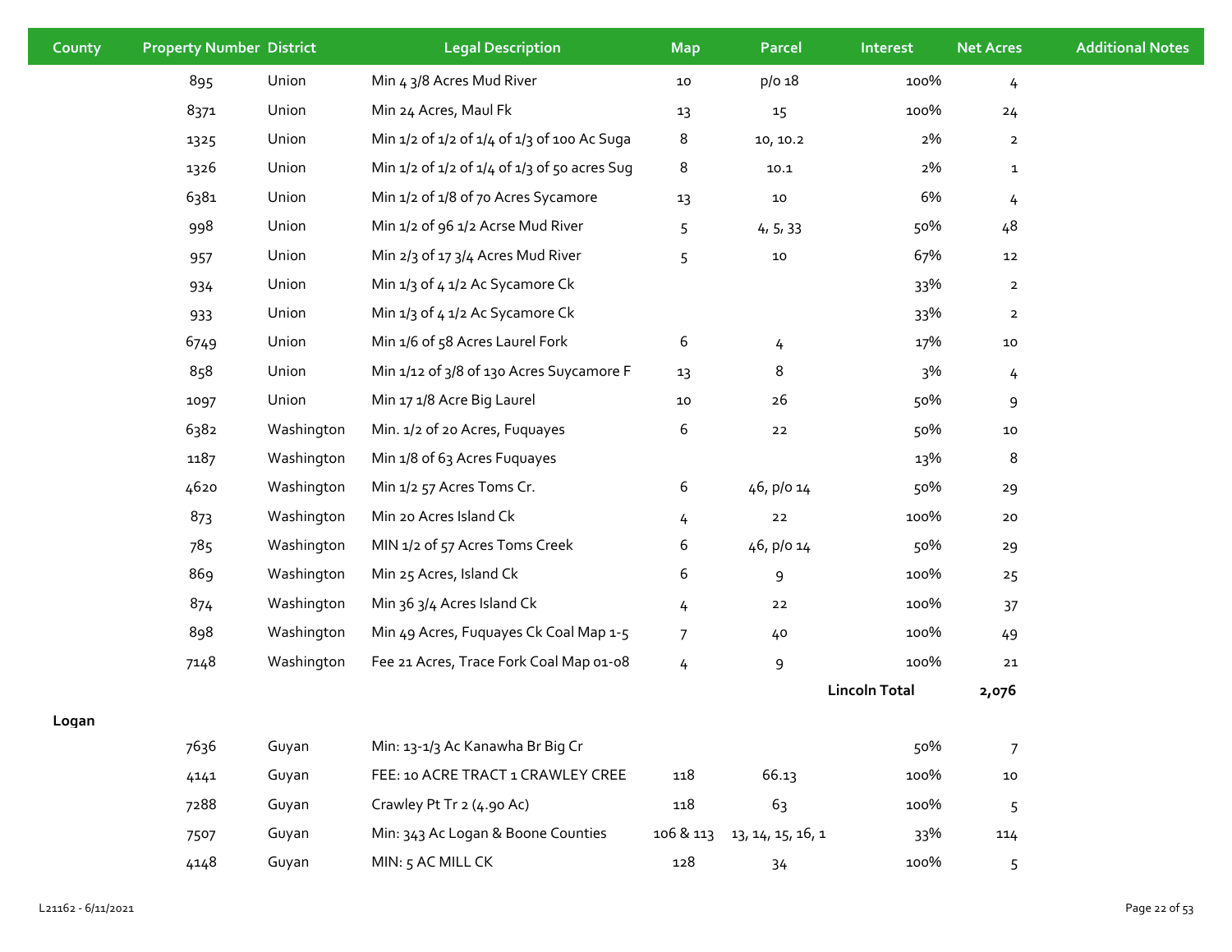| County | Property Number | District | Legal Description | Map | Parcel | Interest | Net Acres | Additional Notes |
|---|---|---|---|---|---|---|---|---|
| | 895 | Union | Min 4 3/8 Acres Mud River | 10 | p/o 18 | 100% | 4 | |
| | 8371 | Union | Min 24 Acres, Maul Fk | 13 | 15 | 100% | 24 | |
| | 1325 | Union | Min 1/2 of 1/2 of 1/4 of 1/3 of 100 Ac Suga | 8 | 10, 10.2 | 2% | 2 | |
| | 1326 | Union | Min 1/2 of 1/2 of 1/4 of 1/3 of 50 acres Sug | 8 | 10.1 | 2% | 1 | |
| | 6381 | Union | Min 1/2 of 1/8 of 70 Acres Sycamore | 13 | 10 | 6% | 4 | |
| | 998 | Union | Min 1/2 of 96 1/2 Acrse Mud River | 5 | 4, 5, 33 | 50% | 48 | |
| | 957 | Union | Min 2/3 of 17 3/4 Acres Mud River | 5 | 10 | 67% | 12 | |
| | 934 | Union | Min 1/3 of 4 1/2 Ac Sycamore Ck | | | 33% | 2 | |
| | 933 | Union | Min 1/3 of 4 1/2 Ac Sycamore Ck | | | 33% | 2 | |
| | 6749 | Union | Min 1/6 of 58 Acres Laurel Fork | 6 | 4 | 17% | 10 | |
| | 858 | Union | Min 1/12 of 3/8 of 130 Acres Suycamore F | 13 | 8 | 3% | 4 | |
| | 1097 | Union | Min 17 1/8 Acre Big Laurel | 10 | 26 | 50% | 9 | |
| | 6382 | Washington | Min. 1/2 of 20 Acres, Fuquayes | 6 | 22 | 50% | 10 | |
| | 1187 | Washington | Min 1/8 of 63 Acres Fuquayes | | | 13% | 8 | |
| | 4620 | Washington | Min 1/2 57 Acres Toms Cr. | 6 | 46, p/o 14 | 50% | 29 | |
| | 873 | Washington | Min 20 Acres Island Ck | 4 | 22 | 100% | 20 | |
| | 785 | Washington | MIN 1/2 of 57 Acres Toms Creek | 6 | 46, p/o 14 | 50% | 29 | |
| | 869 | Washington | Min 25 Acres, Island Ck | 6 | 9 | 100% | 25 | |
| | 874 | Washington | Min 36 3/4 Acres Island Ck | 4 | 22 | 100% | 37 | |
| | 898 | Washington | Min 49 Acres, Fuquayes Ck Coal Map 1-5 | 7 | 40 | 100% | 49 | |
| | 7148 | Washington | Fee 21 Acres, Trace Fork Coal Map 01-08 | 4 | 9 | 100% | 21 | |
| | | | | | | **Lincoln Total** | **2,076** | |
| **Logan** | | | | | | | | |
| | 7636 | Guyan | Min: 13-1/3 Ac Kanawha Br Big Cr | | | 50% | 7 | |
| | 4141 | Guyan | FEE: 10 ACRE TRACT 1 CRAWLEY CREE | 118 | 66.13 | 100% | 10 | |
| | 7288 | Guyan | Crawley Pt Tr 2 (4.90 Ac) | 118 | 63 | 100% | 5 | |
| | 7507 | Guyan | Min: 343 Ac Logan & Boone Counties | 106 & 113 | 13, 14, 15, 16, 1 | 33% | 114 | |
| | 4148 | Guyan | MIN: 5 AC MILL CK | 128 | 34 | 100% | 5 | |

L21162 - 6/11/2021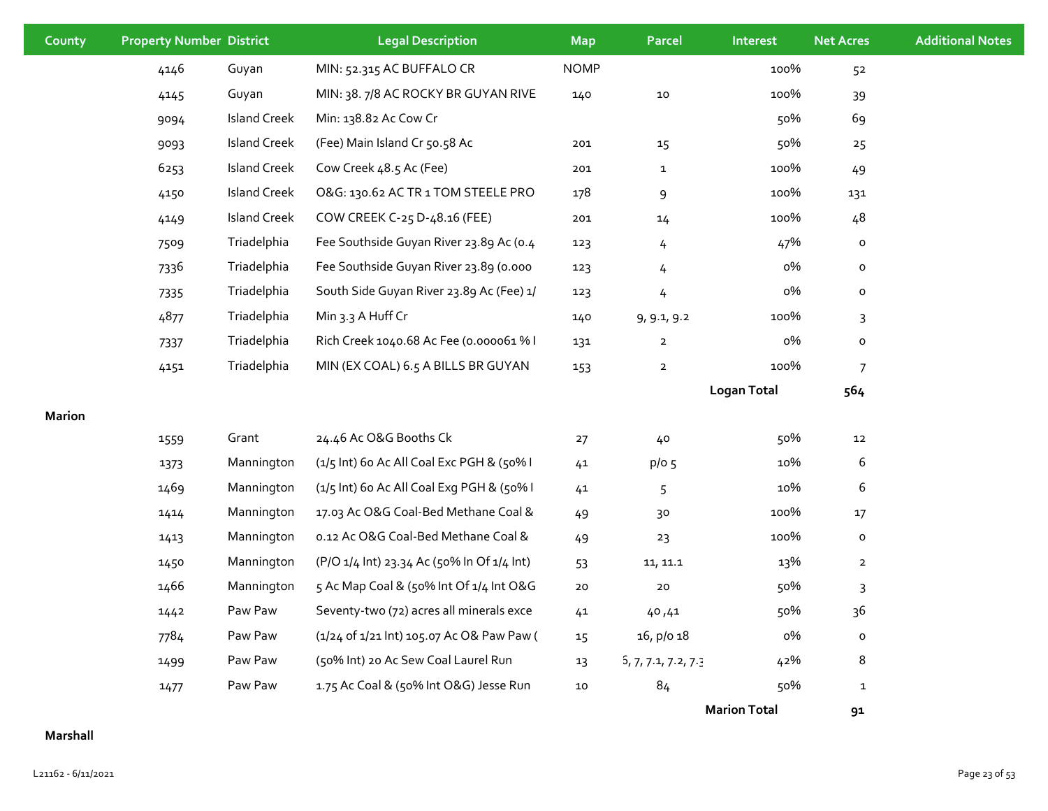| County | Property Number | District | Legal Description | Map | Parcel | Interest | Net Acres | Additional Notes |
|---|---|---|---|---|---|---|---|---|
| | 4146 | Guyan | MIN: 52.315 AC BUFFALO CR | NOMP | | 100% | 52 | |
| | 4145 | Guyan | MIN: 38. 7/8 AC ROCKY BR GUYAN RIVE | 140 | 10 | 100% | 39 | |
| | 9094 | Island Creek | Min: 138.82 Ac Cow Cr | | | 50% | 69 | |
| | 9093 | Island Creek | (Fee) Main Island Cr 50.58 Ac | 201 | 15 | 50% | 25 | |
| | 6253 | Island Creek | Cow Creek 48.5 Ac (Fee) | 201 | 1 | 100% | 49 | |
| | 4150 | Island Creek | O&G: 130.62 AC TR 1 TOM STEELE PRO | 178 | 9 | 100% | 131 | |
| | 4149 | Island Creek | COW CREEK C-25 D-48.16 (FEE) | 201 | 14 | 100% | 48 | |
| | 7509 | Triadelphia | Fee Southside Guyan River 23.89 Ac (0.4 | 123 | 4 | 47% | 0 | |
| | 7336 | Triadelphia | Fee Southside Guyan River 23.89 (0.000 | 123 | 4 | 0% | 0 | |
| | 7335 | Triadelphia | South Side Guyan River 23.89 Ac (Fee) 1/ | 123 | 4 | 0% | 0 | |
| | 4877 | Triadelphia | Min 3.3 A Huff Cr | 140 | 9, 9.1, 9.2 | 100% | 3 | |
| | 7337 | Triadelphia | Rich Creek 1040.68 Ac Fee (0.000061 % I | 131 | 2 | 0% | 0 | |
| | 4151 | Triadelphia | MIN (EX COAL) 6.5 A BILLS BR GUYAN | 153 | 2 | 100% | 7 | |
| | | | | | | **Logan Total** | **564** | |
| **Marion** | | | | | | | | |
| | 1559 | Grant | 24.46 Ac O&G Booths Ck | 27 | 40 | 50% | 12 | |
| | 1373 | Mannington | (1/5 Int) 60 Ac All Coal Exc PGH & (50% I | 41 | p/o 5 | 10% | 6 | |
| | 1469 | Mannington | (1/5 Int) 60 Ac All Coal Exg PGH & (50% I | 41 | 5 | 10% | 6 | |
| | 1414 | Mannington | 17.03 Ac O&G Coal-Bed Methane Coal & | 49 | 30 | 100% | 17 | |
| | 1413 | Mannington | 0.12 Ac O&G Coal-Bed Methane Coal & | 49 | 23 | 100% | 0 | |
| | 1450 | Mannington | (P/O 1/4 Int) 23.34 Ac (50% In Of 1/4 Int) | 53 | 11, 11.1 | 13% | 2 | |
| | 1466 | Mannington | 5 Ac Map Coal & (50% Int Of 1/4 Int O&G | 20 | 20 | 50% | 3 | |
| | 1442 | Paw Paw | Seventy-two (72) acres all minerals exce | 41 | 40 ,41 | 50% | 36 | |
| | 7784 | Paw Paw | (1/24 of 1/21 Int) 105.07 Ac O& Paw Paw ( | 15 | 16, p/o 18 | 0% | 0 | |
| | 1499 | Paw Paw | (50% Int) 20 Ac Sew Coal Laurel Run | 13 | 6, 7, 7.1, 7.2, 7.3 | 42% | 8 | |
| | 1477 | Paw Paw | 1.75 Ac Coal & (50% Int O&G) Jesse Run | 10 | 84 | 50% | 1 | |
| | | | | | | **Marion Total** | **91** | |
| **Marshall** | | | | | | | | |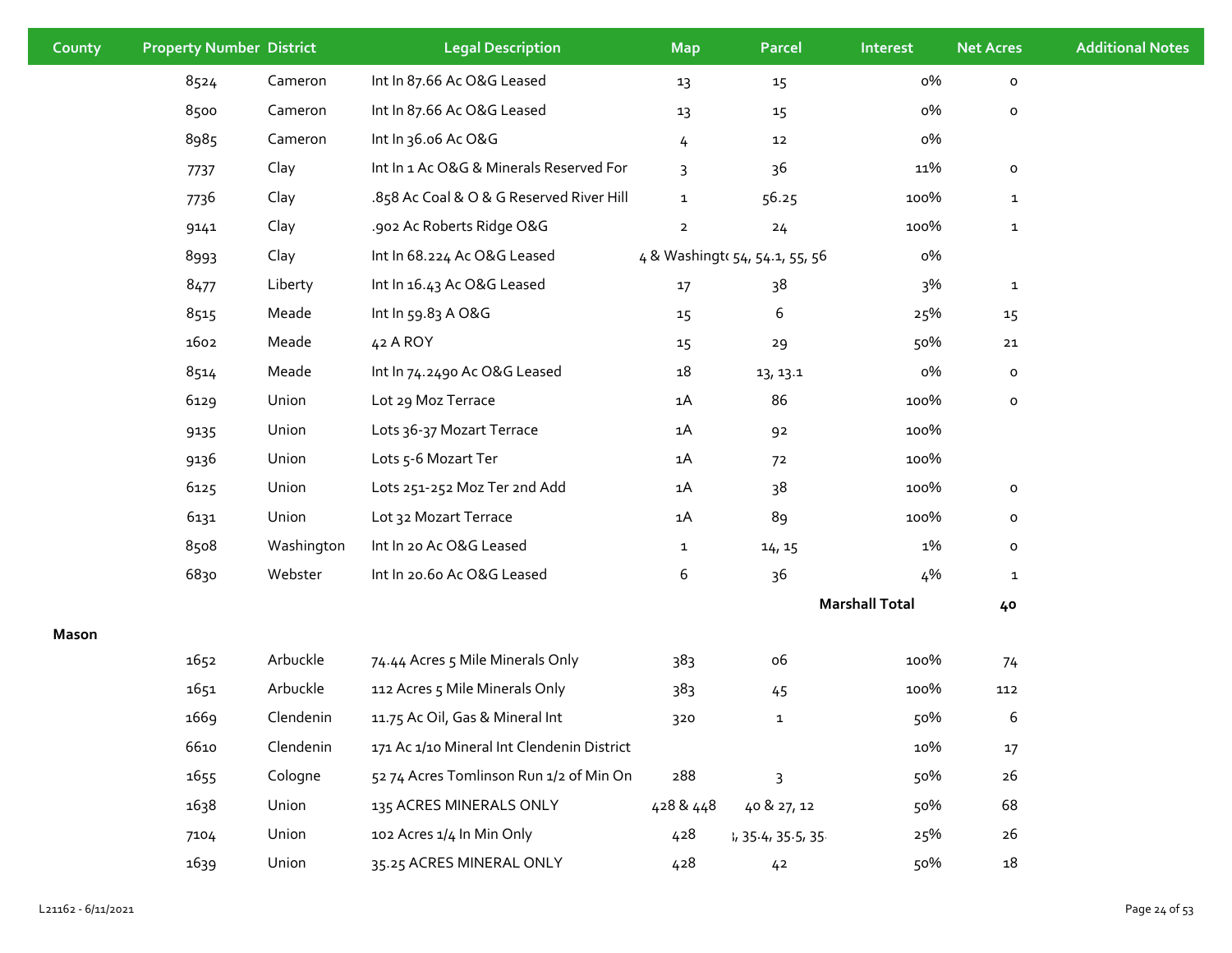| County | Property Number | District | Legal Description | Map | Parcel | Interest | Net Acres | Additional Notes |
|---|---|---|---|---|---|---|---|---|
| | 8524 | Cameron | Int In 87.66 Ac O&G Leased | 13 | 15 | 0% | 0 | |
| | 8500 | Cameron | Int In 87.66 Ac O&G Leased | 13 | 15 | 0% | 0 | |
| | 8985 | Cameron | Int In 36.06 Ac O&G | 4 | 12 | 0% | | |
| | 7737 | Clay | Int In 1 Ac O&G & Minerals Reserved For | 3 | 36 | 11% | 0 | |
| | 7736 | Clay | .858 Ac Coal & O & G Reserved River Hill | 1 | 56.25 | 100% | 1 | |
| | 9141 | Clay | .902 Ac Roberts Ridge O&G | 2 | 24 | 100% | 1 | |
| | 8993 | Clay | Int In 68.224 Ac O&G Leased | 4 & Washingt | 54, 54.1, 55, 56 | 0% | | |
| | 8477 | Liberty | Int In 16.43 Ac O&G Leased | 17 | 38 | 3% | 1 | |
| | 8515 | Meade | Int In 59.83 A O&G | 15 | 6 | 25% | 15 | |
| | 1602 | Meade | 42 A ROY | 15 | 29 | 50% | 21 | |
| | 8514 | Meade | Int In 74.2490 Ac O&G Leased | 18 | 13, 13.1 | 0% | 0 | |
| | 6129 | Union | Lot 29 Moz Terrace | 1A | 86 | 100% | 0 | |
| | 9135 | Union | Lots 36-37 Mozart Terrace | 1A | 92 | 100% | | |
| | 9136 | Union | Lots 5-6 Mozart Ter | 1A | 72 | 100% | | |
| | 6125 | Union | Lots 251-252 Moz Ter 2nd Add | 1A | 38 | 100% | 0 | |
| | 6131 | Union | Lot 32 Mozart Terrace | 1A | 89 | 100% | 0 | |
| | 8508 | Washington | Int In 20 Ac O&G Leased | 1 | 14, 15 | 1% | 0 | |
| | 6830 | Webster | Int In 20.60 Ac O&G Leased | 6 | 36 | 4% | 1 | |
| | | | | | | **Marshall Total** | **40** | |
| **Mason** | | | | | | | | |
| | 1652 | Arbuckle | 74.44 Acres 5 Mile Minerals Only | 383 | 06 | 100% | 74 | |
| | 1651 | Arbuckle | 112 Acres 5 Mile Minerals Only | 383 | 45 | 100% | 112 | |
| | 1669 | Clendenin | 11.75 Ac Oil, Gas & Mineral Int | 320 | 1 | 50% | 6 | |
| | 6610 | Clendenin | 171 Ac 1/10 Mineral Int Clendenin District | | | 10% | 17 | |
| | 1655 | Cologne | 52 74 Acres Tomlinson Run 1/2 of Min On | 288 | 3 | 50% | 26 | |
| | 1638 | Union | 135 ACRES MINERALS ONLY | 428 & 448 | 40 & 27, 12 | 50% | 68 | |
| | 7104 | Union | 102 Acres 1/4 In Min Only | 428 | , 35.4, 35.5, 35 | 25% | 26 | |
| | 1639 | Union | 35.25 ACRES MINERAL ONLY | 428 | 42 | 50% | 18 | |

L21162 - 6/11/2021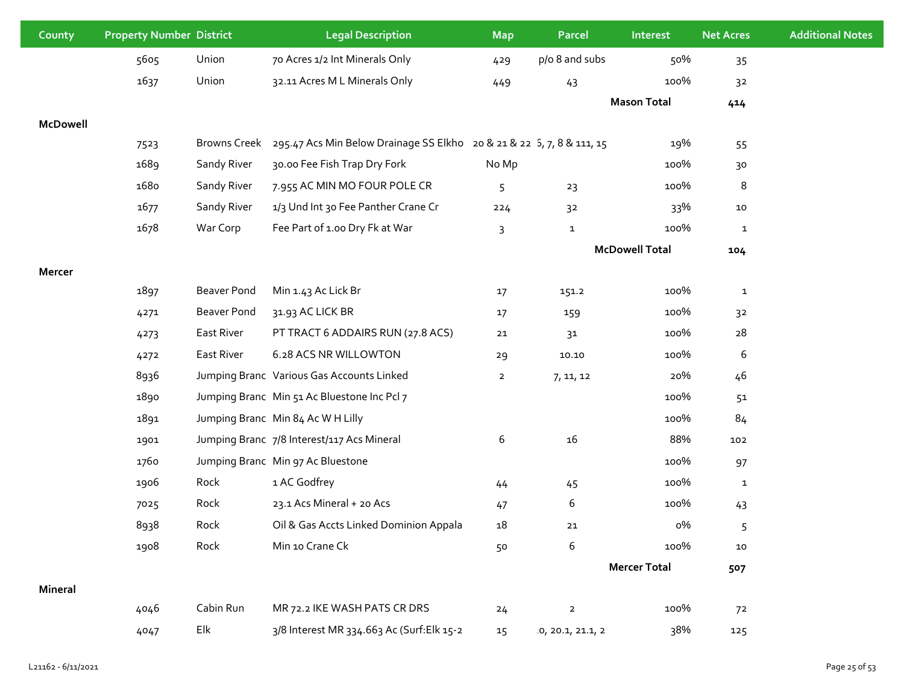| County | Property Number | District | Legal Description | Map | Parcel | Interest | Net Acres | Additional Notes |
|---|---|---|---|---|---|---|---|---|
| | 5605 | Union | 70 Acres 1/2 Int Minerals Only | 429 | p/o 8 and subs | 50% | 35 | |
| | 1637 | Union | 32.11 Acres M L Minerals Only | 449 | 43 | 100% | 32 | |
| | | | | | | **Mason Total** | **414** | |
| **McDowell** | | | | | | | | |
| | 7523 | Browns Creek | 295.47 Acs Min Below Drainage SS Elkho | 20 & 21 & 22 | 5, 7, 8 & 111, 15 | 19% | 55 | |
| | 1689 | Sandy River | 30.00 Fee Fish Trap Dry Fork | No Mp | | 100% | 30 | |
| | 1680 | Sandy River | 7.955 AC MIN MO FOUR POLE CR | 5 | 23 | 100% | 8 | |
| | 1677 | Sandy River | 1/3 Und Int 30 Fee Panther Crane Cr | 224 | 32 | 33% | 10 | |
| | 1678 | War Corp | Fee Part of 1.00 Dry Fk at War | 3 | 1 | 100% | 1 | |
| | | | | | | **McDowell Total** | **104** | |
| **Mercer** | | | | | | | | |
| | 1897 | Beaver Pond | Min 1.43 Ac Lick Br | 17 | 151.2 | 100% | 1 | |
| | 4271 | Beaver Pond | 31.93 AC LICK BR | 17 | 159 | 100% | 32 | |
| | 4273 | East River | PT TRACT 6 ADDAIRS RUN (27.8 ACS) | 21 | 31 | 100% | 28 | |
| | 4272 | East River | 6.28 ACS NR WILLOWTON | 29 | 10.10 | 100% | 6 | |
| | 8936 | Jumping Branc | Various Gas Accounts Linked | 2 | 7, 11, 12 | 20% | 46 | |
| | 1890 | Jumping Branc | Min 51 Ac Bluestone Inc Pcl 7 | | | 100% | 51 | |
| | 1891 | Jumping Branc | Min 84 Ac W H Lilly | | | 100% | 84 | |
| | 1901 | Jumping Branc | 7/8 Interest/117 Acs Mineral | 6 | 16 | 88% | 102 | |
| | 1760 | Jumping Branc | Min 97 Ac Bluestone | | | 100% | 97 | |
| | 1906 | Rock | 1 AC Godfrey | 44 | 45 | 100% | 1 | |
| | 7025 | Rock | 23.1 Acs Mineral + 20 Acs | 47 | 6 | 100% | 43 | |
| | 8938 | Rock | Oil & Gas Accts Linked Dominion Appala | 18 | 21 | 0% | 5 | |
| | 1908 | Rock | Min 10 Crane Ck | 50 | 6 | 100% | 10 | |
| | | | | | | **Mercer Total** | **507** | |
| **Mineral** | | | | | | | | |
| | 4046 | Cabin Run | MR 72.2 IKE WASH PATS CR DRS | 24 | 2 | 100% | 72 | |
| | 4047 | Elk | 3/8 Interest MR 334.663 Ac (Surf:Elk 15-2 | 15 | .0, 20.1, 21.1, 2 | 38% | 125 | |

L21162 - 6/11/2021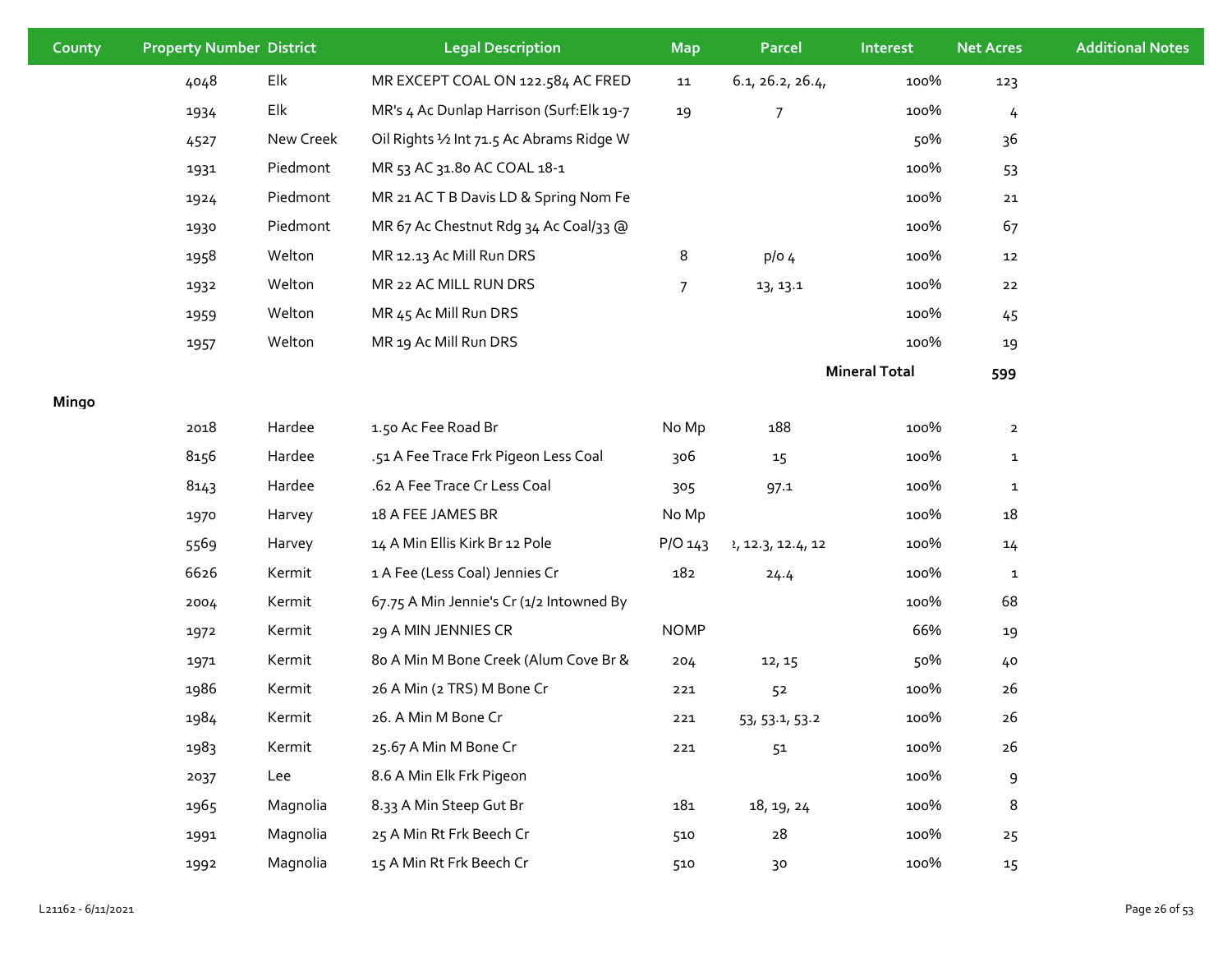| County | Property Number | District | Legal Description | Map | Parcel | Interest | Net Acres | Additional Notes |
|---|---|---|---|---|---|---|---|---|
| | 4048 | Elk | MR EXCEPT COAL ON 122.584 AC FRED | 11 | 6.1, 26.2, 26.4, | 100% | 123 | |
| | 1934 | Elk | MR's 4 Ac Dunlap Harrison (Surf:Elk 19-7 | 19 | 7 | 100% | 4 | |
| | 4527 | New Creek | Oil Rights ½ Int 71.5 Ac Abrams Ridge W | | | 50% | 36 | |
| | 1931 | Piedmont | MR 53 AC 31.80 AC COAL 18-1 | | | 100% | 53 | |
| | 1924 | Piedmont | MR 21 AC T B Davis LD & Spring Nom Fe | | | 100% | 21 | |
| | 1930 | Piedmont | MR 67 Ac Chestnut Rdg 34 Ac Coal/33 @ | | | 100% | 67 | |
| | 1958 | Welton | MR 12.13 Ac Mill Run DRS | 8 | p/o 4 | 100% | 12 | |
| | 1932 | Welton | MR 22 AC MILL RUN DRS | 7 | 13, 13.1 | 100% | 22 | |
| | 1959 | Welton | MR 45 Ac Mill Run DRS | | | 100% | 45 | |
| | 1957 | Welton | MR 19 Ac Mill Run DRS | | | 100% | 19 | |
| | | | | | | **Mineral Total** | **599** | |
| **Mingo** | | | | | | | | |
| | 2018 | Hardee | 1.50 Ac Fee Road Br | No Mp | 188 | 100% | 2 | |
| | 8156 | Hardee | .51 A Fee Trace Frk Pigeon Less Coal | 306 | 15 | 100% | 1 | |
| | 8143 | Hardee | .62 A Fee Trace Cr Less Coal | 305 | 97.1 | 100% | 1 | |
| | 1970 | Harvey | 18 A FEE JAMES BR | No Mp | | 100% | 18 | |
| | 5569 | Harvey | 14 A Min Ellis Kirk Br 12 Pole | P/O 143 | 2, 12.3, 12.4, 12 | 100% | 14 | |
| | 6626 | Kermit | 1 A Fee (Less Coal) Jennies Cr | 182 | 24.4 | 100% | 1 | |
| | 2004 | Kermit | 67.75 A Min Jennie's Cr (1/2 Intowned By | | | 100% | 68 | |
| | 1972 | Kermit | 29 A MIN JENNIES CR | NOMP | | 66% | 19 | |
| | 1971 | Kermit | 80 A Min M Bone Creek (Alum Cove Br & | 204 | 12, 15 | 50% | 40 | |
| | 1986 | Kermit | 26 A Min (2 TRS) M Bone Cr | 221 | 52 | 100% | 26 | |
| | 1984 | Kermit | 26. A Min M Bone Cr | 221 | 53, 53.1, 53.2 | 100% | 26 | |
| | 1983 | Kermit | 25.67 A Min M Bone Cr | 221 | 51 | 100% | 26 | |
| | 2037 | Lee | 8.6 A Min Elk Frk Pigeon | | | 100% | 9 | |
| | 1965 | Magnolia | 8.33 A Min Steep Gut Br | 181 | 18, 19, 24 | 100% | 8 | |
| | 1991 | Magnolia | 25 A Min Rt Frk Beech Cr | 510 | 28 | 100% | 25 | |
| | 1992 | Magnolia | 15 A Min Rt Frk Beech Cr | 510 | 30 | 100% | 15 | |

L21162 - 6/11/2021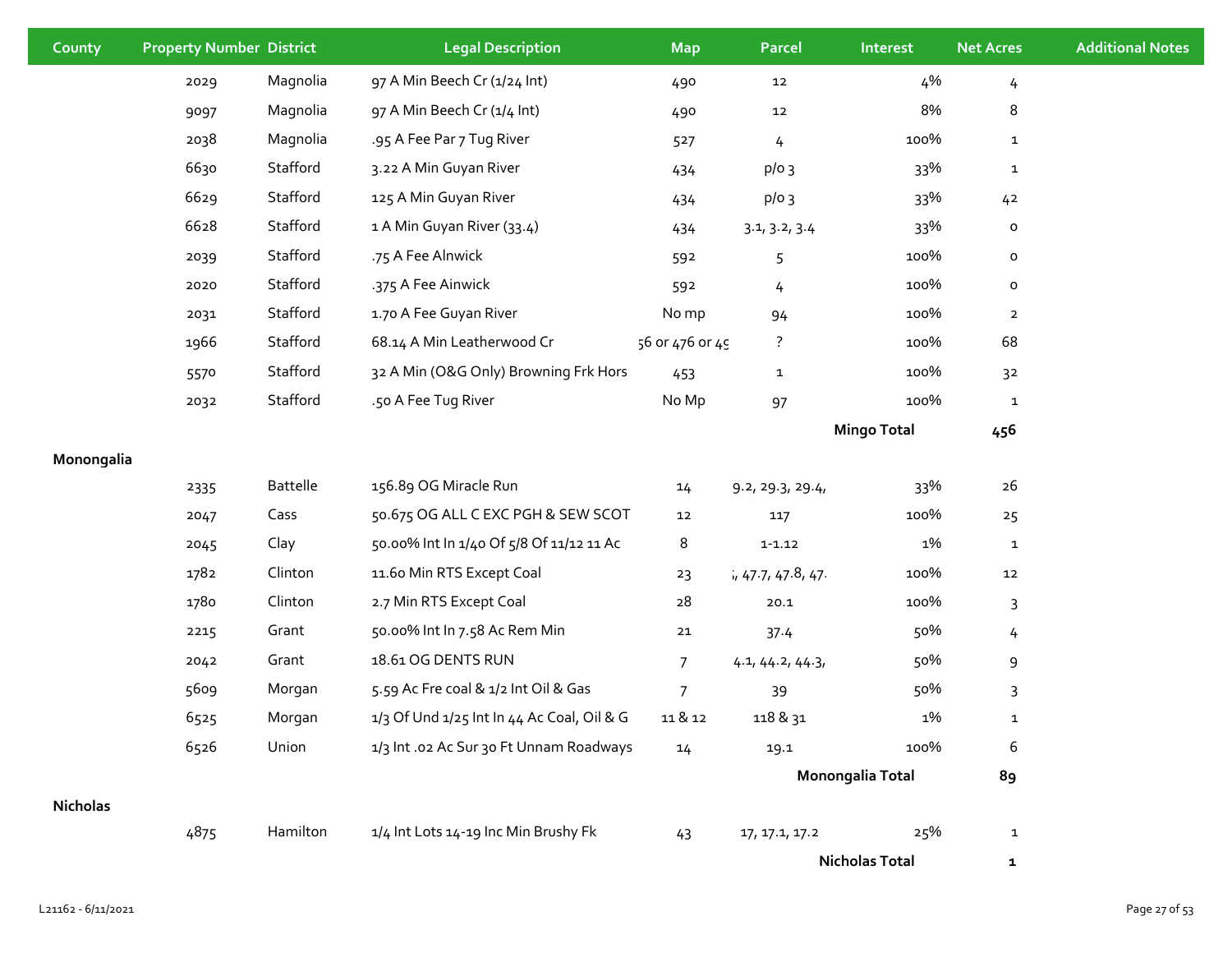| County | Property Number | District | Legal Description | Map | Parcel | Interest | Net Acres | Additional Notes |
|---|---|---|---|---|---|---|---|---|
| | 2029 | Magnolia | 97 A Min Beech Cr (1/24 Int) | 490 | 12 | 4% | 4 | |
| | 9097 | Magnolia | 97 A Min Beech Cr (1/4 Int) | 490 | 12 | 8% | 8 | |
| | 2038 | Magnolia | .95 A Fee Par 7 Tug River | 527 | 4 | 100% | 1 | |
| | 6630 | Stafford | 3.22 A Min Guyan River | 434 | p/o 3 | 33% | 1 | |
| | 6629 | Stafford | 125 A Min Guyan River | 434 | p/o 3 | 33% | 42 | |
| | 6628 | Stafford | 1 A Min Guyan River (33.4) | 434 | 3.1, 3.2, 3.4 | 33% | 0 | |
| | 2039 | Stafford | .75 A Fee Alnwick | 592 | 5 | 100% | 0 | |
| | 2020 | Stafford | .375 A Fee Ainwick | 592 | 4 | 100% | 0 | |
| | 2031 | Stafford | 1.70 A Fee Guyan River | No mp | 94 | 100% | 2 | |
| | 1966 | Stafford | 68.14 A Min Leatherwood Cr | 56 or 476 or 49 | ? | 100% | 68 | |
| | 5570 | Stafford | 32 A Min (O&G Only) Browning Frk Hors | 453 | 1 | 100% | 32 | |
| | 2032 | Stafford | .50 A Fee Tug River | No Mp | 97 | 100% | 1 | |
| | | | | | | **Mingo Total** | **456** | |
| **Monongalia** | | | | | | | | |
| | 2335 | Battelle | 156.89 OG Miracle Run | 14 | 9.2, 29.3, 29.4, | 33% | 26 | |
| | 2047 | Cass | 50.675 OG ALL C EXC PGH & SEW SCOT | 12 | 117 | 100% | 25 | |
| | 2045 | Clay | 50.00% Int In 1/40 Of 5/8 Of 11/12 11 Ac | 8 | 1-1.12 | 1% | 1 | |
| | 1782 | Clinton | 11.60 Min RTS Except Coal | 23 | , 47.7, 47.8, 47. | 100% | 12 | |
| | 1780 | Clinton | 2.7 Min RTS Except Coal | 28 | 20.1 | 100% | 3 | |
| | 2215 | Grant | 50.00% Int In 7.58 Ac Rem Min | 21 | 37.4 | 50% | 4 | |
| | 2042 | Grant | 18.61 OG DENTS RUN | 7 | 4.1, 44.2, 44.3, | 50% | 9 | |
| | 5609 | Morgan | 5.59 Ac Fre coal & 1/2 Int Oil & Gas | 7 | 39 | 50% | 3 | |
| | 6525 | Morgan | 1/3 Of Und 1/25 Int In 44 Ac Coal, Oil & G | 11 & 12 | 118 & 31 | 1% | 1 | |
| | 6526 | Union | 1/3 Int .02 Ac Sur 30 Ft Unnam Roadways | 14 | 19.1 | 100% | 6 | |
| | | | | | | **Monongalia Total** | **89** | |
| **Nicholas** | | | | | | | | |
| | 4875 | Hamilton | 1/4 Int Lots 14-19 Inc Min Brushy Fk | 43 | 17, 17.1, 17.2 | 25% | 1 | |
| | | | | | | **Nicholas Total** | **1** | |

L21162 - 6/11/2021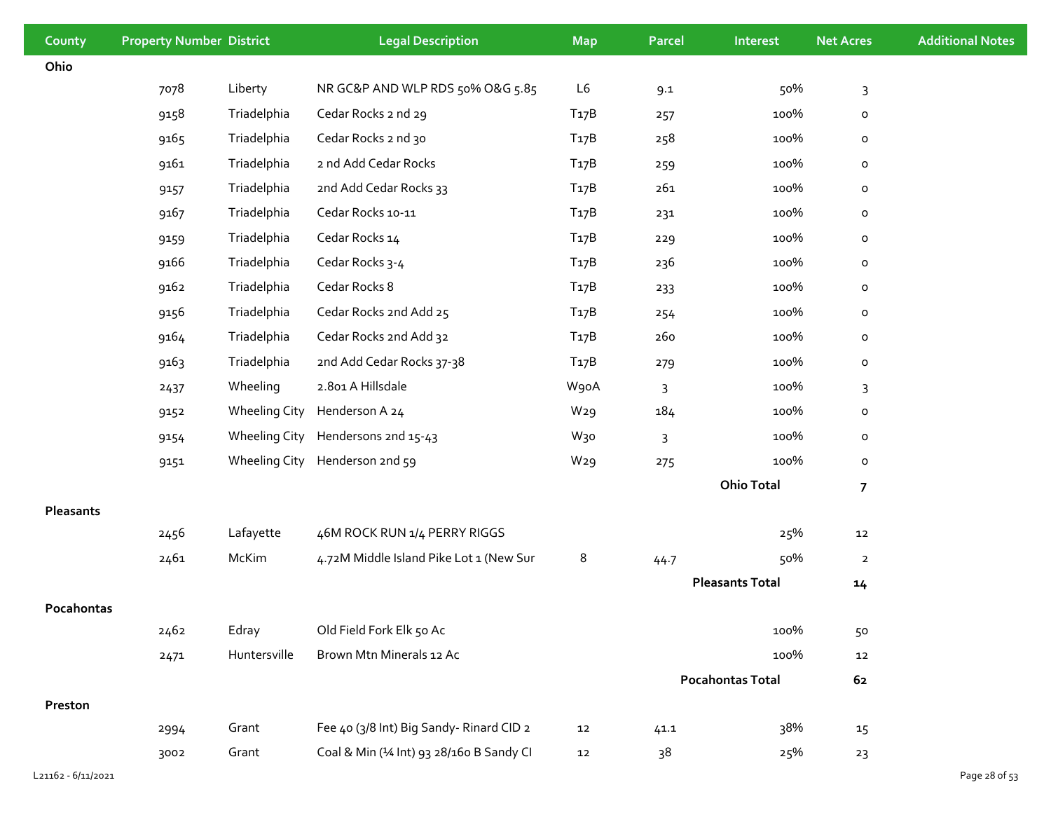| County | Property Number | District | Legal Description | Map | Parcel | Interest | Net Acres | Additional Notes |
|---|---|---|---|---|---|---|---|---|
| **Ohio** | | | | | | | | |
| | 7078 | Liberty | NR GC&P AND WLP RDS 50% O&G 5.85 | L6 | 9.1 | 50% | 3 | |
| | 9158 | Triadelphia | Cedar Rocks 2 nd 29 | T17B | 257 | 100% | 0 | |
| | 9165 | Triadelphia | Cedar Rocks 2 nd 30 | T17B | 258 | 100% | 0 | |
| | 9161 | Triadelphia | 2 nd Add Cedar Rocks | T17B | 259 | 100% | 0 | |
| | 9157 | Triadelphia | 2nd Add Cedar Rocks 33 | T17B | 261 | 100% | 0 | |
| | 9167 | Triadelphia | Cedar Rocks 10-11 | T17B | 231 | 100% | 0 | |
| | 9159 | Triadelphia | Cedar Rocks 14 | T17B | 229 | 100% | 0 | |
| | 9166 | Triadelphia | Cedar Rocks 3-4 | T17B | 236 | 100% | 0 | |
| | 9162 | Triadelphia | Cedar Rocks 8 | T17B | 233 | 100% | 0 | |
| | 9156 | Triadelphia | Cedar Rocks 2nd Add 25 | T17B | 254 | 100% | 0 | |
| | 9164 | Triadelphia | Cedar Rocks 2nd Add 32 | T17B | 260 | 100% | 0 | |
| | 9163 | Triadelphia | 2nd Add Cedar Rocks 37-38 | T17B | 279 | 100% | 0 | |
| | 2437 | Wheeling | 2.801 A Hillsdale | W90A | 3 | 100% | 3 | |
| | 9152 | Wheeling City | Henderson A 24 | W29 | 184 | 100% | 0 | |
| | 9154 | Wheeling City | Hendersons 2nd 15-43 | W30 | 3 | 100% | 0 | |
| | 9151 | Wheeling City | Henderson 2nd 59 | W29 | 275 | 100% | 0 | |
| | | | | | | **Ohio Total** | **7** | |
| **Pleasants** | | | | | | | | |
| | 2456 | Lafayette | 46M ROCK RUN 1/4 PERRY RIGGS | | | 25% | 12 | |
| | 2461 | McKim | 4.72M Middle Island Pike Lot 1 (New Sur | 8 | 44.7 | 50% | 2 | |
| | | | | | | **Pleasants Total** | **14** | |
| **Pocahontas** | | | | | | | | |
| | 2462 | Edray | Old Field Fork Elk 50 Ac | | | 100% | 50 | |
| | 2471 | Huntersville | Brown Mtn Minerals 12 Ac | | | 100% | 12 | |
| | | | | | | **Pocahontas Total** | **62** | |
| **Preston** | | | | | | | | |
| | 2994 | Grant | Fee 40 (3/8 Int) Big Sandy- Rinard CID 2 | 12 | 41.1 | 38% | 15 | |
| | 3002 | Grant | Coal & Min (¼ Int) 93 28/160 B Sandy CI | 12 | 38 | 25% | 23 | |

L21162 - 6/11/2021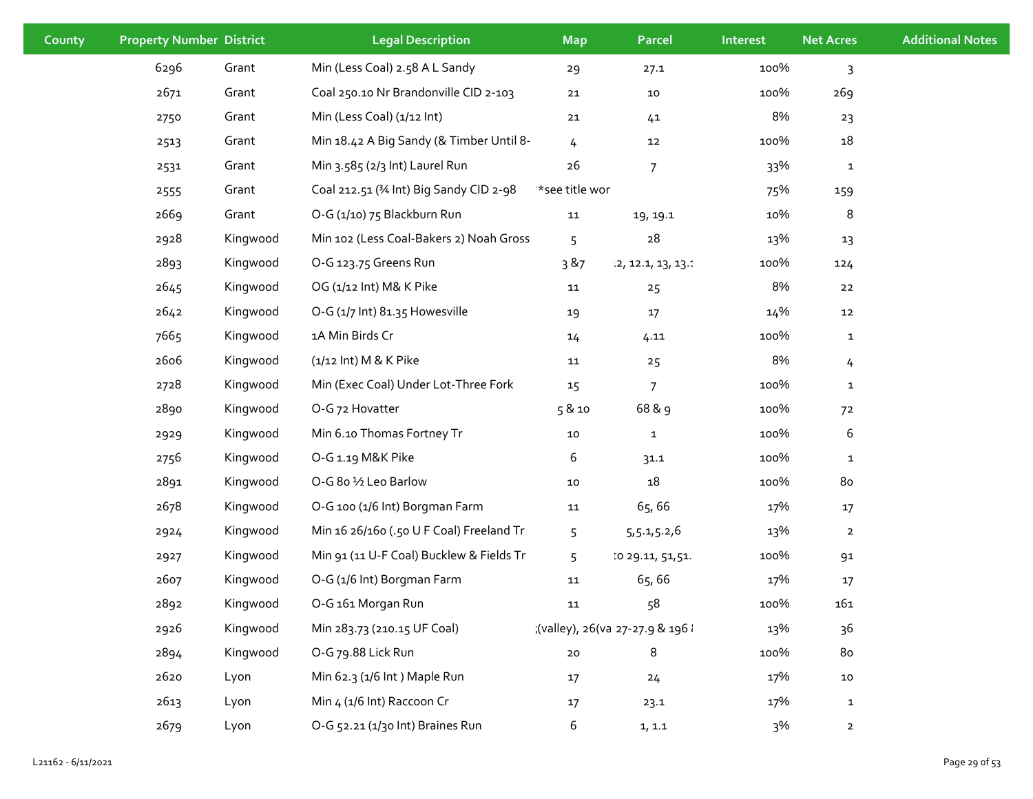| County | Property Number | District | Legal Description | Map | Parcel | Interest | Net Acres | Additional Notes |
|---|---|---|---|---|---|---|---|---|
| | 6296 | Grant | Min (Less Coal) 2.58 A L Sandy | 29 | 27.1 | 100% | 3 | |
| | 2671 | Grant | Coal 250.10 Nr Brandonville CID 2-103 | 21 | 10 | 100% | 269 | |
| | 2750 | Grant | Min (Less Coal) (1/12 Int) | 21 | 41 | 8% | 23 | |
| | 2513 | Grant | Min 18.42 A Big Sandy (& Timber Until 8- | 4 | 12 | 100% | 18 | |
| | 2531 | Grant | Min 3.585 (2/3 Int) Laurel Run | 26 | 7 | 33% | 1 | |
| | 2555 | Grant | Coal 212.51 (¾ Int) Big Sandy CID 2-98 | *see title wor | | 75% | 159 | |
| | 2669 | Grant | O-G (1/10) 75 Blackburn Run | 11 | 19, 19.1 | 10% | 8 | |
| | 2928 | Kingwood | Min 102 (Less Coal-Bakers 2) Noah Gross | 5 | 28 | 13% | 13 | |
| | 2893 | Kingwood | O-G 123.75 Greens Run | 3 &7 | .2, 12.1, 13, 13.: | 100% | 124 | |
| | 2645 | Kingwood | OG (1/12 Int) M& K Pike | 11 | 25 | 8% | 22 | |
| | 2642 | Kingwood | O-G (1/7 Int) 81.35 Howesville | 19 | 17 | 14% | 12 | |
| | 7665 | Kingwood | 1A Min Birds Cr | 14 | 4.11 | 100% | 1 | |
| | 2606 | Kingwood | (1/12 Int) M & K Pike | 11 | 25 | 8% | 4 | |
| | 2728 | Kingwood | Min (Exec Coal) Under Lot-Three Fork | 15 | 7 | 100% | 1 | |
| | 2890 | Kingwood | O-G 72 Hovatter | 5 & 10 | 68 & 9 | 100% | 72 | |
| | 2929 | Kingwood | Min 6.10 Thomas Fortney Tr | 10 | 1 | 100% | 6 | |
| | 2756 | Kingwood | O-G 1.19 M&K Pike | 6 | 31.1 | 100% | 1 | |
| | 2891 | Kingwood | O-G 80 ½ Leo Barlow | 10 | 18 | 100% | 80 | |
| | 2678 | Kingwood | O-G 100 (1/6 Int) Borgman Farm | 11 | 65, 66 | 17% | 17 | |
| | 2924 | Kingwood | Min 16 26/160 (.50 U F Coal) Freeland Tr | 5 | 5,5.1,5.2,6 | 13% | 2 | |
| | 2927 | Kingwood | Min 91 (11 U-F Coal) Bucklew & Fields Tr | 5 | :o 29.11, 51,51. | 100% | 91 | |
| | 2607 | Kingwood | O-G (1/6 Int) Borgman Farm | 11 | 65, 66 | 17% | 17 | |
| | 2892 | Kingwood | O-G 161 Morgan Run | 11 | 58 | 100% | 161 | |
| | 2926 | Kingwood | Min 283.73 (210.15 UF Coal) | ;(valley), 26(va | 27-27.9 & 196 { | 13% | 36 | |
| | 2894 | Kingwood | O-G 79.88 Lick Run | 20 | 8 | 100% | 80 | |
| | 2620 | Lyon | Min 62.3 (1/6 Int ) Maple Run | 17 | 24 | 17% | 10 | |
| | 2613 | Lyon | Min 4 (1/6 Int) Raccoon Cr | 17 | 23.1 | 17% | 1 | |
| | 2679 | Lyon | O-G 52.21 (1/30 Int) Braines Run | 6 | 1, 1.1 | 3% | 2 | |

L21162 - 6/11/2021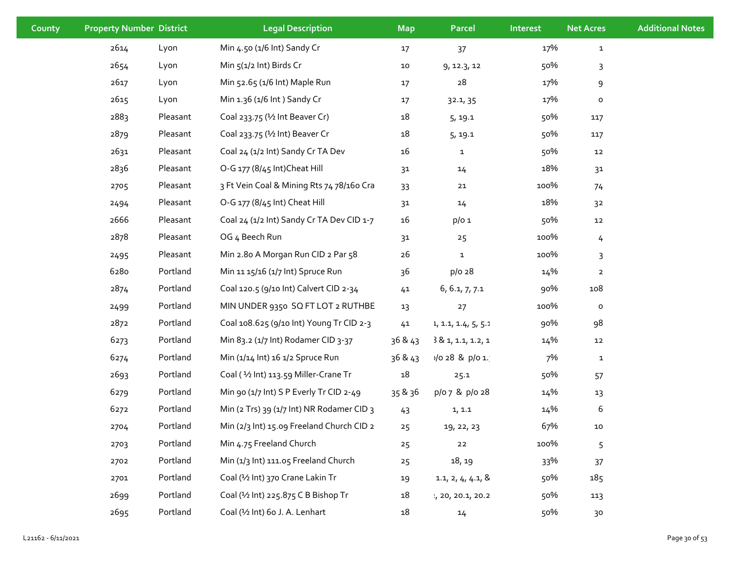| County | Property Number | District | Legal Description | Map | Parcel | Interest | Net Acres | Additional Notes |
|---|---|---|---|---|---|---|---|---|
| | 2614 | Lyon | Min 4.50 (1/6 Int) Sandy Cr | 17 | 37 | 17% | 1 | |
| | 2654 | Lyon | Min 5(1/2 Int) Birds Cr | 10 | 9, 12.3, 12 | 50% | 3 | |
| | 2617 | Lyon | Min 52.65 (1/6 Int) Maple Run | 17 | 28 | 17% | 9 | |
| | 2615 | Lyon | Min 1.36 (1/6 Int ) Sandy Cr | 17 | 32.1, 35 | 17% | 0 | |
| | 2883 | Pleasant | Coal 233.75 (½ Int Beaver Cr) | 18 | 5, 19.1 | 50% | 117 | |
| | 2879 | Pleasant | Coal 233.75 (½ Int) Beaver Cr | 18 | 5, 19.1 | 50% | 117 | |
| | 2631 | Pleasant | Coal 24 (1/2 Int) Sandy Cr TA Dev | 16 | 1 | 50% | 12 | |
| | 2836 | Pleasant | O-G 177 (8/45 Int)Cheat Hill | 31 | 14 | 18% | 31 | |
| | 2705 | Pleasant | 3 Ft Vein Coal & Mining Rts 74 78/160 Cra | 33 | 21 | 100% | 74 | |
| | 2494 | Pleasant | O-G 177 (8/45 Int) Cheat Hill | 31 | 14 | 18% | 32 | |
| | 2666 | Pleasant | Coal 24 (1/2 Int) Sandy Cr TA Dev CID 1-7 | 16 | p/o 1 | 50% | 12 | |
| | 2878 | Pleasant | OG 4 Beech Run | 31 | 25 | 100% | 4 | |
| | 2495 | Pleasant | Min 2.80 A Morgan Run CID 2 Par 58 | 26 | 1 | 100% | 3 | |
| | 6280 | Portland | Min 11 15/16 (1/7 Int) Spruce Run | 36 | p/o 28 | 14% | 2 | |
| | 2874 | Portland | Coal 120.5 (9/10 Int) Calvert CID 2-34 | 41 | 6, 6.1, 7, 7.1 | 90% | 108 | |
| | 2499 | Portland | MIN UNDER 9350 SQ FT LOT 2 RUTHBE | 13 | 27 | 100% | 0 | |
| | 2872 | Portland | Coal 108.625 (9/10 Int) Young Tr CID 2-3 | 41 | 1, 1.1, 1.4, 5, 5.1 | 90% | 98 | |
| | 6273 | Portland | Min 83.2 (1/7 Int) Rodamer CID 3-37 | 36 & 43 | 3 & 1, 1.1, 1.2, 1 | 14% | 12 | |
| | 6274 | Portland | Min (1/14 Int) 16 1/2 Spruce Run | 36 & 43 | p/o 28 & p/o 1. | 7% | 1 | |
| | 2693 | Portland | Coal ( ½ Int) 113.59 Miller-Crane Tr | 18 | 25.1 | 50% | 57 | |
| | 6279 | Portland | Min 90 (1/7 Int) S P Everly Tr CID 2-49 | 35 & 36 | p/o 7 & p/o 28 | 14% | 13 | |
| | 6272 | Portland | Min (2 Trs) 39 (1/7 Int) NR Rodamer CID 3 | 43 | 1, 1.1 | 14% | 6 | |
| | 2704 | Portland | Min (2/3 Int) 15.09 Freeland Church CID 2 | 25 | 19, 22, 23 | 67% | 10 | |
| | 2703 | Portland | Min 4.75 Freeland Church | 25 | 22 | 100% | 5 | |
| | 2702 | Portland | Min (1/3 Int) 111.05 Freeland Church | 25 | 18, 19 | 33% | 37 | |
| | 2701 | Portland | Coal (½ Int) 370 Crane Lakin Tr | 19 | 1.1, 2, 4, 4.1, & | 50% | 185 | |
| | 2699 | Portland | Coal (½ Int) 225.875 C B Bishop Tr | 18 | 2, 20, 20.1, 20.2 | 50% | 113 | |
| | 2695 | Portland | Coal (½ Int) 60 J. A. Lenhart | 18 | 14 | 50% | 30 | |

L21162 - 6/11/2021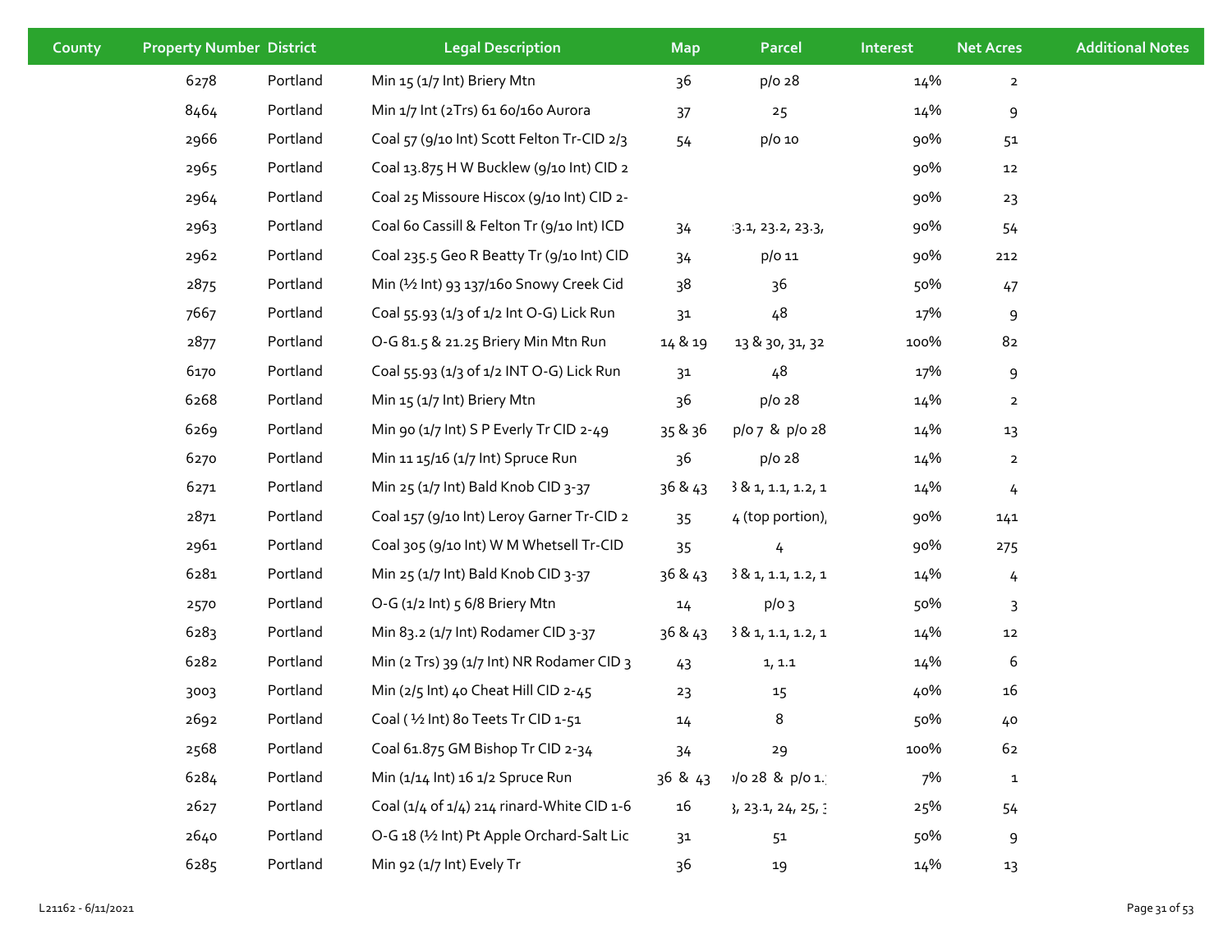| County | Property Number | District | Legal Description | Map | Parcel | Interest | Net Acres | Additional Notes |
|---|---|---|---|---|---|---|---|---|
| | 6278 | Portland | Min 15 (1/7 Int) Briery Mtn | 36 | p/o 28 | 14% | 2 | |
| | 8464 | Portland | Min 1/7 Int (2Trs) 61 60/160 Aurora | 37 | 25 | 14% | 9 | |
| | 2966 | Portland | Coal 57 (9/10 Int) Scott Felton Tr-CID 2/3 | 54 | p/o 10 | 90% | 51 | |
| | 2965 | Portland | Coal 13.875 H W Bucklew (9/10 Int) CID 2 | | | 90% | 12 | |
| | 2964 | Portland | Coal 25 Missoure Hiscox (9/10 Int) CID 2- | | | 90% | 23 | |
| | 2963 | Portland | Coal 60 Cassill & Felton Tr (9/10 Int) ICD | 34 | 3.1, 23.2, 23.3, | 90% | 54 | |
| | 2962 | Portland | Coal 235.5 Geo R Beatty Tr (9/10 Int) CID | 34 | p/o 11 | 90% | 212 | |
| | 2875 | Portland | Min (½ Int) 93 137/160 Snowy Creek Cid | 38 | 36 | 50% | 47 | |
| | 7667 | Portland | Coal 55.93 (1/3 of 1/2 Int O-G) Lick Run | 31 | 48 | 17% | 9 | |
| | 2877 | Portland | O-G 81.5 & 21.25 Briery Min Mtn Run | 14 & 19 | 13 & 30, 31, 32 | 100% | 82 | |
| | 6170 | Portland | Coal 55.93 (1/3 of 1/2 INT O-G) Lick Run | 31 | 48 | 17% | 9 | |
| | 6268 | Portland | Min 15 (1/7 Int) Briery Mtn | 36 | p/o 28 | 14% | 2 | |
| | 6269 | Portland | Min 90 (1/7 Int) S P Everly Tr CID 2-49 | 35 & 36 | p/o 7 & p/o 28 | 14% | 13 | |
| | 6270 | Portland | Min 11 15/16 (1/7 Int) Spruce Run | 36 | p/o 28 | 14% | 2 | |
| | 6271 | Portland | Min 25 (1/7 Int) Bald Knob CID 3-37 | 36 & 43 | 3 & 1, 1.1, 1.2, 1 | 14% | 4 | |
| | 2871 | Portland | Coal 157 (9/10 Int) Leroy Garner Tr-CID 2 | 35 | 4 (top portion), | 90% | 141 | |
| | 2961 | Portland | Coal 305 (9/10 Int) W M Whetsell Tr-CID | 35 | 4 | 90% | 275 | |
| | 6281 | Portland | Min 25 (1/7 Int) Bald Knob CID 3-37 | 36 & 43 | 3 & 1, 1.1, 1.2, 1 | 14% | 4 | |
| | 2570 | Portland | O-G (1/2 Int) 5 6/8 Briery Mtn | 14 | p/o 3 | 50% | 3 | |
| | 6283 | Portland | Min 83.2 (1/7 Int) Rodamer CID 3-37 | 36 & 43 | 3 & 1, 1.1, 1.2, 1 | 14% | 12 | |
| | 6282 | Portland | Min (2 Trs) 39 (1/7 Int) NR Rodamer CID 3 | 43 | 1, 1.1 | 14% | 6 | |
| | 3003 | Portland | Min (2/5 Int) 40 Cheat Hill CID 2-45 | 23 | 15 | 40% | 16 | |
| | 2692 | Portland | Coal ( ½ Int) 80 Teets Tr CID 1-51 | 14 | 8 | 50% | 40 | |
| | 2568 | Portland | Coal 61.875 GM Bishop Tr CID 2-34 | 34 | 29 | 100% | 62 | |
| | 6284 | Portland | Min (1/14 Int) 16 1/2 Spruce Run | 36 & 43 | p/o 28 & p/o 1. | 7% | 1 | |
| | 2627 | Portland | Coal (1/4 of 1/4) 214 rinard-White CID 1-6 | 16 | 3, 23.1, 24, 25, 3 | 25% | 54 | |
| | 2640 | Portland | O-G 18 (½ Int) Pt Apple Orchard-Salt Lic | 31 | 51 | 50% | 9 | |
| | 6285 | Portland | Min 92 (1/7 Int) Evely Tr | 36 | 19 | 14% | 13 | |

L21162 - 6/11/2021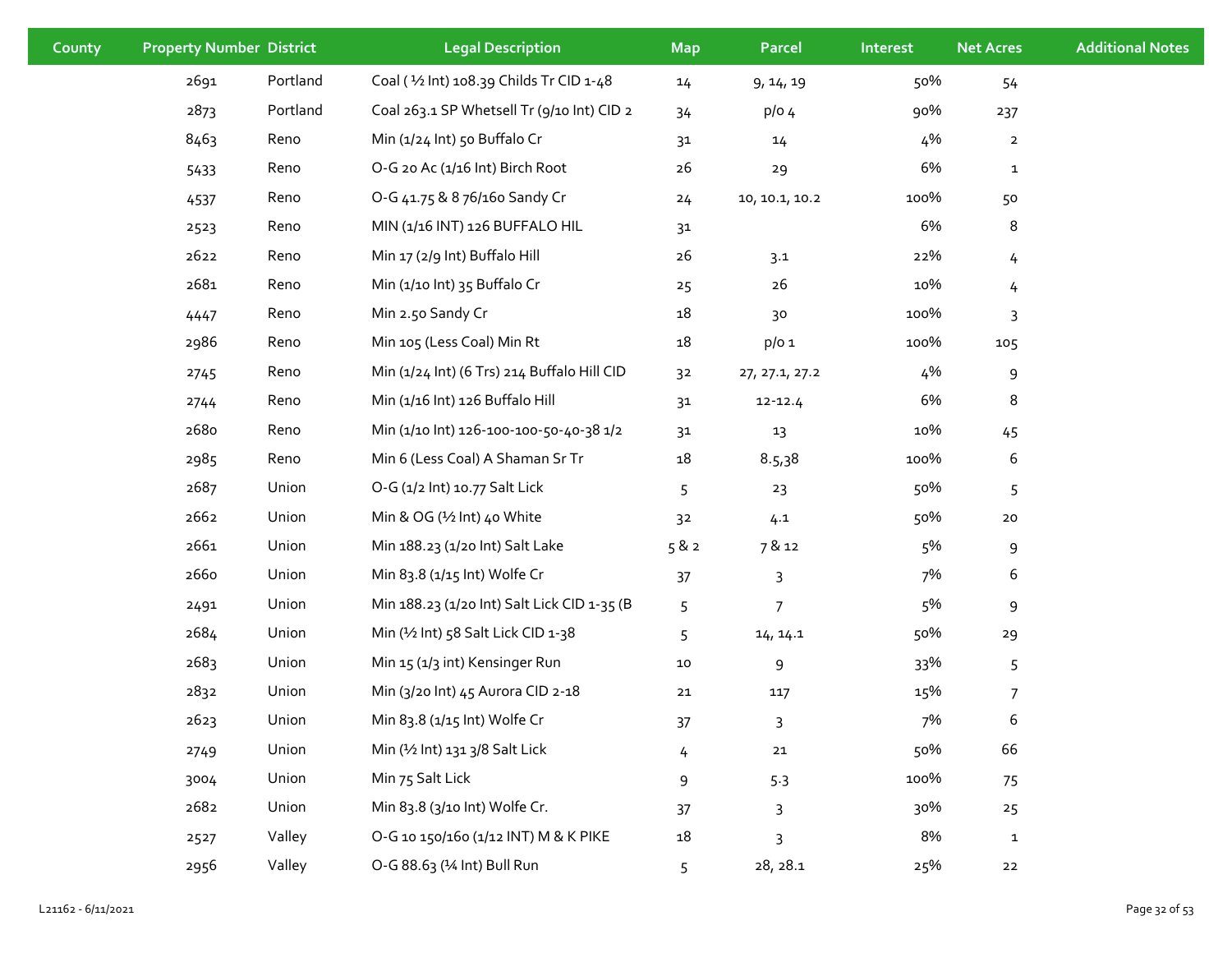| County | Property Number | District | Legal Description | Map | Parcel | Interest | Net Acres | Additional Notes |
|---|---|---|---|---|---|---|---|---|
| | 2691 | Portland | Coal ( ½ Int) 108.39 Childs Tr CID 1-48 | 14 | 9, 14, 19 | 50% | 54 | |
| | 2873 | Portland | Coal 263.1 SP Whetsell Tr (9/10 Int) CID 2 | 34 | p/o 4 | 90% | 237 | |
| | 8463 | Reno | Min (1/24 Int) 50 Buffalo Cr | 31 | 14 | 4% | 2 | |
| | 5433 | Reno | O-G 20 Ac (1/16 Int) Birch Root | 26 | 29 | 6% | 1 | |
| | 4537 | Reno | O-G 41.75 & 8 76/160 Sandy Cr | 24 | 10, 10.1, 10.2 | 100% | 50 | |
| | 2523 | Reno | MIN (1/16 INT) 126 BUFFALO HIL | 31 | | 6% | 8 | |
| | 2622 | Reno | Min 17 (2/9 Int) Buffalo Hill | 26 | 3.1 | 22% | 4 | |
| | 2681 | Reno | Min (1/10 Int) 35 Buffalo Cr | 25 | 26 | 10% | 4 | |
| | 4447 | Reno | Min 2.50 Sandy Cr | 18 | 30 | 100% | 3 | |
| | 2986 | Reno | Min 105 (Less Coal) Min Rt | 18 | p/o 1 | 100% | 105 | |
| | 2745 | Reno | Min (1/24 Int) (6 Trs) 214 Buffalo Hill CID | 32 | 27, 27.1, 27.2 | 4% | 9 | |
| | 2744 | Reno | Min (1/16 Int) 126 Buffalo Hill | 31 | 12-12.4 | 6% | 8 | |
| | 2680 | Reno | Min (1/10 Int) 126-100-100-50-40-38 1/2 | 31 | 13 | 10% | 45 | |
| | 2985 | Reno | Min 6 (Less Coal) A Shaman Sr Tr | 18 | 8.5,38 | 100% | 6 | |
| | 2687 | Union | O-G (1/2 Int) 10.77 Salt Lick | 5 | 23 | 50% | 5 | |
| | 2662 | Union | Min & OG (½ Int) 40 White | 32 | 4.1 | 50% | 20 | |
| | 2661 | Union | Min 188.23 (1/20 Int) Salt Lake | 5 & 2 | 7 & 12 | 5% | 9 | |
| | 2660 | Union | Min 83.8 (1/15 Int) Wolfe Cr | 37 | 3 | 7% | 6 | |
| | 2491 | Union | Min 188.23 (1/20 Int) Salt Lick CID 1-35 (B | 5 | 7 | 5% | 9 | |
| | 2684 | Union | Min (½ Int) 58 Salt Lick CID 1-38 | 5 | 14, 14.1 | 50% | 29 | |
| | 2683 | Union | Min 15 (1/3 int) Kensinger Run | 10 | 9 | 33% | 5 | |
| | 2832 | Union | Min (3/20 Int) 45 Aurora CID 2-18 | 21 | 117 | 15% | 7 | |
| | 2623 | Union | Min 83.8 (1/15 Int) Wolfe Cr | 37 | 3 | 7% | 6 | |
| | 2749 | Union | Min (½ Int) 131 3/8 Salt Lick | 4 | 21 | 50% | 66 | |
| | 3004 | Union | Min 75 Salt Lick | 9 | 5.3 | 100% | 75 | |
| | 2682 | Union | Min 83.8 (3/10 Int) Wolfe Cr. | 37 | 3 | 30% | 25 | |
| | 2527 | Valley | O-G 10 150/160 (1/12 INT) M & K PIKE | 18 | 3 | 8% | 1 | |
| | 2956 | Valley | O-G 88.63 (¼ Int) Bull Run | 5 | 28, 28.1 | 25% | 22 | |

L21162 - 6/11/2021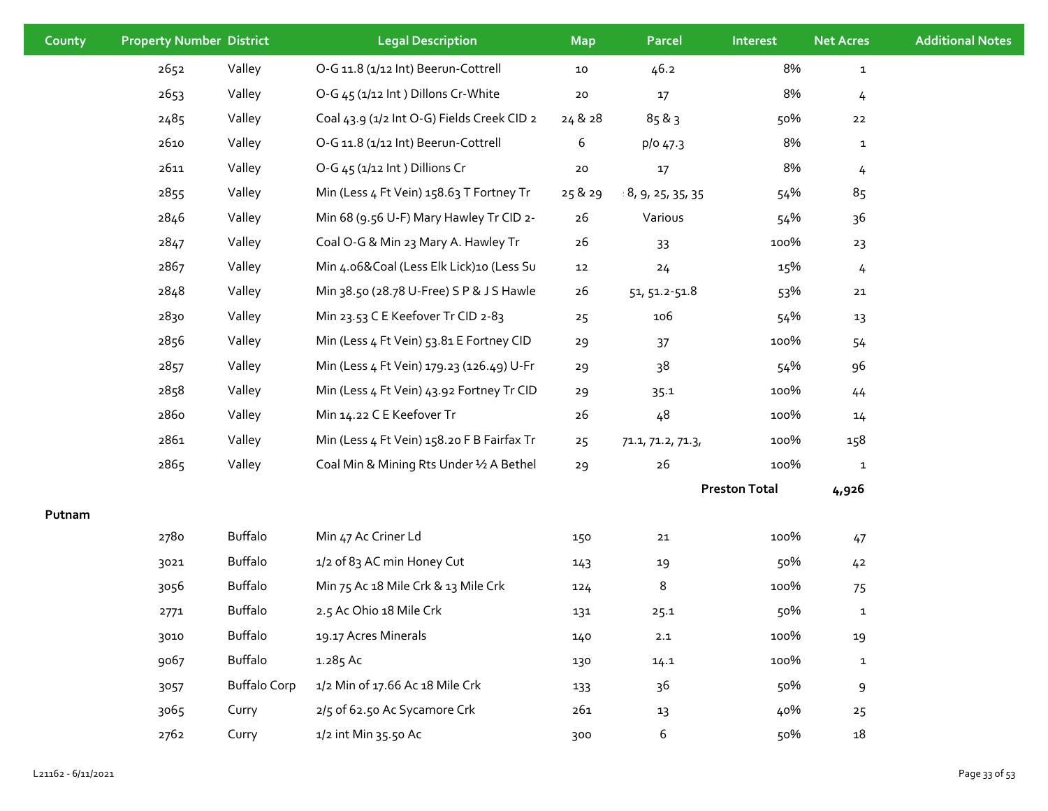| County | Property Number | District | Legal Description | Map | Parcel | Interest | Net Acres | Additional Notes |
|---|---|---|---|---|---|---|---|---|
| | 2652 | Valley | O-G 11.8 (1/12 Int) Beerun-Cottrell | 10 | 46.2 | 8% | 1 | |
| | 2653 | Valley | O-G 45 (1/12 Int ) Dillons Cr-White | 20 | 17 | 8% | 4 | |
| | 2485 | Valley | Coal 43.9 (1/2 Int O-G) Fields Creek CID 2 | 24 & 28 | 85 & 3 | 50% | 22 | |
| | 2610 | Valley | O-G 11.8 (1/12 Int) Beerun-Cottrell | 6 | p/o 47.3 | 8% | 1 | |
| | 2611 | Valley | O-G 45 (1/12 Int ) Dillons Cr | 20 | 17 | 8% | 4 | |
| | 2855 | Valley | Min (Less 4 Ft Vein) 158.63 T Fortney Tr | 25 & 29 | 8, 9, 25, 35, 35 | 54% | 85 | |
| | 2846 | Valley | Min 68 (9.56 U-F) Mary Hawley Tr CID 2- | 26 | Various | 54% | 36 | |
| | 2847 | Valley | Coal O-G & Min 23 Mary A. Hawley Tr | 26 | 33 | 100% | 23 | |
| | 2867 | Valley | Min 4.06&Coal (Less Elk Lick)10 (Less Su | 12 | 24 | 15% | 4 | |
| | 2848 | Valley | Min 38.50 (28.78 U-Free) S P & J S Hawle | 26 | 51, 51.2-51.8 | 53% | 21 | |
| | 2830 | Valley | Min 23.53 C E Keefover Tr CID 2-83 | 25 | 106 | 54% | 13 | |
| | 2856 | Valley | Min (Less 4 Ft Vein) 53.81 E Fortney CID | 29 | 37 | 100% | 54 | |
| | 2857 | Valley | Min (Less 4 Ft Vein) 179.23 (126.49) U-Fr | 29 | 38 | 54% | 96 | |
| | 2858 | Valley | Min (Less 4 Ft Vein) 43.92 Fortney Tr CID | 29 | 35.1 | 100% | 44 | |
| | 2860 | Valley | Min 14.22 C E Keefover Tr | 26 | 48 | 100% | 14 | |
| | 2861 | Valley | Min (Less 4 Ft Vein) 158.20 F B Fairfax Tr | 25 | 71.1, 71.2, 71.3, | 100% | 158 | |
| | 2865 | Valley | Coal Min & Mining Rts Under ½ A Bethel | 29 | 26 | 100% | 1 | |
| | | | | | | **Preston Total** | **4,926** | |
| **Putnam** | | | | | | | | |
| | 2780 | Buffalo | Min 47 Ac Criner Ld | 150 | 21 | 100% | 47 | |
| | 3021 | Buffalo | 1/2 of 83 AC min Honey Cut | 143 | 19 | 50% | 42 | |
| | 3056 | Buffalo | Min 75 Ac 18 Mile Crk & 13 Mile Crk | 124 | 8 | 100% | 75 | |
| | 2771 | Buffalo | 2.5 Ac Ohio 18 Mile Crk | 131 | 25.1 | 50% | 1 | |
| | 3010 | Buffalo | 19.17 Acres Minerals | 140 | 2.1 | 100% | 19 | |
| | 9067 | Buffalo | 1.285 Ac | 130 | 14.1 | 100% | 1 | |
| | 3057 | Buffalo Corp | 1/2 Min of 17.66 Ac 18 Mile Crk | 133 | 36 | 50% | 9 | |
| | 3065 | Curry | 2/5 of 62.50 Ac Sycamore Crk | 261 | 13 | 40% | 25 | |
| | 2762 | Curry | 1/2 int Min 35.50 Ac | 300 | 6 | 50% | 18 | |

L21162 - 6/11/2021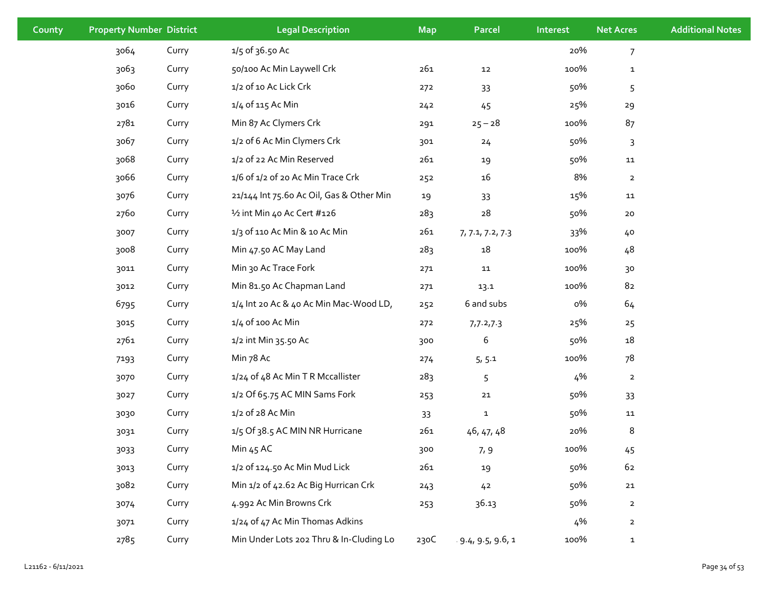| County | Property Number | District | Legal Description | Map | Parcel | Interest | Net Acres | Additional Notes |
|---|---|---|---|---|---|---|---|---|
| | 3064 | Curry | 1/5 of 36.50 Ac | | | 20% | 7 | |
| | 3063 | Curry | 50/100 Ac Min Laywell Crk | 261 | 12 | 100% | 1 | |
| | 3060 | Curry | 1/2 of 10 Ac Lick Crk | 272 | 33 | 50% | 5 | |
| | 3016 | Curry | 1/4 of 115 Ac Min | 242 | 45 | 25% | 29 | |
| | 2781 | Curry | Min 87 Ac Clymers Crk | 291 | 25 – 28 | 100% | 87 | |
| | 3067 | Curry | 1/2 of 6 Ac Min Clymers Crk | 301 | 24 | 50% | 3 | |
| | 3068 | Curry | 1/2 of 22 Ac Min Reserved | 261 | 19 | 50% | 11 | |
| | 3066 | Curry | 1/6 of 1/2 of 20 Ac Min Trace Crk | 252 | 16 | 8% | 2 | |
| | 3076 | Curry | 21/144 Int 75.60 Ac Oil, Gas & Other Min | 19 | 33 | 15% | 11 | |
| | 2760 | Curry | ½ int Min 40 Ac Cert #126 | 283 | 28 | 50% | 20 | |
| | 3007 | Curry | 1/3 of 110 Ac Min & 10 Ac Min | 261 | 7, 7.1, 7.2, 7.3 | 33% | 40 | |
| | 3008 | Curry | Min 47.50 AC May Land | 283 | 18 | 100% | 48 | |
| | 3011 | Curry | Min 30 Ac Trace Fork | 271 | 11 | 100% | 30 | |
| | 3012 | Curry | Min 81.50 Ac Chapman Land | 271 | 13.1 | 100% | 82 | |
| | 6795 | Curry | 1/4 Int 20 Ac & 40 Ac Min Mac-Wood LD, | 252 | 6 and subs | 0% | 64 | |
| | 3015 | Curry | 1/4 of 100 Ac Min | 272 | 7,7.2,7.3 | 25% | 25 | |
| | 2761 | Curry | 1/2 int Min 35.50 Ac | 300 | 6 | 50% | 18 | |
| | 7193 | Curry | Min 78 Ac | 274 | 5, 5.1 | 100% | 78 | |
| | 3070 | Curry | 1/24 of 48 Ac Min T R Mccallister | 283 | 5 | 4% | 2 | |
| | 3027 | Curry | 1/2 Of 65.75 AC MIN Sams Fork | 253 | 21 | 50% | 33 | |
| | 3030 | Curry | 1/2 of 28 Ac Min | 33 | 1 | 50% | 11 | |
| | 3031 | Curry | 1/5 Of 38.5 AC MIN NR Hurricane | 261 | 46, 47, 48 | 20% | 8 | |
| | 3033 | Curry | Min 45 AC | 300 | 7, 9 | 100% | 45 | |
| | 3013 | Curry | 1/2 of 124.50 Ac Min Mud Lick | 261 | 19 | 50% | 62 | |
| | 3082 | Curry | Min 1/2 of 42.62 Ac Big Hurrican Crk | 243 | 42 | 50% | 21 | |
| | 3074 | Curry | 4.992 Ac Min Browns Crk | 253 | 36.13 | 50% | 2 | |
| | 3071 | Curry | 1/24 of 47 Ac Min Thomas Adkins | | | 4% | 2 | |
| | 2785 | Curry | Min Under Lots 202 Thru & In-Cluding Lo | 230C | , 9.4, 9.5, 9.6, 1 | 100% | 1 | |

L21162 - 6/11/2021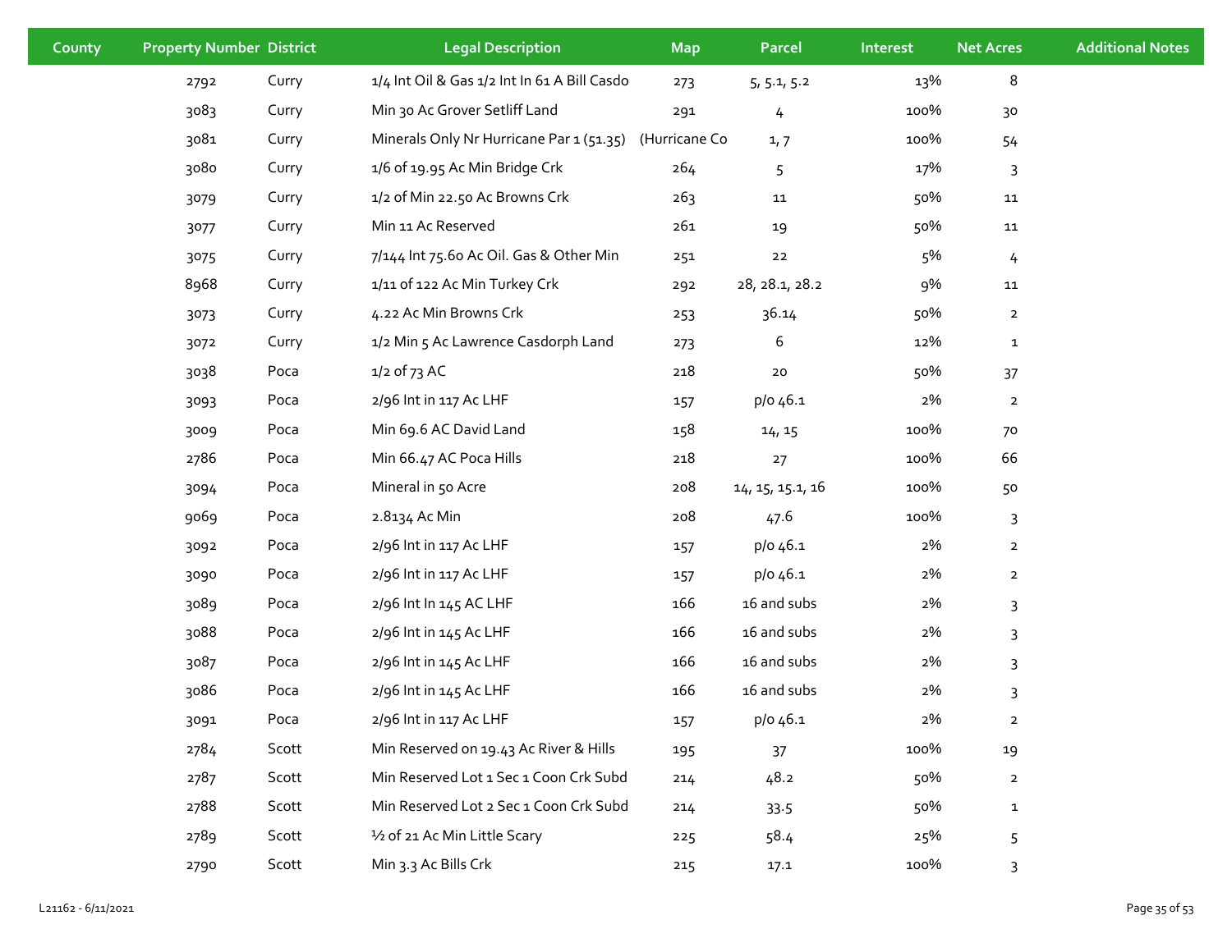| County | Property Number | District | Legal Description | Map | Parcel | Interest | Net Acres | Additional Notes |
|---|---|---|---|---|---|---|---|---|
| | 2792 | Curry | 1/4 Int Oil & Gas 1/2 Int In 61 A Bill Casdo | 273 | 5, 5.1, 5.2 | 13% | 8 | |
| | 3083 | Curry | Min 30 Ac Grover Setliff Land | 291 | 4 | 100% | 30 | |
| | 3081 | Curry | Minerals Only Nr Hurricane Par 1 (51.35) | (Hurricane Co | 1, 7 | 100% | 54 | |
| | 3080 | Curry | 1/6 of 19.95 Ac Min Bridge Crk | 264 | 5 | 17% | 3 | |
| | 3079 | Curry | 1/2 of Min 22.50 Ac Browns Crk | 263 | 11 | 50% | 11 | |
| | 3077 | Curry | Min 11 Ac Reserved | 261 | 19 | 50% | 11 | |
| | 3075 | Curry | 7/144 Int 75.60 Ac Oil. Gas & Other Min | 251 | 22 | 5% | 4 | |
| | 8968 | Curry | 1/11 of 122 Ac Min Turkey Crk | 292 | 28, 28.1, 28.2 | 9% | 11 | |
| | 3073 | Curry | 4.22 Ac Min Browns Crk | 253 | 36.14 | 50% | 2 | |
| | 3072 | Curry | 1/2 Min 5 Ac Lawrence Casdorph Land | 273 | 6 | 12% | 1 | |
| | 3038 | Poca | 1/2 of 73 AC | 218 | 20 | 50% | 37 | |
| | 3093 | Poca | 2/96 Int in 117 Ac LHF | 157 | p/o 46.1 | 2% | 2 | |
| | 3009 | Poca | Min 69.6 AC David Land | 158 | 14, 15 | 100% | 70 | |
| | 2786 | Poca | Min 66.47 AC Poca Hills | 218 | 27 | 100% | 66 | |
| | 3094 | Poca | Mineral in 50 Acre | 208 | 14, 15, 15.1, 16 | 100% | 50 | |
| | 9069 | Poca | 2.8134 Ac Min | 208 | 47.6 | 100% | 3 | |
| | 3092 | Poca | 2/96 Int in 117 Ac LHF | 157 | p/o 46.1 | 2% | 2 | |
| | 3090 | Poca | 2/96 Int in 117 Ac LHF | 157 | p/o 46.1 | 2% | 2 | |
| | 3089 | Poca | 2/96 Int In 145 AC LHF | 166 | 16 and subs | 2% | 3 | |
| | 3088 | Poca | 2/96 Int in 145 Ac LHF | 166 | 16 and subs | 2% | 3 | |
| | 3087 | Poca | 2/96 Int in 145 Ac LHF | 166 | 16 and subs | 2% | 3 | |
| | 3086 | Poca | 2/96 Int in 145 Ac LHF | 166 | 16 and subs | 2% | 3 | |
| | 3091 | Poca | 2/96 Int in 117 Ac LHF | 157 | p/o 46.1 | 2% | 2 | |
| | 2784 | Scott | Min Reserved on 19.43 Ac River & Hills | 195 | 37 | 100% | 19 | |
| | 2787 | Scott | Min Reserved Lot 1 Sec 1 Coon Crk Subd | 214 | 48.2 | 50% | 2 | |
| | 2788 | Scott | Min Reserved Lot 2 Sec 1 Coon Crk Subd | 214 | 33.5 | 50% | 1 | |
| | 2789 | Scott | ½ of 21 Ac Min Little Scary | 225 | 58.4 | 25% | 5 | |
| | 2790 | Scott | Min 3.3 Ac Bills Crk | 215 | 17.1 | 100% | 3 | |

L21162 - 6/11/2021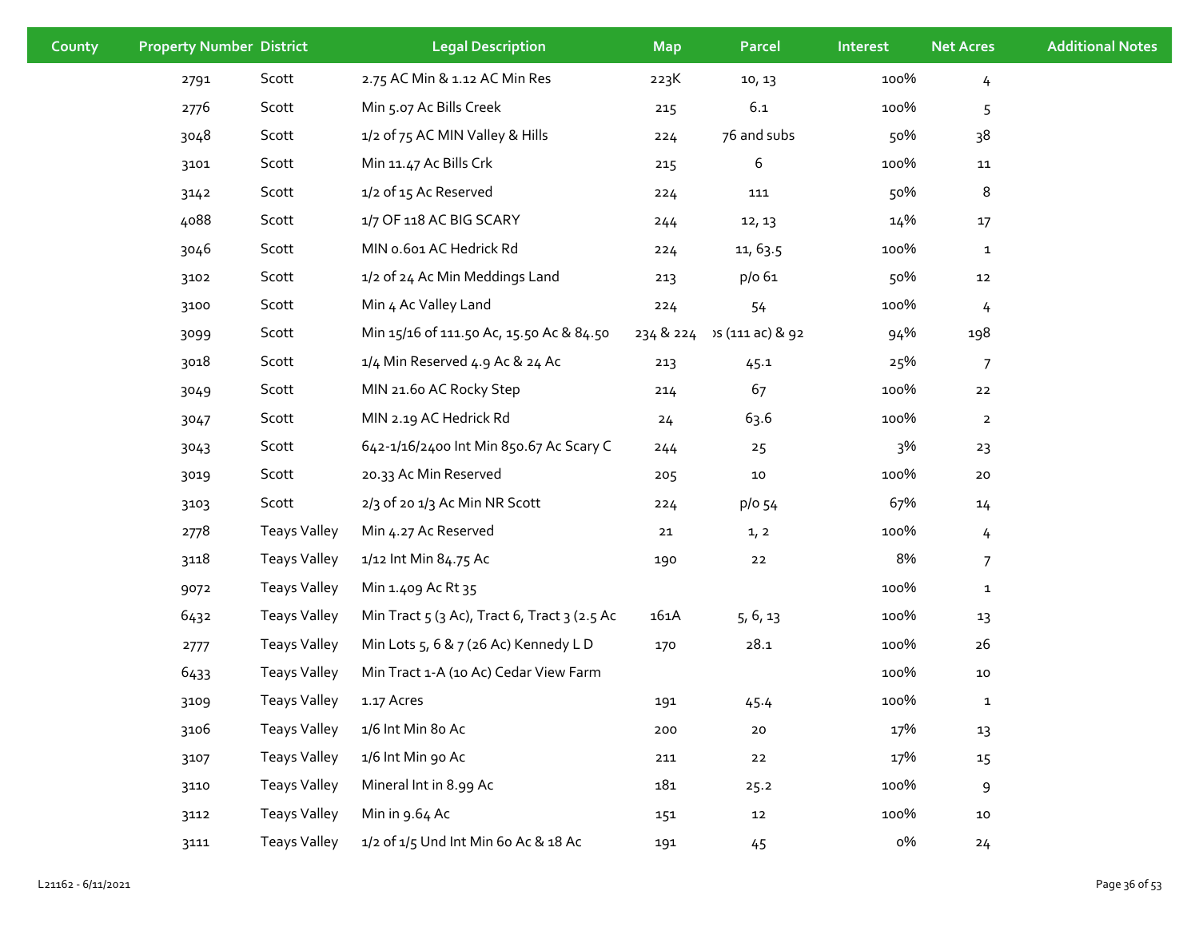| County | Property Number | District | Legal Description | Map | Parcel | Interest | Net Acres | Additional Notes |
|---|---|---|---|---|---|---|---|---|
| | 2791 | Scott | 2.75 AC Min & 1.12 AC Min Res | 223K | 10, 13 | 100% | 4 | |
| | 2776 | Scott | Min 5.07 Ac Bills Creek | 215 | 6.1 | 100% | 5 | |
| | 3048 | Scott | 1/2 of 75 AC MIN Valley & Hills | 224 | 76 and subs | 50% | 38 | |
| | 3101 | Scott | Min 11.47 Ac Bills Crk | 215 | 6 | 100% | 11 | |
| | 3142 | Scott | 1/2 of 15 Ac Reserved | 224 | 111 | 50% | 8 | |
| | 4088 | Scott | 1/7 OF 118 AC BIG SCARY | 244 | 12, 13 | 14% | 17 | |
| | 3046 | Scott | MIN 0.601 AC Hedrick Rd | 224 | 11, 63.5 | 100% | 1 | |
| | 3102 | Scott | 1/2 of 24 Ac Min Meddings Land | 213 | p/o 61 | 50% | 12 | |
| | 3100 | Scott | Min 4 Ac Valley Land | 224 | 54 | 100% | 4 | |
| | 3099 | Scott | Min 15/16 of 111.50 Ac, 15.50 Ac & 84.50 | 234 & 224 | )s (111 ac) & 92 | 94% | 198 | |
| | 3018 | Scott | 1/4 Min Reserved 4.9 Ac & 24 Ac | 213 | 45.1 | 25% | 7 | |
| | 3049 | Scott | MIN 21.60 AC Rocky Step | 214 | 67 | 100% | 22 | |
| | 3047 | Scott | MIN 2.19 AC Hedrick Rd | 24 | 63.6 | 100% | 2 | |
| | 3043 | Scott | 642-1/16/2400 Int Min 850.67 Ac Scary C | 244 | 25 | 3% | 23 | |
| | 3019 | Scott | 20.33 Ac Min Reserved | 205 | 10 | 100% | 20 | |
| | 3103 | Scott | 2/3 of 20 1/3 Ac Min NR Scott | 224 | p/o 54 | 67% | 14 | |
| | 2778 | Teays Valley | Min 4.27 Ac Reserved | 21 | 1, 2 | 100% | 4 | |
| | 3118 | Teays Valley | 1/12 Int Min 84.75 Ac | 190 | 22 | 8% | 7 | |
| | 9072 | Teays Valley | Min 1.409 Ac Rt 35 | | | 100% | 1 | |
| | 6432 | Teays Valley | Min Tract 5 (3 Ac), Tract 6, Tract 3 (2.5 Ac | 161A | 5, 6, 13 | 100% | 13 | |
| | 2777 | Teays Valley | Min Lots 5, 6 & 7 (26 Ac) Kennedy L D | 170 | 28.1 | 100% | 26 | |
| | 6433 | Teays Valley | Min Tract 1-A (10 Ac) Cedar View Farm | | | 100% | 10 | |
| | 3109 | Teays Valley | 1.17 Acres | 191 | 45.4 | 100% | 1 | |
| | 3106 | Teays Valley | 1/6 Int Min 80 Ac | 200 | 20 | 17% | 13 | |
| | 3107 | Teays Valley | 1/6 Int Min 90 Ac | 211 | 22 | 17% | 15 | |
| | 3110 | Teays Valley | Mineral Int in 8.99 Ac | 181 | 25.2 | 100% | 9 | |
| | 3112 | Teays Valley | Min in 9.64 Ac | 151 | 12 | 100% | 10 | |
| | 3111 | Teays Valley | 1/2 of 1/5 Und Int Min 60 Ac & 18 Ac | 191 | 45 | 0% | 24 | |

L21162 - 6/11/2021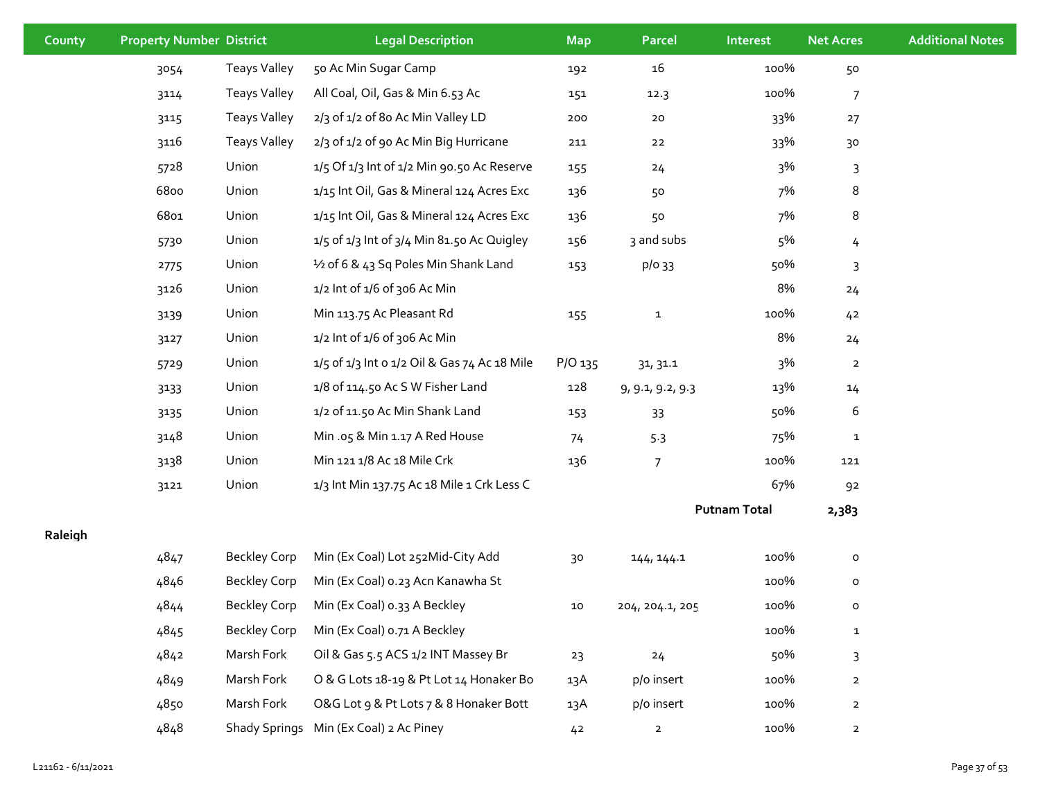| County | Property Number | District | Legal Description | Map | Parcel | Interest | Net Acres | Additional Notes |
|---|---|---|---|---|---|---|---|---|
| | 3054 | Teays Valley | 50 Ac Min Sugar Camp | 192 | 16 | 100% | 50 | |
| | 3114 | Teays Valley | All Coal, Oil, Gas & Min 6.53 Ac | 151 | 12.3 | 100% | 7 | |
| | 3115 | Teays Valley | 2/3 of 1/2 of 80 Ac Min Valley LD | 200 | 20 | 33% | 27 | |
| | 3116 | Teays Valley | 2/3 of 1/2 of 90 Ac Min Big Hurricane | 211 | 22 | 33% | 30 | |
| | 5728 | Union | 1/5 Of 1/3 Int of 1/2 Min 90.50 Ac Reserve | 155 | 24 | 3% | 3 | |
| | 6800 | Union | 1/15 Int Oil, Gas & Mineral 124 Acres Exc | 136 | 50 | 7% | 8 | |
| | 6801 | Union | 1/15 Int Oil, Gas & Mineral 124 Acres Exc | 136 | 50 | 7% | 8 | |
| | 5730 | Union | 1/5 of 1/3 Int of 3/4 Min 81.50 Ac Quigley | 156 | 3 and subs | 5% | 4 | |
| | 2775 | Union | ½ of 6 & 43 Sq Poles Min Shank Land | 153 | p/o 33 | 50% | 3 | |
| | 3126 | Union | 1/2 Int of 1/6 of 306 Ac Min | | | 8% | 24 | |
| | 3139 | Union | Min 113.75 Ac Pleasant Rd | 155 | 1 | 100% | 42 | |
| | 3127 | Union | 1/2 Int of 1/6 of 306 Ac Min | | | 8% | 24 | |
| | 5729 | Union | 1/5 of 1/3 Int o 1/2 Oil & Gas 74 Ac 18 Mile | P/O 135 | 31, 31.1 | 3% | 2 | |
| | 3133 | Union | 1/8 of 114.50 Ac S W Fisher Land | 128 | 9, 9.1, 9.2, 9.3 | 13% | 14 | |
| | 3135 | Union | 1/2 of 11.50 Ac Min Shank Land | 153 | 33 | 50% | 6 | |
| | 3148 | Union | Min .05 & Min 1.17 A Red House | 74 | 5.3 | 75% | 1 | |
| | 3138 | Union | Min 121 1/8 Ac 18 Mile Crk | 136 | 7 | 100% | 121 | |
| | 3121 | Union | 1/3 Int Min 137.75 Ac 18 Mile 1 Crk Less C | | | 67% | 92 | |
| | | | | | | **Putnam Total** | **2,383** | |
| **Raleigh** | | | | | | | | |
| | 4847 | Beckley Corp | Min (Ex Coal) Lot 252Mid-City Add | 30 | 144, 144.1 | 100% | 0 | |
| | 4846 | Beckley Corp | Min (Ex Coal) 0.23 Acn Kanawha St | | | 100% | 0 | |
| | 4844 | Beckley Corp | Min (Ex Coal) 0.33 A Beckley | 10 | 204, 204.1, 205 | 100% | 0 | |
| | 4845 | Beckley Corp | Min (Ex Coal) 0.71 A Beckley | | | 100% | 1 | |
| | 4842 | Marsh Fork | Oil & Gas 5.5 ACS 1/2 INT Massey Br | 23 | 24 | 50% | 3 | |
| | 4849 | Marsh Fork | O & G Lots 18-19 & Pt Lot 14 Honaker Bo | 13A | p/o insert | 100% | 2 | |
| | 4850 | Marsh Fork | O&G Lot 9 & Pt Lots 7 & 8 Honaker Bott | 13A | p/o insert | 100% | 2 | |
| | 4848 | Shady Springs | Min (Ex Coal) 2 Ac Piney | 42 | 2 | 100% | 2 | |

L21162 - 6/11/2021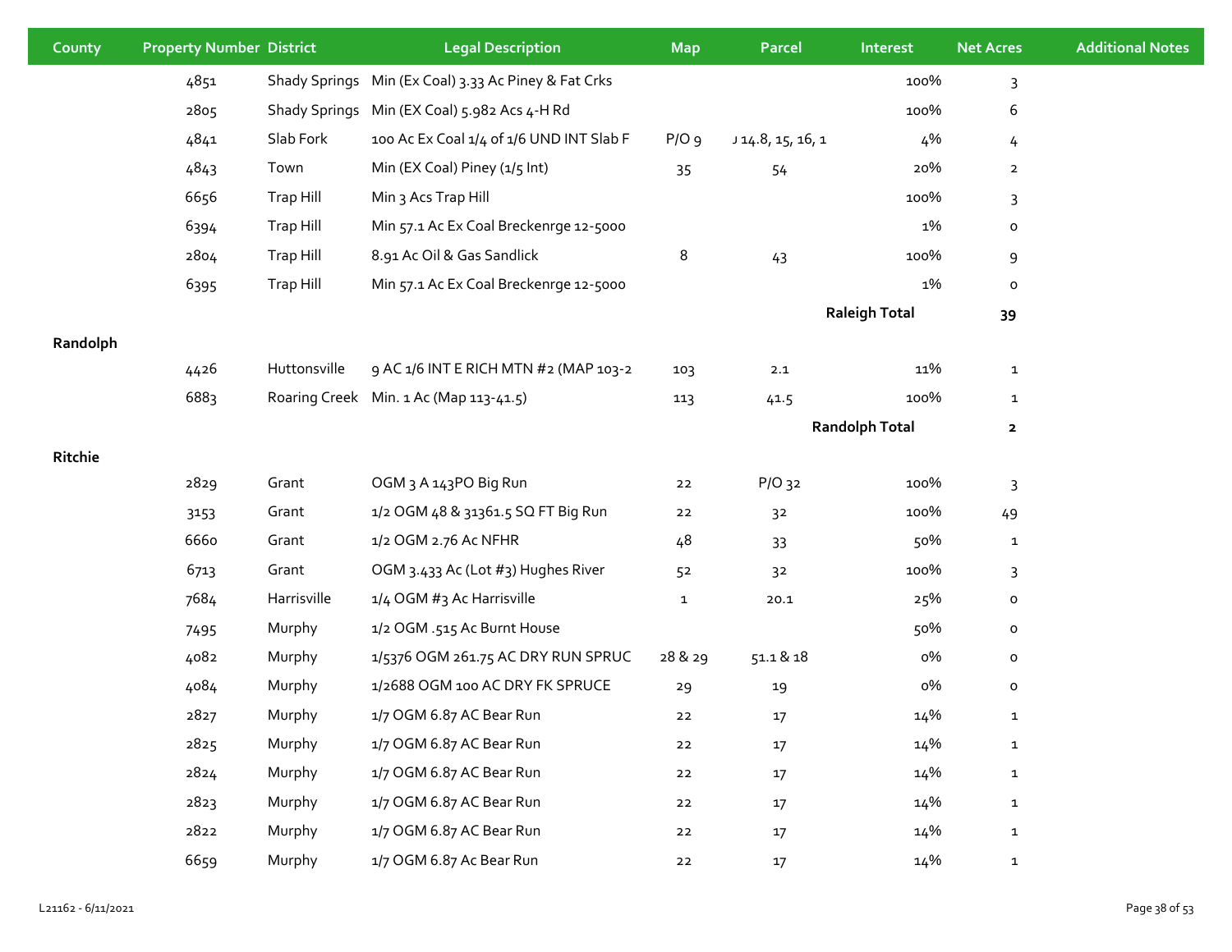| County | Property Number | District | Legal Description | Map | Parcel | Interest | Net Acres | Additional Notes |
|---|---|---|---|---|---|---|---|---|
| | 4851 | Shady Springs | Min (Ex Coal) 3.33 Ac Piney & Fat Crks | | | 100% | 3 | |
| | 2805 | Shady Springs | Min (EX Coal) 5.982 Acs 4-H Rd | | | 100% | 6 | |
| | 4841 | Slab Fork | 100 Ac Ex Coal 1/4 of 1/6 UND INT Slab F | P/O 9 | J 14.8, 15, 16, 1 | 4% | 4 | |
| | 4843 | Town | Min (EX Coal) Piney (1/5 Int) | 35 | 54 | 20% | 2 | |
| | 6656 | Trap Hill | Min 3 Acs Trap Hill | | | 100% | 3 | |
| | 6394 | Trap Hill | Min 57.1 Ac Ex Coal Breckenrge 12-5000 | | | 1% | 0 | |
| | 2804 | Trap Hill | 8.91 Ac Oil & Gas Sandlick | 8 | 43 | 100% | 9 | |
| | 6395 | Trap Hill | Min 57.1 Ac Ex Coal Breckenrge 12-5000 | | | 1% | 0 | |
| | | | | | | **Raleigh Total** | **39** | |
| **Randolph** | | | | | | | | |
| | 4426 | Huttonsville | 9 AC 1/6 INT E RICH MTN #2 (MAP 103-2 | 103 | 2.1 | 11% | 1 | |
| | 6883 | Roaring Creek | Min. 1 Ac (Map 113-41.5) | 113 | 41.5 | 100% | 1 | |
| | | | | | | **Randolph Total** | **2** | |
| **Ritchie** | | | | | | | | |
| | 2829 | Grant | OGM 3 A 143PO Big Run | 22 | P/O 32 | 100% | 3 | |
| | 3153 | Grant | 1/2 OGM 48 & 31361.5 SQ FT Big Run | 22 | 32 | 100% | 49 | |
| | 6660 | Grant | 1/2 OGM 2.76 Ac NFHR | 48 | 33 | 50% | 1 | |
| | 6713 | Grant | OGM 3.433 Ac (Lot #3) Hughes River | 52 | 32 | 100% | 3 | |
| | 7684 | Harrisville | 1/4 OGM #3 Ac Harrisville | 1 | 20.1 | 25% | 0 | |
| | 7495 | Murphy | 1/2 OGM .515 Ac Burnt House | | | 50% | 0 | |
| | 4082 | Murphy | 1/5376 OGM 261.75 AC DRY RUN SPRUC | 28 & 29 | 51.1 & 18 | 0% | 0 | |
| | 4084 | Murphy | 1/2688 OGM 100 AC DRY FK SPRUCE | 29 | 19 | 0% | 0 | |
| | 2827 | Murphy | 1/7 OGM 6.87 AC Bear Run | 22 | 17 | 14% | 1 | |
| | 2825 | Murphy | 1/7 OGM 6.87 AC Bear Run | 22 | 17 | 14% | 1 | |
| | 2824 | Murphy | 1/7 OGM 6.87 AC Bear Run | 22 | 17 | 14% | 1 | |
| | 2823 | Murphy | 1/7 OGM 6.87 AC Bear Run | 22 | 17 | 14% | 1 | |
| | 2822 | Murphy | 1/7 OGM 6.87 AC Bear Run | 22 | 17 | 14% | 1 | |
| | 6659 | Murphy | 1/7 OGM 6.87 Ac Bear Run | 22 | 17 | 14% | 1 | |

L21162 - 6/11/2021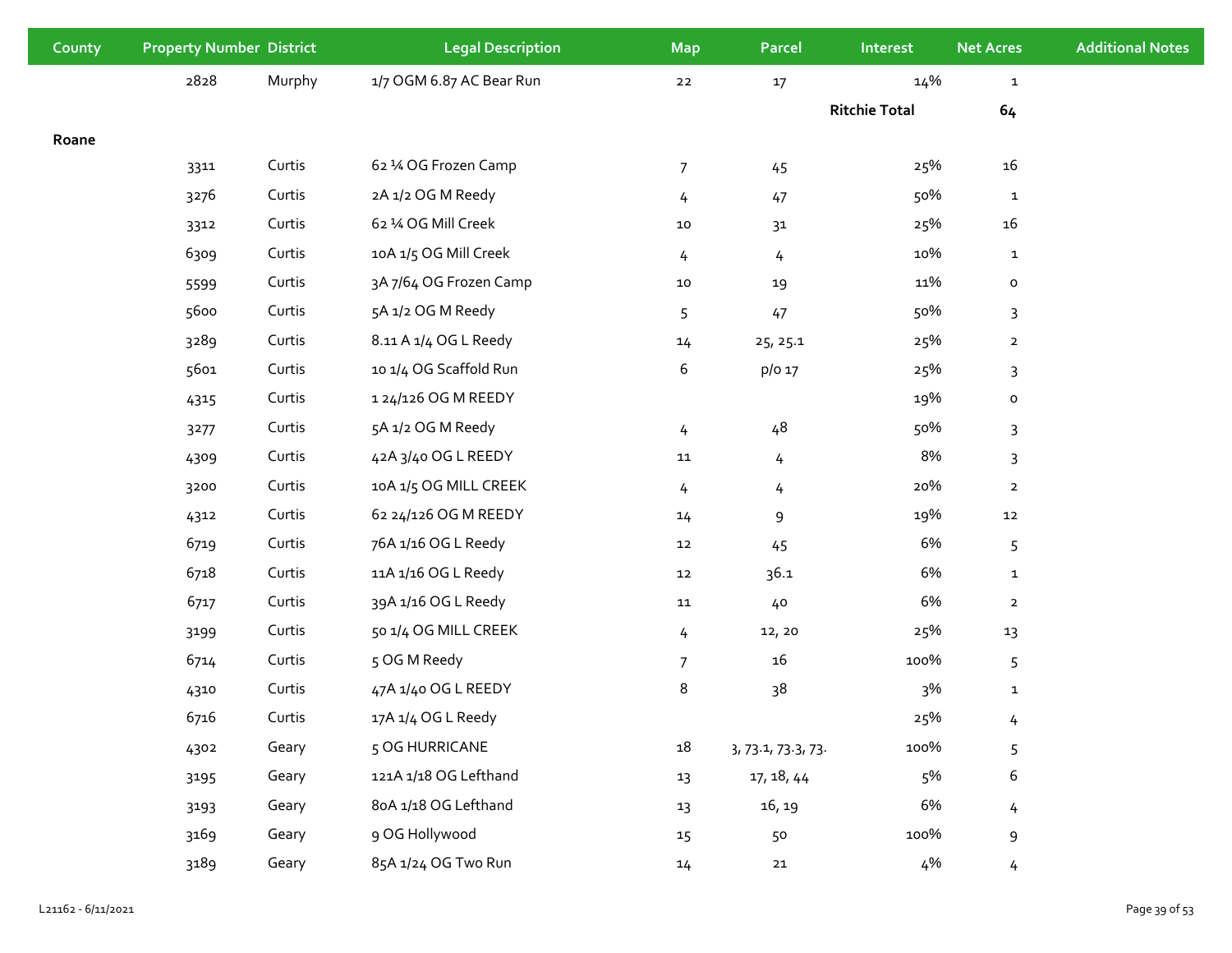| County | Property Number | District | Legal Description | Map | Parcel | Interest | Net Acres | Additional Notes |
|---|---|---|---|---|---|---|---|---|
| | 2828 | Murphy | 1/7 OGM 6.87 AC Bear Run | 22 | 17 | 14% | 1 | |
| | | | | | | Ritchie Total | 64 | |
| Roane | | | | | | | | |
| | 3311 | Curtis | 62 ¼ OG Frozen Camp | 7 | 45 | 25% | 16 | |
| | 3276 | Curtis | 2A 1/2 OG M Reedy | 4 | 47 | 50% | 1 | |
| | 3312 | Curtis | 62 ¼ OG Mill Creek | 10 | 31 | 25% | 16 | |
| | 6309 | Curtis | 10A 1/5 OG Mill Creek | 4 | 4 | 10% | 1 | |
| | 5599 | Curtis | 3A 7/64 OG Frozen Camp | 10 | 19 | 11% | 0 | |
| | 5600 | Curtis | 5A 1/2 OG M Reedy | 5 | 47 | 50% | 3 | |
| | 3289 | Curtis | 8.11 A 1/4 OG L Reedy | 14 | 25, 25.1 | 25% | 2 | |
| | 5601 | Curtis | 10 1/4 OG Scaffold Run | 6 | p/o 17 | 25% | 3 | |
| | 4315 | Curtis | 1 24/126 OG M REEDY | | | 19% | 0 | |
| | 3277 | Curtis | 5A 1/2 OG M Reedy | 4 | 48 | 50% | 3 | |
| | 4309 | Curtis | 42A 3/40 OG L REEDY | 11 | 4 | 8% | 3 | |
| | 3200 | Curtis | 10A 1/5 OG MILL CREEK | 4 | 4 | 20% | 2 | |
| | 4312 | Curtis | 62 24/126 OG M REEDY | 14 | 9 | 19% | 12 | |
| | 6719 | Curtis | 76A 1/16 OG L Reedy | 12 | 45 | 6% | 5 | |
| | 6718 | Curtis | 11A 1/16 OG L Reedy | 12 | 36.1 | 6% | 1 | |
| | 6717 | Curtis | 39A 1/16 OG L Reedy | 11 | 40 | 6% | 2 | |
| | 3199 | Curtis | 50 1/4 OG MILL CREEK | 4 | 12, 20 | 25% | 13 | |
| | 6714 | Curtis | 5 OG M Reedy | 7 | 16 | 100% | 5 | |
| | 4310 | Curtis | 47A 1/40 OG L REEDY | 8 | 38 | 3% | 1 | |
| | 6716 | Curtis | 17A 1/4 OG L Reedy | | | 25% | 4 | |
| | 4302 | Geary | 5 OG HURRICANE | 18 | 3, 73.1, 73.3, 73. | 100% | 5 | |
| | 3195 | Geary | 121A 1/18 OG Lefthand | 13 | 17, 18, 44 | 5% | 6 | |
| | 3193 | Geary | 80A 1/18 OG Lefthand | 13 | 16, 19 | 6% | 4 | |
| | 3169 | Geary | 9 OG Hollywood | 15 | 50 | 100% | 9 | |
| | 3189 | Geary | 85A 1/24 OG Two Run | 14 | 21 | 4% | 4 | |

L21162 - 6/11/2021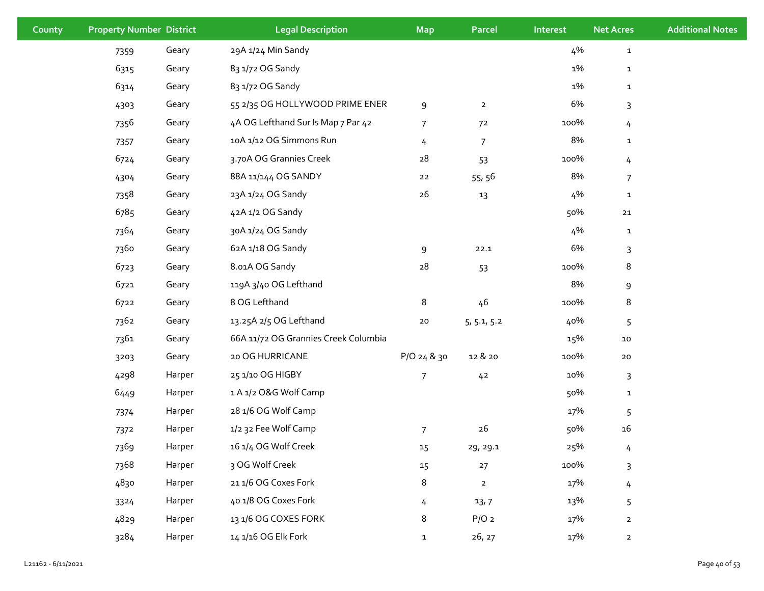| County | Property Number | District | Legal Description | Map | Parcel | Interest | Net Acres | Additional Notes |
|---|---|---|---|---|---|---|---|---|
| | 7359 | Geary | 29A 1/24 Min Sandy | | | 4% | 1 | |
| | 6315 | Geary | 83 1/72 OG Sandy | | | 1% | 1 | |
| | 6314 | Geary | 83 1/72 OG Sandy | | | 1% | 1 | |
| | 4303 | Geary | 55 2/35 OG HOLLYWOOD PRIME ENER | 9 | 2 | 6% | 3 | |
| | 7356 | Geary | 4A OG Lefthand Sur Is Map 7 Par 42 | 7 | 72 | 100% | 4 | |
| | 7357 | Geary | 10A 1/12 OG Simmons Run | 4 | 7 | 8% | 1 | |
| | 6724 | Geary | 3.70A OG Grannies Creek | 28 | 53 | 100% | 4 | |
| | 4304 | Geary | 88A 11/144 OG SANDY | 22 | 55, 56 | 8% | 7 | |
| | 7358 | Geary | 23A 1/24 OG Sandy | 26 | 13 | 4% | 1 | |
| | 6785 | Geary | 42A 1/2 OG Sandy | | | 50% | 21 | |
| | 7364 | Geary | 30A 1/24 OG Sandy | | | 4% | 1 | |
| | 7360 | Geary | 62A 1/18 OG Sandy | 9 | 22.1 | 6% | 3 | |
| | 6723 | Geary | 8.01A OG Sandy | 28 | 53 | 100% | 8 | |
| | 6721 | Geary | 119A 3/40 OG Lefthand | | | 8% | 9 | |
| | 6722 | Geary | 8 OG Lefthand | 8 | 46 | 100% | 8 | |
| | 7362 | Geary | 13.25A 2/5 OG Lefthand | 20 | 5, 5.1, 5.2 | 40% | 5 | |
| | 7361 | Geary | 66A 11/72 OG Grannies Creek Columbia | | | 15% | 10 | |
| | 3203 | Geary | 20 OG HURRICANE | P/O 24 & 30 | 12 & 20 | 100% | 20 | |
| | 4298 | Harper | 25 1/10 OG HIGBY | 7 | 42 | 10% | 3 | |
| | 6449 | Harper | 1 A 1/2 O&G Wolf Camp | | | 50% | 1 | |
| | 7374 | Harper | 28 1/6 OG Wolf Camp | | | 17% | 5 | |
| | 7372 | Harper | 1/2 32 Fee Wolf Camp | 7 | 26 | 50% | 16 | |
| | 7369 | Harper | 16 1/4 OG Wolf Creek | 15 | 29, 29.1 | 25% | 4 | |
| | 7368 | Harper | 3 OG Wolf Creek | 15 | 27 | 100% | 3 | |
| | 4830 | Harper | 21 1/6 OG Coxes Fork | 8 | 2 | 17% | 4 | |
| | 3324 | Harper | 40 1/8 OG Coxes Fork | 4 | 13, 7 | 13% | 5 | |
| | 4829 | Harper | 13 1/6 OG COXES FORK | 8 | P/O 2 | 17% | 2 | |
| | 3284 | Harper | 14 1/16 OG Elk Fork | 1 | 26, 27 | 17% | 2 | |

L21162 - 6/11/2021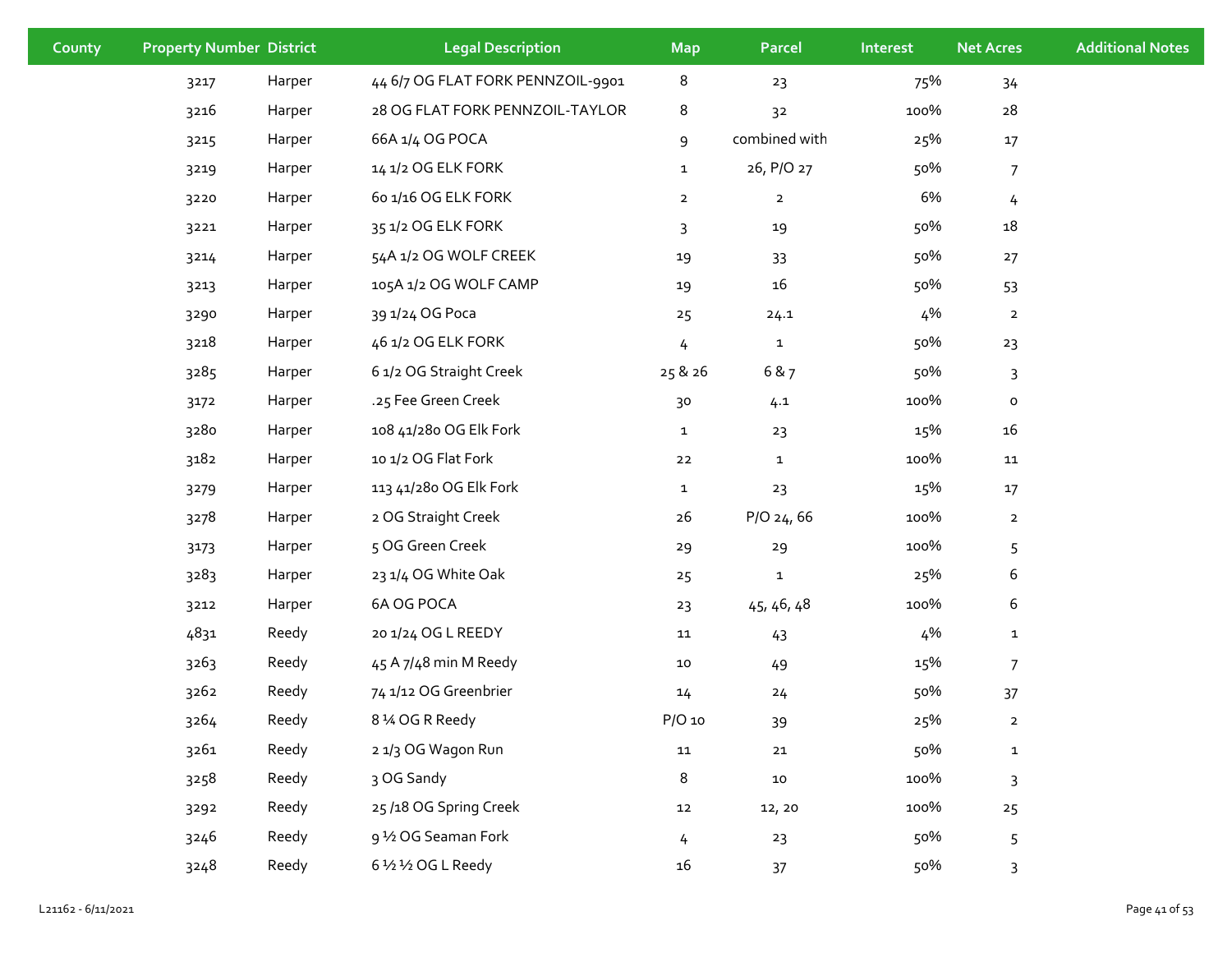| County | Property Number | District | Legal Description | Map | Parcel | Interest | Net Acres | Additional Notes |
|---|---|---|---|---|---|---|---|---|
| | 3217 | Harper | 44 6/7 OG FLAT FORK PENNZOIL-9901 | 8 | 23 | 75% | 34 | |
| | 3216 | Harper | 28 OG FLAT FORK PENNZOIL-TAYLOR | 8 | 32 | 100% | 28 | |
| | 3215 | Harper | 66A 1/4 OG POCA | 9 | combined with | 25% | 17 | |
| | 3219 | Harper | 14 1/2 OG ELK FORK | 1 | 26, P/O 27 | 50% | 7 | |
| | 3220 | Harper | 60 1/16 OG ELK FORK | 2 | 2 | 6% | 4 | |
| | 3221 | Harper | 35 1/2 OG ELK FORK | 3 | 19 | 50% | 18 | |
| | 3214 | Harper | 54A 1/2 OG WOLF CREEK | 19 | 33 | 50% | 27 | |
| | 3213 | Harper | 105A 1/2 OG WOLF CAMP | 19 | 16 | 50% | 53 | |
| | 3290 | Harper | 39 1/24 OG Poca | 25 | 24.1 | 4% | 2 | |
| | 3218 | Harper | 46 1/2 OG ELK FORK | 4 | 1 | 50% | 23 | |
| | 3285 | Harper | 6 1/2 OG Straight Creek | 25 & 26 | 6 & 7 | 50% | 3 | |
| | 3172 | Harper | .25 Fee Green Creek | 30 | 4.1 | 100% | 0 | |
| | 3280 | Harper | 108 41/280 OG Elk Fork | 1 | 23 | 15% | 16 | |
| | 3182 | Harper | 10 1/2 OG Flat Fork | 22 | 1 | 100% | 11 | |
| | 3279 | Harper | 113 41/280 OG Elk Fork | 1 | 23 | 15% | 17 | |
| | 3278 | Harper | 2 OG Straight Creek | 26 | P/O 24, 66 | 100% | 2 | |
| | 3173 | Harper | 5 OG Green Creek | 29 | 29 | 100% | 5 | |
| | 3283 | Harper | 23 1/4 OG White Oak | 25 | 1 | 25% | 6 | |
| | 3212 | Harper | 6A OG POCA | 23 | 45, 46, 48 | 100% | 6 | |
| | 4831 | Reedy | 20 1/24 OG L REEDY | 11 | 43 | 4% | 1 | |
| | 3263 | Reedy | 45 A 7/48 min M Reedy | 10 | 49 | 15% | 7 | |
| | 3262 | Reedy | 74 1/12 OG Greenbrier | 14 | 24 | 50% | 37 | |
| | 3264 | Reedy | 8 ¼ OG R Reedy | P/O 10 | 39 | 25% | 2 | |
| | 3261 | Reedy | 2 1/3 OG Wagon Run | 11 | 21 | 50% | 1 | |
| | 3258 | Reedy | 3 OG Sandy | 8 | 10 | 100% | 3 | |
| | 3292 | Reedy | 25 /18 OG Spring Creek | 12 | 12, 20 | 100% | 25 | |
| | 3246 | Reedy | 9 ½ OG Seaman Fork | 4 | 23 | 50% | 5 | |
| | 3248 | Reedy | 6 ½ ½ OG L Reedy | 16 | 37 | 50% | 3 | |

L21162 - 6/11/2021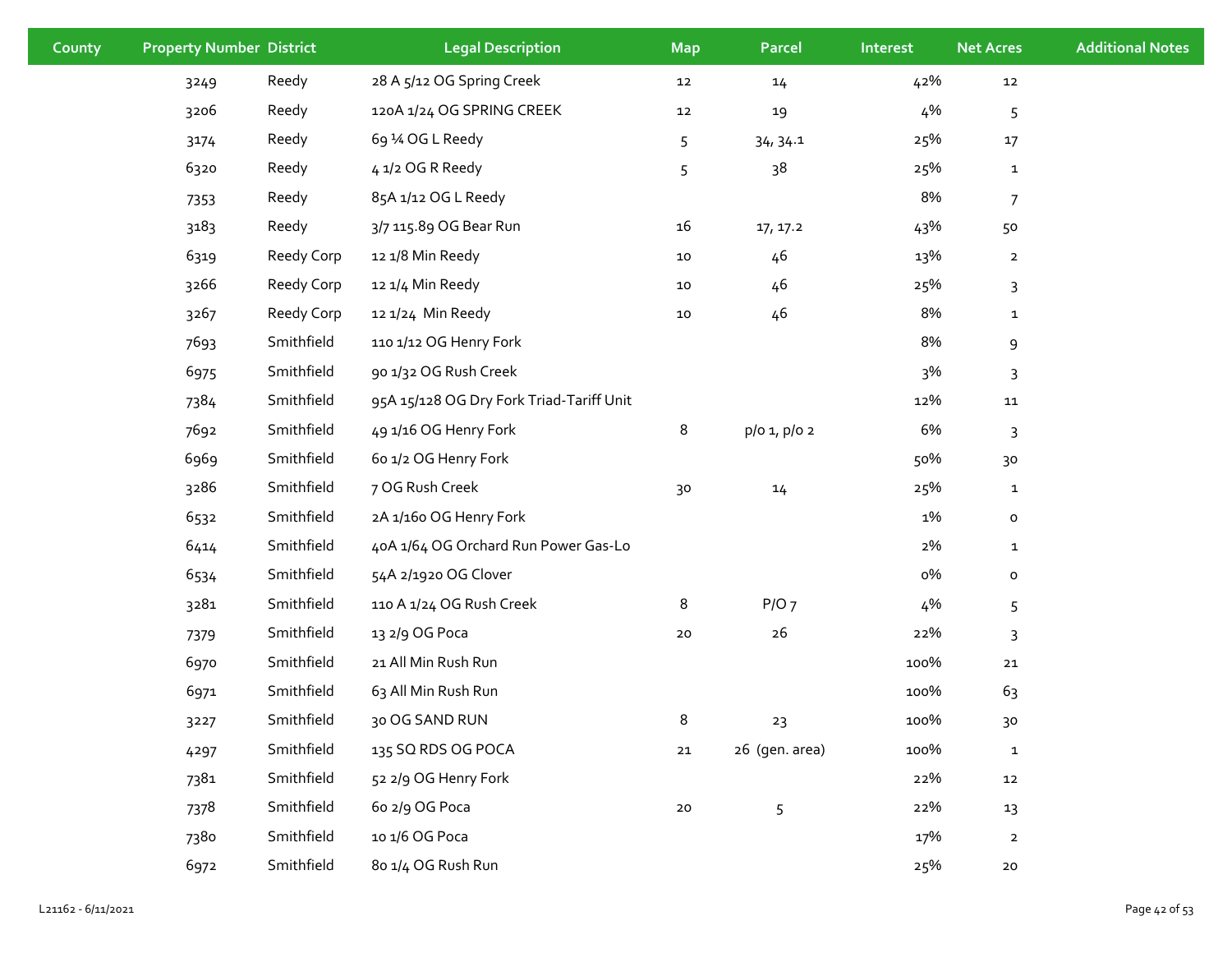| County | Property Number | District | Legal Description | Map | Parcel | Interest | Net Acres | Additional Notes |
|---|---|---|---|---|---|---|---|---|
| | 3249 | Reedy | 28 A 5/12 OG Spring Creek | 12 | 14 | 42% | 12 | |
| | 3206 | Reedy | 120A 1/24 OG SPRING CREEK | 12 | 19 | 4% | 5 | |
| | 3174 | Reedy | 69 ¼ OG L Reedy | 5 | 34, 34.1 | 25% | 17 | |
| | 6320 | Reedy | 4 1/2 OG R Reedy | 5 | 38 | 25% | 1 | |
| | 7353 | Reedy | 85A 1/12 OG L Reedy | | | 8% | 7 | |
| | 3183 | Reedy | 3/7 115.89 OG Bear Run | 16 | 17, 17.2 | 43% | 50 | |
| | 6319 | Reedy Corp | 12 1/8 Min Reedy | 10 | 46 | 13% | 2 | |
| | 3266 | Reedy Corp | 12 1/4 Min Reedy | 10 | 46 | 25% | 3 | |
| | 3267 | Reedy Corp | 12 1/24 Min Reedy | 10 | 46 | 8% | 1 | |
| | 7693 | Smithfield | 110 1/12 OG Henry Fork | | | 8% | 9 | |
| | 6975 | Smithfield | 90 1/32 OG Rush Creek | | | 3% | 3 | |
| | 7384 | Smithfield | 95A 15/128 OG Dry Fork Triad-Tariff Unit | | | 12% | 11 | |
| | 7692 | Smithfield | 49 1/16 OG Henry Fork | 8 | p/o 1, p/o 2 | 6% | 3 | |
| | 6969 | Smithfield | 60 1/2 OG Henry Fork | | | 50% | 30 | |
| | 3286 | Smithfield | 7 OG Rush Creek | 30 | 14 | 25% | 1 | |
| | 6532 | Smithfield | 2A 1/160 OG Henry Fork | | | 1% | 0 | |
| | 6414 | Smithfield | 40A 1/64 OG Orchard Run Power Gas-Lo | | | 2% | 1 | |
| | 6534 | Smithfield | 54A 2/1920 OG Clover | | | 0% | 0 | |
| | 3281 | Smithfield | 110 A 1/24 OG Rush Creek | 8 | P/O 7 | 4% | 5 | |
| | 7379 | Smithfield | 13 2/9 OG Poca | 20 | 26 | 22% | 3 | |
| | 6970 | Smithfield | 21 All Min Rush Run | | | 100% | 21 | |
| | 6971 | Smithfield | 63 All Min Rush Run | | | 100% | 63 | |
| | 3227 | Smithfield | 30 OG SAND RUN | 8 | 23 | 100% | 30 | |
| | 4297 | Smithfield | 135 SQ RDS OG POCA | 21 | 26 (gen. area) | 100% | 1 | |
| | 7381 | Smithfield | 52 2/9 OG Henry Fork | | | 22% | 12 | |
| | 7378 | Smithfield | 60 2/9 OG Poca | 20 | 5 | 22% | 13 | |
| | 7380 | Smithfield | 10 1/6 OG Poca | | | 17% | 2 | |
| | 6972 | Smithfield | 80 1/4 OG Rush Run | | | 25% | 20 | |

L21162 - 6/11/2021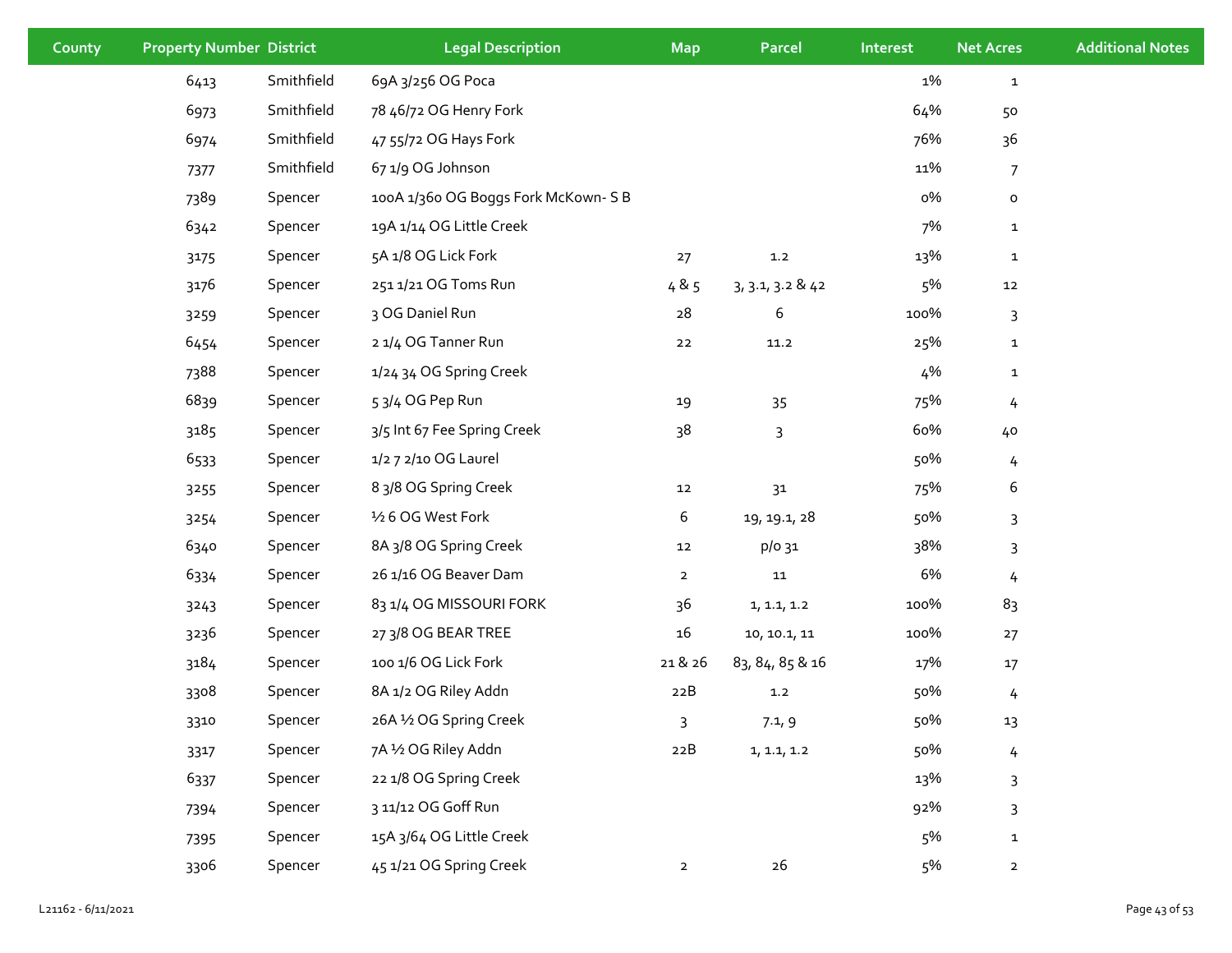| County | Property Number | District | Legal Description | Map | Parcel | Interest | Net Acres | Additional Notes |
|---|---|---|---|---|---|---|---|---|
| | 6413 | Smithfield | 69A 3/256 OG Poca | | | 1% | 1 | |
| | 6973 | Smithfield | 78 46/72 OG Henry Fork | | | 64% | 50 | |
| | 6974 | Smithfield | 47 55/72 OG Hays Fork | | | 76% | 36 | |
| | 7377 | Smithfield | 67 1/9 OG Johnson | | | 11% | 7 | |
| | 7389 | Spencer | 100A 1/360 OG Boggs Fork McKown- S B | | | 0% | 0 | |
| | 6342 | Spencer | 19A 1/14 OG Little Creek | | | 7% | 1 | |
| | 3175 | Spencer | 5A 1/8 OG Lick Fork | 27 | 1.2 | 13% | 1 | |
| | 3176 | Spencer | 251 1/21 OG Toms Run | 4 & 5 | 3, 3.1, 3.2 & 42 | 5% | 12 | |
| | 3259 | Spencer | 3 OG Daniel Run | 28 | 6 | 100% | 3 | |
| | 6454 | Spencer | 2 1/4 OG Tanner Run | 22 | 11.2 | 25% | 1 | |
| | 7388 | Spencer | 1/24 34 OG Spring Creek | | | 4% | 1 | |
| | 6839 | Spencer | 5 3/4 OG Pep Run | 19 | 35 | 75% | 4 | |
| | 3185 | Spencer | 3/5 Int 67 Fee Spring Creek | 38 | 3 | 60% | 40 | |
| | 6533 | Spencer | 1/2 7 2/10 OG Laurel | | | 50% | 4 | |
| | 3255 | Spencer | 8 3/8 OG Spring Creek | 12 | 31 | 75% | 6 | |
| | 3254 | Spencer | ½ 6 OG West Fork | 6 | 19, 19.1, 28 | 50% | 3 | |
| | 6340 | Spencer | 8A 3/8 OG Spring Creek | 12 | p/o 31 | 38% | 3 | |
| | 6334 | Spencer | 26 1/16 OG Beaver Dam | 2 | 11 | 6% | 4 | |
| | 3243 | Spencer | 83 1/4 OG MISSOURI FORK | 36 | 1, 1.1, 1.2 | 100% | 83 | |
| | 3236 | Spencer | 27 3/8 OG BEAR TREE | 16 | 10, 10.1, 11 | 100% | 27 | |
| | 3184 | Spencer | 100 1/6 OG Lick Fork | 21 & 26 | 83, 84, 85 & 16 | 17% | 17 | |
| | 3308 | Spencer | 8A 1/2 OG Riley Addn | 22B | 1.2 | 50% | 4 | |
| | 3310 | Spencer | 26A ½ OG Spring Creek | 3 | 7.1, 9 | 50% | 13 | |
| | 3317 | Spencer | 7A ½ OG Riley Addn | 22B | 1, 1.1, 1.2 | 50% | 4 | |
| | 6337 | Spencer | 22 1/8 OG Spring Creek | | | 13% | 3 | |
| | 7394 | Spencer | 3 11/12 OG Goff Run | | | 92% | 3 | |
| | 7395 | Spencer | 15A 3/64 OG Little Creek | | | 5% | 1 | |
| | 3306 | Spencer | 45 1/21 OG Spring Creek | 2 | 26 | 5% | 2 | |

L21162 - 6/11/2021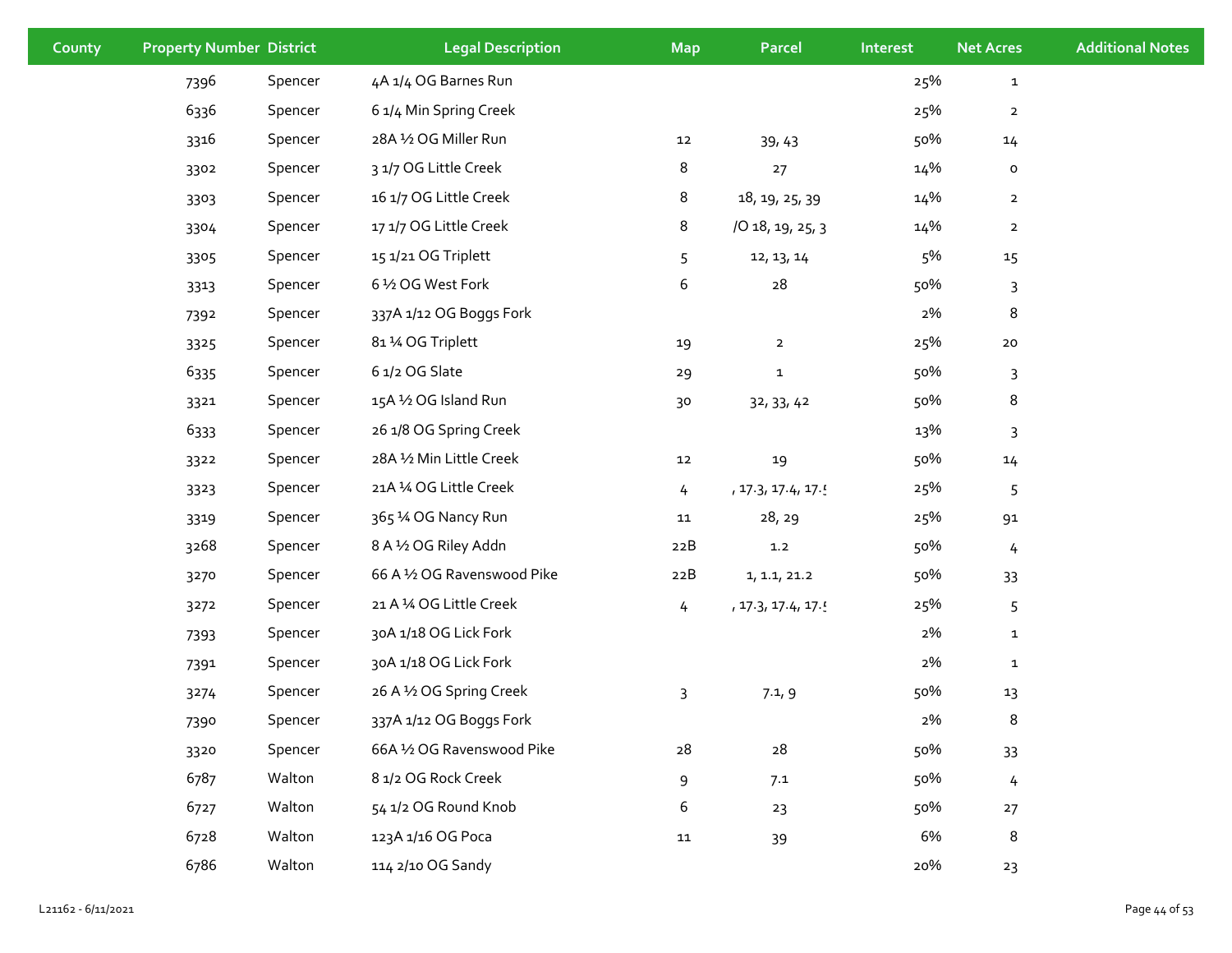| County | Property Number | District | Legal Description | Map | Parcel | Interest | Net Acres | Additional Notes |
|---|---|---|---|---|---|---|---|---|
| | 7396 | Spencer | 4A 1/4 OG Barnes Run | | | 25% | 1 | |
| | 6336 | Spencer | 6 1/4 Min Spring Creek | | | 25% | 2 | |
| | 3316 | Spencer | 28A ½ OG Miller Run | 12 | 39, 43 | 50% | 14 | |
| | 3302 | Spencer | 3 1/7 OG Little Creek | 8 | 27 | 14% | 0 | |
| | 3303 | Spencer | 16 1/7 OG Little Creek | 8 | 18, 19, 25, 39 | 14% | 2 | |
| | 3304 | Spencer | 17 1/7 OG Little Creek | 8 | /O 18, 19, 25, 3 | 14% | 2 | |
| | 3305 | Spencer | 15 1/21 OG Triplett | 5 | 12, 13, 14 | 5% | 15 | |
| | 3313 | Spencer | 6 ½ OG West Fork | 6 | 28 | 50% | 3 | |
| | 7392 | Spencer | 337A 1/12 OG Boggs Fork | | | 2% | 8 | |
| | 3325 | Spencer | 81 ¼ OG Triplett | 19 | 2 | 25% | 20 | |
| | 6335 | Spencer | 6 1/2 OG Slate | 29 | 1 | 50% | 3 | |
| | 3321 | Spencer | 15A ½ OG Island Run | 30 | 32, 33, 42 | 50% | 8 | |
| | 6333 | Spencer | 26 1/8 OG Spring Creek | | | 13% | 3 | |
| | 3322 | Spencer | 28A ½ Min Little Creek | 12 | 19 | 50% | 14 | |
| | 3323 | Spencer | 21A ¼ OG Little Creek | 4 | , 17.3, 17.4, 17.5 | 25% | 5 | |
| | 3319 | Spencer | 365 ¼ OG Nancy Run | 11 | 28, 29 | 25% | 91 | |
| | 3268 | Spencer | 8 A ½ OG Riley Addn | 22B | 1.2 | 50% | 4 | |
| | 3270 | Spencer | 66 A ½ OG Ravenswood Pike | 22B | 1, 1.1, 21.2 | 50% | 33 | |
| | 3272 | Spencer | 21 A ¼ OG Little Creek | 4 | , 17.3, 17.4, 17.5 | 25% | 5 | |
| | 7393 | Spencer | 30A 1/18 OG Lick Fork | | | 2% | 1 | |
| | 7391 | Spencer | 30A 1/18 OG Lick Fork | | | 2% | 1 | |
| | 3274 | Spencer | 26 A ½ OG Spring Creek | 3 | 7.1, 9 | 50% | 13 | |
| | 7390 | Spencer | 337A 1/12 OG Boggs Fork | | | 2% | 8 | |
| | 3320 | Spencer | 66A ½ OG Ravenswood Pike | 28 | 28 | 50% | 33 | |
| | 6787 | Walton | 8 1/2 OG Rock Creek | 9 | 7.1 | 50% | 4 | |
| | 6727 | Walton | 54 1/2 OG Round Knob | 6 | 23 | 50% | 27 | |
| | 6728 | Walton | 123A 1/16 OG Poca | 11 | 39 | 6% | 8 | |
| | 6786 | Walton | 114 2/10 OG Sandy | | | 20% | 23 | |

L21162 - 6/11/2021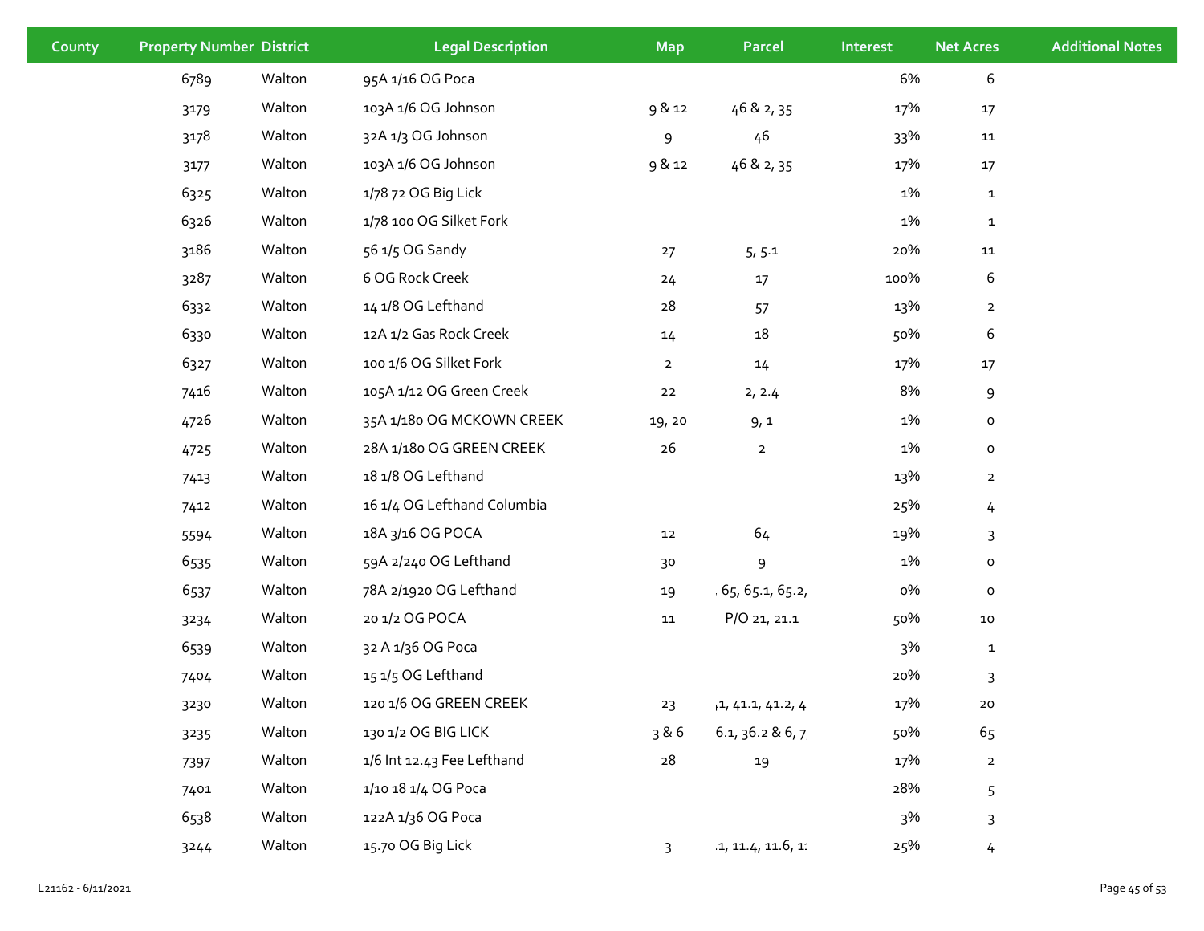| County | Property Number | District | Legal Description | Map | Parcel | Interest | Net Acres | Additional Notes |
|---|---|---|---|---|---|---|---|---|
| | 6789 | Walton | 95A 1/16 OG Poca | | | 6% | 6 | |
| | 3179 | Walton | 103A 1/6 OG Johnson | 9 & 12 | 46 & 2, 35 | 17% | 17 | |
| | 3178 | Walton | 32A 1/3 OG Johnson | 9 | 46 | 33% | 11 | |
| | 3177 | Walton | 103A 1/6 OG Johnson | 9 & 12 | 46 & 2, 35 | 17% | 17 | |
| | 6325 | Walton | 1/78 72 OG Big Lick | | | 1% | 1 | |
| | 6326 | Walton | 1/78 100 OG Silket Fork | | | 1% | 1 | |
| | 3186 | Walton | 56 1/5 OG Sandy | 27 | 5, 5.1 | 20% | 11 | |
| | 3287 | Walton | 6 OG Rock Creek | 24 | 17 | 100% | 6 | |
| | 6332 | Walton | 14 1/8 OG Lefthand | 28 | 57 | 13% | 2 | |
| | 6330 | Walton | 12A 1/2 Gas Rock Creek | 14 | 18 | 50% | 6 | |
| | 6327 | Walton | 100 1/6 OG Silket Fork | 2 | 14 | 17% | 17 | |
| | 7416 | Walton | 105A 1/12 OG Green Creek | 22 | 2, 2.4 | 8% | 9 | |
| | 4726 | Walton | 35A 1/180 OG MCKOWN CREEK | 19, 20 | 9, 1 | 1% | 0 | |
| | 4725 | Walton | 28A 1/180 OG GREEN CREEK | 26 | 2 | 1% | 0 | |
| | 7413 | Walton | 18 1/8 OG Lefthand | | | 13% | 2 | |
| | 7412 | Walton | 16 1/4 OG Lefthand Columbia | | | 25% | 4 | |
| | 5594 | Walton | 18A 3/16 OG POCA | 12 | 64 | 19% | 3 | |
| | 6535 | Walton | 59A 2/240 OG Lefthand | 30 | 9 | 1% | 0 | |
| | 6537 | Walton | 78A 2/1920 OG Lefthand | 19 | , 65, 65.1, 65.2, | 0% | 0 | |
| | 3234 | Walton | 20 1/2 OG POCA | 11 | P/O 21, 21.1 | 50% | 10 | |
| | 6539 | Walton | 32 A 1/36 OG Poca | | | 3% | 1 | |
| | 7404 | Walton | 15 1/5 OG Lefthand | | | 20% | 3 | |
| | 3230 | Walton | 120 1/6 OG GREEN CREEK | 23 | 1, 41.1, 41.2, 4 | 17% | 20 | |
| | 3235 | Walton | 130 1/2 OG BIG LICK | 3 & 6 | 6.1, 36.2 & 6, 7, | 50% | 65 | |
| | 7397 | Walton | 1/6 Int 12.43 Fee Lefthand | 28 | 19 | 17% | 2 | |
| | 7401 | Walton | 1/10 18 1/4 OG Poca | | | 28% | 5 | |
| | 6538 | Walton | 122A 1/36 OG Poca | | | 3% | 3 | |
| | 3244 | Walton | 15.70 OG Big Lick | 3 | .1, 11.4, 11.6, 1 | 25% | 4 | |

L21162 - 6/11/2021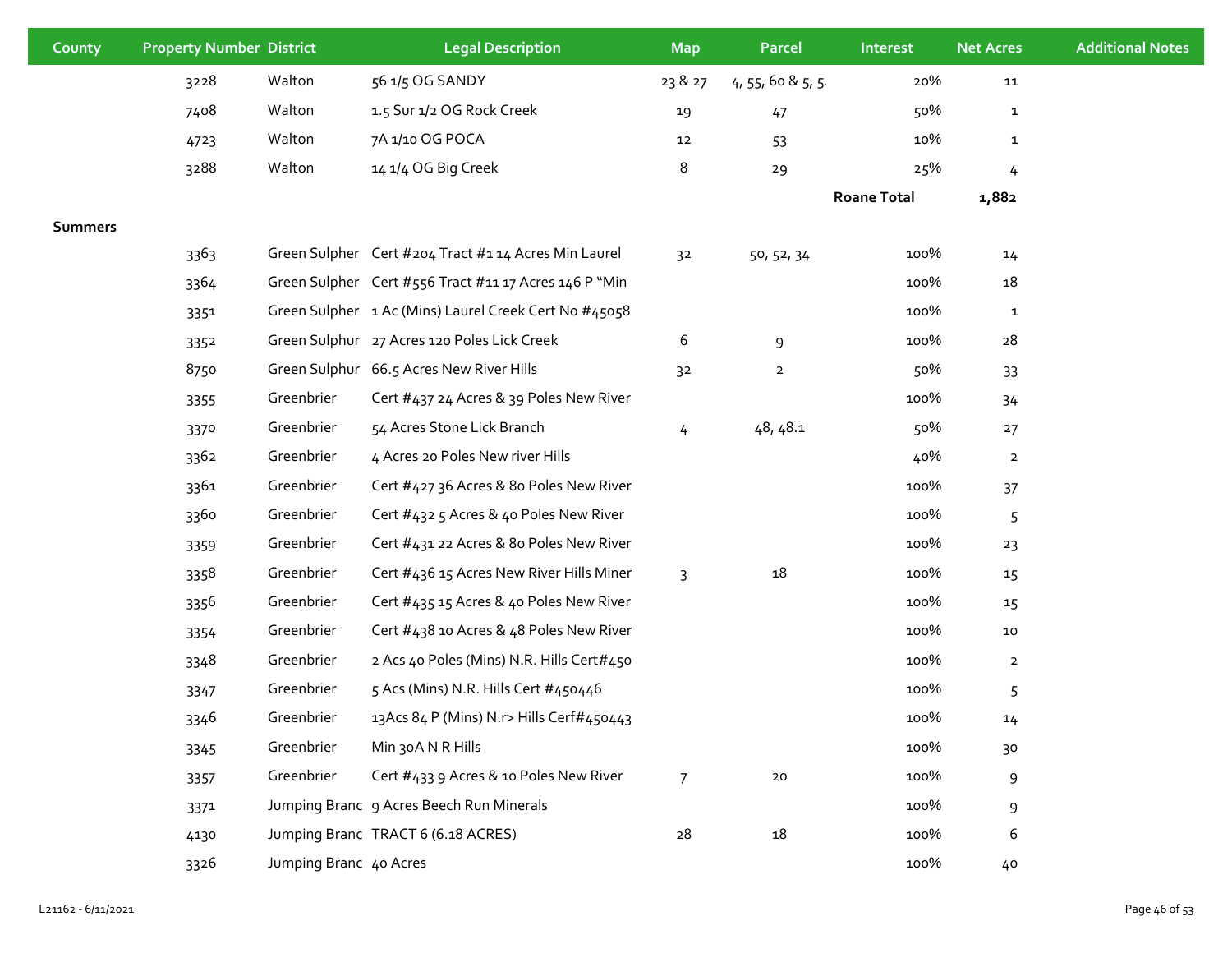| County | Property Number | District | Legal Description | Map | Parcel | Interest | Net Acres | Additional Notes |
|---|---|---|---|---|---|---|---|---|
| | 3228 | Walton | 56 1/5 OG SANDY | 23 & 27 | 4, 55, 60 & 5, 5. | 20% | 11 | |
| | 7408 | Walton | 1.5 Sur 1/2 OG Rock Creek | 19 | 47 | 50% | 1 | |
| | 4723 | Walton | 7A 1/10 OG POCA | 12 | 53 | 10% | 1 | |
| | 3288 | Walton | 14 1/4 OG Big Creek | 8 | 29 | 25% | 4 | |
| | | | | | | **Roane Total** | **1,882** | |
| **Summers** | | | | | | | | |
| | 3363 | Green Sulpher | Cert #204 Tract #1 14 Acres Min Laurel | 32 | 50, 52, 34 | 100% | 14 | |
| | 3364 | Green Sulpher | Cert #556 Tract #11 17 Acres 146 P "Min | | | 100% | 18 | |
| | 3351 | Green Sulpher | 1 Ac (Mins) Laurel Creek Cert No #45058 | | | 100% | 1 | |
| | 3352 | Green Sulphur | 27 Acres 120 Poles Lick Creek | 6 | 9 | 100% | 28 | |
| | 8750 | Green Sulphur | 66.5 Acres New River Hills | 32 | 2 | 50% | 33 | |
| | 3355 | Greenbrier | Cert #437 24 Acres & 39 Poles New River | | | 100% | 34 | |
| | 3370 | Greenbrier | 54 Acres Stone Lick Branch | 4 | 48, 48.1 | 50% | 27 | |
| | 3362 | Greenbrier | 4 Acres 20 Poles New river Hills | | | 40% | 2 | |
| | 3361 | Greenbrier | Cert #427 36 Acres & 80 Poles New River | | | 100% | 37 | |
| | 3360 | Greenbrier | Cert #432 5 Acres & 40 Poles New River | | | 100% | 5 | |
| | 3359 | Greenbrier | Cert #431 22 Acres & 80 Poles New River | | | 100% | 23 | |
| | 3358 | Greenbrier | Cert #436 15 Acres New River Hills Miner | 3 | 18 | 100% | 15 | |
| | 3356 | Greenbrier | Cert #435 15 Acres & 40 Poles New River | | | 100% | 15 | |
| | 3354 | Greenbrier | Cert #438 10 Acres & 48 Poles New River | | | 100% | 10 | |
| | 3348 | Greenbrier | 2 Acs 40 Poles (Mins) N.R. Hills Cert#450 | | | 100% | 2 | |
| | 3347 | Greenbrier | 5 Acs (Mins) N.R. Hills Cert #450446 | | | 100% | 5 | |
| | 3346 | Greenbrier | 13Acs 84 P (Mins) N.r> Hills Cerf#450443 | | | 100% | 14 | |
| | 3345 | Greenbrier | Min 30A N R Hills | | | 100% | 30 | |
| | 3357 | Greenbrier | Cert #433 9 Acres & 10 Poles New River | 7 | 20 | 100% | 9 | |
| | 3371 | Jumping Branc | 9 Acres Beech Run Minerals | | | 100% | 9 | |
| | 4130 | Jumping Branc | TRACT 6 (6.18 ACRES) | 28 | 18 | 100% | 6 | |
| | 3326 | Jumping Branc | 40 Acres | | | 100% | 40 | |

L21162 - 6/11/2021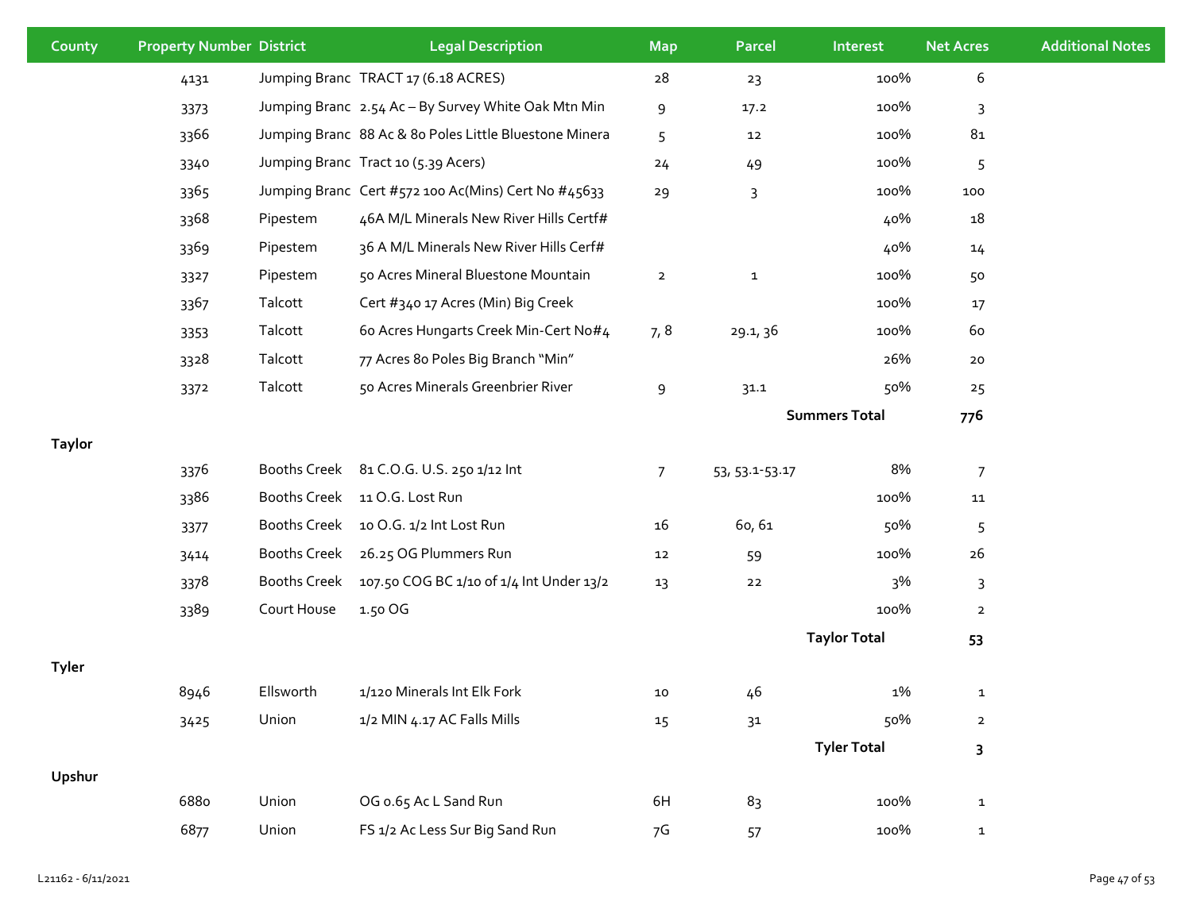| County | Property Number | District | Legal Description | Map | Parcel | Interest | Net Acres | Additional Notes |
|---|---|---|---|---|---|---|---|---|
| | 4131 | Jumping Branc | TRACT 17 (6.18 ACRES) | 28 | 23 | 100% | 6 | |
| | 3373 | Jumping Branc | 2.54 Ac – By Survey White Oak Mtn Min | 9 | 17.2 | 100% | 3 | |
| | 3366 | Jumping Branc | 88 Ac & 80 Poles Little Bluestone Minera | 5 | 12 | 100% | 81 | |
| | 3340 | Jumping Branc | Tract 10 (5.39 Acers) | 24 | 49 | 100% | 5 | |
| | 3365 | Jumping Branc | Cert #572 100 Ac(Mins) Cert No #45633 | 29 | 3 | 100% | 100 | |
| | 3368 | Pipestem | 46A M/L Minerals New River Hills Certf# | | | 40% | 18 | |
| | 3369 | Pipestem | 36 A M/L Minerals New River Hills Cerf# | | | 40% | 14 | |
| | 3327 | Pipestem | 50 Acres Mineral Bluestone Mountain | 2 | 1 | 100% | 50 | |
| | 3367 | Talcott | Cert #340 17 Acres (Min) Big Creek | | | 100% | 17 | |
| | 3353 | Talcott | 60 Acres Hungarts Creek Min-Cert No#4 | 7, 8 | 29.1, 36 | 100% | 60 | |
| | 3328 | Talcott | 77 Acres 80 Poles Big Branch "Min" | | | 26% | 20 | |
| | 3372 | Talcott | 50 Acres Minerals Greenbrier River | 9 | 31.1 | 50% | 25 | |
| | | | | | | **Summers Total** | **776** | |
| **Taylor** | | | | | | | | |
| | 3376 | Booths Creek | 81 C.O.G. U.S. 250 1/12 Int | 7 | 53, 53.1-53.17 | 8% | 7 | |
| | 3386 | Booths Creek | 11 O.G. Lost Run | | | 100% | 11 | |
| | 3377 | Booths Creek | 10 O.G. 1/2 Int Lost Run | 16 | 60, 61 | 50% | 5 | |
| | 3414 | Booths Creek | 26.25 OG Plummers Run | 12 | 59 | 100% | 26 | |
| | 3378 | Booths Creek | 107.50 COG BC 1/10 of 1/4 Int Under 13/2 | 13 | 22 | 3% | 3 | |
| | 3389 | Court House | 1.50 OG | | | 100% | 2 | |
| | | | | | | **Taylor Total** | **53** | |
| **Tyler** | | | | | | | | |
| | 8946 | Ellsworth | 1/120 Minerals Int Elk Fork | 10 | 46 | 1% | 1 | |
| | 3425 | Union | 1/2 MIN 4.17 AC Falls Mills | 15 | 31 | 50% | 2 | |
| | | | | | | **Tyler Total** | **3** | |
| **Upshur** | | | | | | | | |
| | 6880 | Union | OG 0.65 Ac L Sand Run | 6H | 83 | 100% | 1 | |
| | 6877 | Union | FS 1/2 Ac Less Sur Big Sand Run | 7G | 57 | 100% | 1 | |

L21162 - 6/11/2021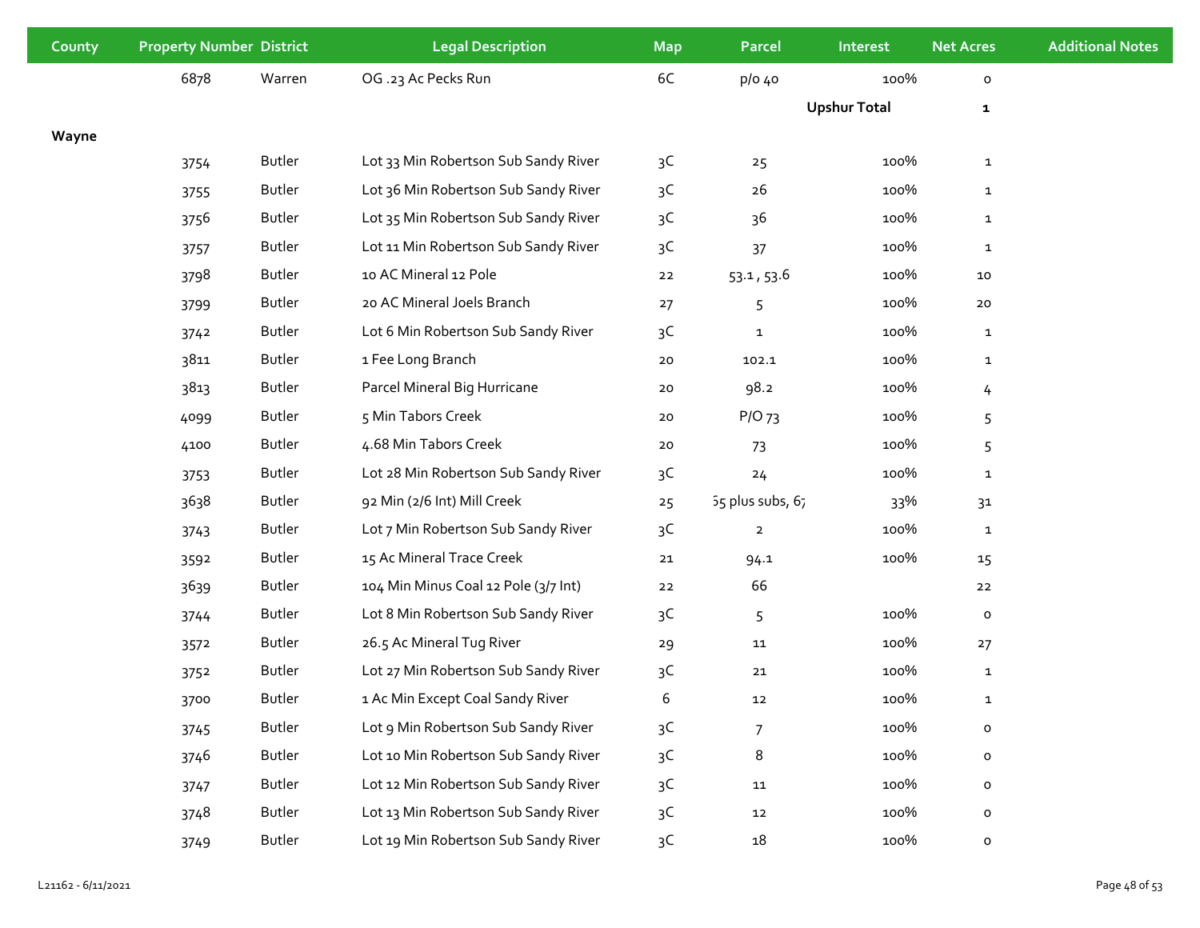| County | Property Number | District | Legal Description | Map | Parcel | Interest | Net Acres | Additional Notes |
|---|---|---|---|---|---|---|---|---|
| | 6878 | Warren | OG .23 Ac Pecks Run | 6C | p/o 40 | 100% | 0 | |
| | | | | | | Upshur Total | 1 | |
| Wayne | | | | | | | | |
| | 3754 | Butler | Lot 33 Min Robertson Sub Sandy River | 3C | 25 | 100% | 1 | |
| | 3755 | Butler | Lot 36 Min Robertson Sub Sandy River | 3C | 26 | 100% | 1 | |
| | 3756 | Butler | Lot 35 Min Robertson Sub Sandy River | 3C | 36 | 100% | 1 | |
| | 3757 | Butler | Lot 11 Min Robertson Sub Sandy River | 3C | 37 | 100% | 1 | |
| | 3798 | Butler | 10 AC Mineral 12 Pole | 22 | 53.1 , 53.6 | 100% | 10 | |
| | 3799 | Butler | 20 AC Mineral Joels Branch | 27 | 5 | 100% | 20 | |
| | 3742 | Butler | Lot 6 Min Robertson Sub Sandy River | 3C | 1 | 100% | 1 | |
| | 3811 | Butler | 1 Fee Long Branch | 20 | 102.1 | 100% | 1 | |
| | 3813 | Butler | Parcel Mineral Big Hurricane | 20 | 98.2 | 100% | 4 | |
| | 4099 | Butler | 5 Min Tabors Creek | 20 | P/O 73 | 100% | 5 | |
| | 4100 | Butler | 4.68 Min Tabors Creek | 20 | 73 | 100% | 5 | |
| | 3753 | Butler | Lot 28 Min Robertson Sub Sandy River | 3C | 24 | 100% | 1 | |
| | 3638 | Butler | 92 Min (2/6 Int) Mill Creek | 25 | 65 plus subs, 67 | 33% | 31 | |
| | 3743 | Butler | Lot 7 Min Robertson Sub Sandy River | 3C | 2 | 100% | 1 | |
| | 3592 | Butler | 15 Ac Mineral Trace Creek | 21 | 94.1 | 100% | 15 | |
| | 3639 | Butler | 104 Min Minus Coal 12 Pole (3/7 Int) | 22 | 66 | | 22 | |
| | 3744 | Butler | Lot 8 Min Robertson Sub Sandy River | 3C | 5 | 100% | 0 | |
| | 3572 | Butler | 26.5 Ac Mineral Tug River | 29 | 11 | 100% | 27 | |
| | 3752 | Butler | Lot 27 Min Robertson Sub Sandy River | 3C | 21 | 100% | 1 | |
| | 3700 | Butler | 1 Ac Min Except Coal Sandy River | 6 | 12 | 100% | 1 | |
| | 3745 | Butler | Lot 9 Min Robertson Sub Sandy River | 3C | 7 | 100% | 0 | |
| | 3746 | Butler | Lot 10 Min Robertson Sub Sandy River | 3C | 8 | 100% | 0 | |
| | 3747 | Butler | Lot 12 Min Robertson Sub Sandy River | 3C | 11 | 100% | 0 | |
| | 3748 | Butler | Lot 13 Min Robertson Sub Sandy River | 3C | 12 | 100% | 0 | |
| | 3749 | Butler | Lot 19 Min Robertson Sub Sandy River | 3C | 18 | 100% | 0 | |

L21162 - 6/11/2021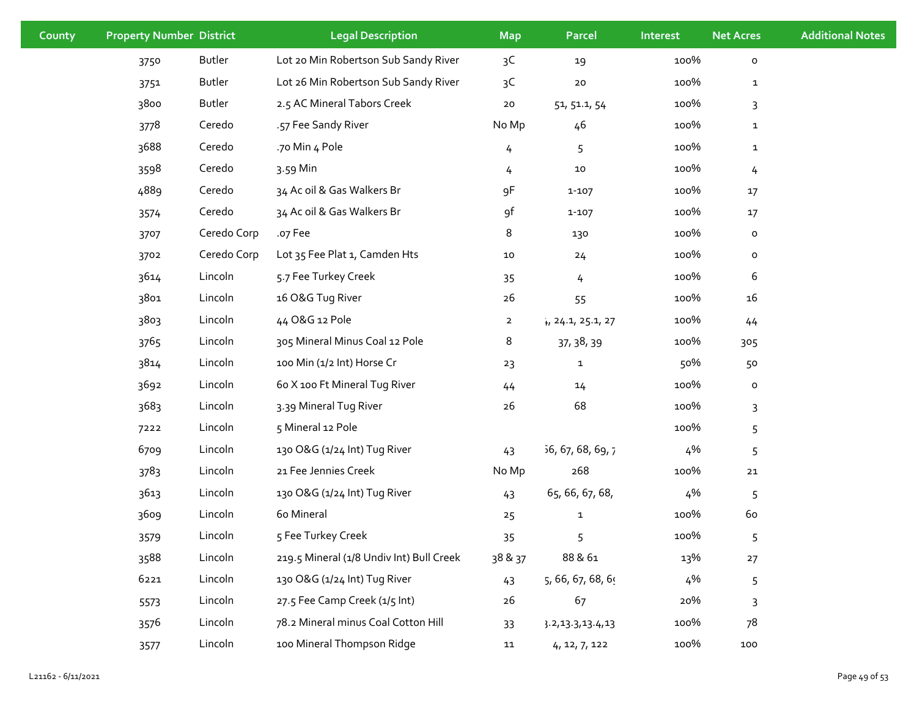| County | Property Number | District | Legal Description | Map | Parcel | Interest | Net Acres | Additional Notes |
|---|---|---|---|---|---|---|---|---|
| | 3750 | Butler | Lot 20 Min Robertson Sub Sandy River | 3C | 19 | 100% | 0 | |
| | 3751 | Butler | Lot 26 Min Robertson Sub Sandy River | 3C | 20 | 100% | 1 | |
| | 3800 | Butler | 2.5 AC Mineral Tabors Creek | 20 | 51, 51.1, 54 | 100% | 3 | |
| | 3778 | Ceredo | .57 Fee Sandy River | No Mp | 46 | 100% | 1 | |
| | 3688 | Ceredo | .70 Min 4 Pole | 4 | 5 | 100% | 1 | |
| | 3598 | Ceredo | 3.59 Min | 4 | 10 | 100% | 4 | |
| | 4889 | Ceredo | 34 Ac oil & Gas Walkers Br | 9F | 1-107 | 100% | 17 | |
| | 3574 | Ceredo | 34 Ac oil & Gas Walkers Br | 9f | 1-107 | 100% | 17 | |
| | 3707 | Ceredo Corp | .07 Fee | 8 | 130 | 100% | 0 | |
| | 3702 | Ceredo Corp | Lot 35 Fee Plat 1, Camden Hts | 10 | 24 | 100% | 0 | |
| | 3614 | Lincoln | 5.7 Fee Turkey Creek | 35 | 4 | 100% | 6 | |
| | 3801 | Lincoln | 16 O&G Tug River | 26 | 55 | 100% | 16 | |
| | 3803 | Lincoln | 44 O&G 12 Pole | 2 | 4, 24.1, 25.1, 27 | 100% | 44 | |
| | 3765 | Lincoln | 305 Mineral Minus Coal 12 Pole | 8 | 37, 38, 39 | 100% | 305 | |
| | 3814 | Lincoln | 100 Min (1/2 Int) Horse Cr | 23 | 1 | 50% | 50 | |
| | 3692 | Lincoln | 60 X 100 Ft Mineral Tug River | 44 | 14 | 100% | 0 | |
| | 3683 | Lincoln | 3.39 Mineral Tug River | 26 | 68 | 100% | 3 | |
| | 7222 | Lincoln | 5 Mineral 12 Pole | | | 100% | 5 | |
| | 6709 | Lincoln | 130 O&G (1/24 Int) Tug River | 43 | 66, 67, 68, 69, 7 | 4% | 5 | |
| | 3783 | Lincoln | 21 Fee Jennies Creek | No Mp | 268 | 100% | 21 | |
| | 3613 | Lincoln | 130 O&G (1/24 Int) Tug River | 43 | 65, 66, 67, 68, | 4% | 5 | |
| | 3609 | Lincoln | 60 Mineral | 25 | 1 | 100% | 60 | |
| | 3579 | Lincoln | 5 Fee Turkey Creek | 35 | 5 | 100% | 5 | |
| | 3588 | Lincoln | 219.5 Mineral (1/8 Undiv Int) Bull Creek | 38 & 37 | 88 & 61 | 13% | 27 | |
| | 6221 | Lincoln | 130 O&G (1/24 Int) Tug River | 43 | 5, 66, 67, 68, 69 | 4% | 5 | |
| | 5573 | Lincoln | 27.5 Fee Camp Creek (1/5 Int) | 26 | 67 | 20% | 3 | |
| | 3576 | Lincoln | 78.2 Mineral minus Coal Cotton Hill | 33 | 3.2,13.3,13.4,13 | 100% | 78 | |
| | 3577 | Lincoln | 100 Mineral Thompson Ridge | 11 | 4, 12, 7, 122 | 100% | 100 | |

L21162 - 6/11/2021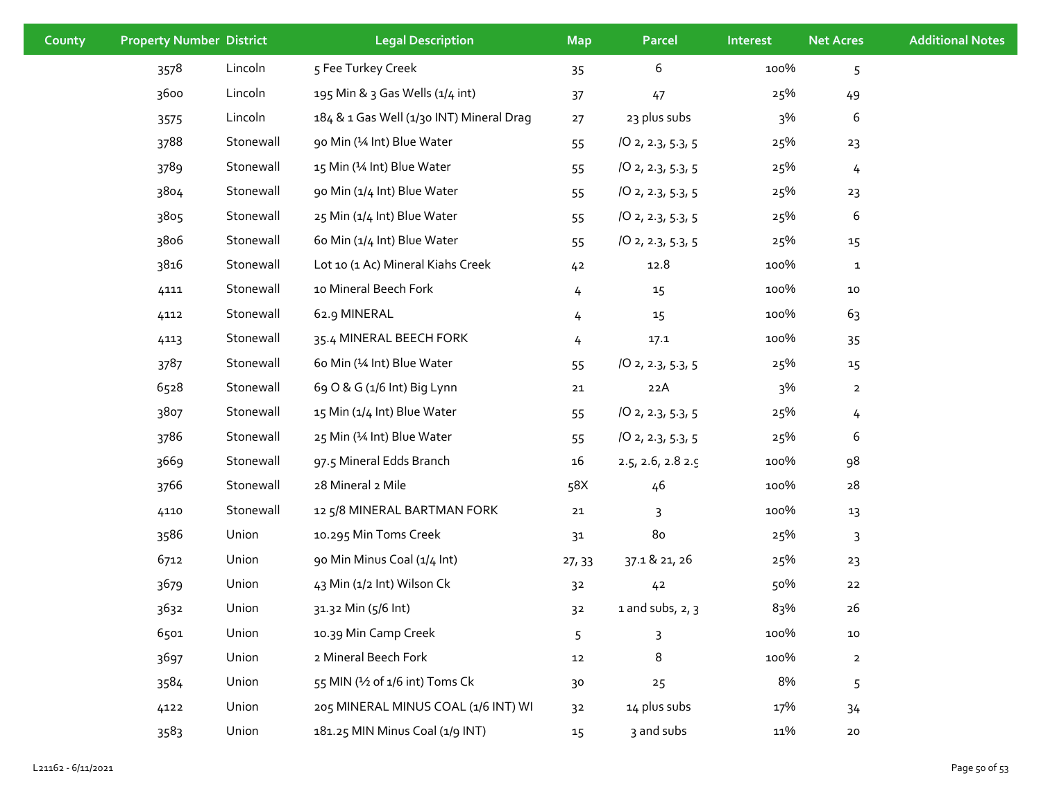| County | Property Number | District | Legal Description | Map | Parcel | Interest | Net Acres | Additional Notes |
|---|---|---|---|---|---|---|---|---|
| | 3578 | Lincoln | 5 Fee Turkey Creek | 35 | 6 | 100% | 5 | |
| | 3600 | Lincoln | 195 Min & 3 Gas Wells (1/4 int) | 37 | 47 | 25% | 49 | |
| | 3575 | Lincoln | 184 & 1 Gas Well (1/30 INT) Mineral Drag | 27 | 23 plus subs | 3% | 6 | |
| | 3788 | Stonewall | 90 Min (¼ Int) Blue Water | 55 | /O 2, 2.3, 5.3, 5 | 25% | 23 | |
| | 3789 | Stonewall | 15 Min (¼ Int) Blue Water | 55 | /O 2, 2.3, 5.3, 5 | 25% | 4 | |
| | 3804 | Stonewall | 90 Min (1/4 Int) Blue Water | 55 | /O 2, 2.3, 5.3, 5 | 25% | 23 | |
| | 3805 | Stonewall | 25 Min (1/4 Int) Blue Water | 55 | /O 2, 2.3, 5.3, 5 | 25% | 6 | |
| | 3806 | Stonewall | 60 Min (1/4 Int) Blue Water | 55 | /O 2, 2.3, 5.3, 5 | 25% | 15 | |
| | 3816 | Stonewall | Lot 10 (1 Ac) Mineral Kiahs Creek | 42 | 12.8 | 100% | 1 | |
| | 4111 | Stonewall | 10 Mineral Beech Fork | 4 | 15 | 100% | 10 | |
| | 4112 | Stonewall | 62.9 MINERAL | 4 | 15 | 100% | 63 | |
| | 4113 | Stonewall | 35.4 MINERAL BEECH FORK | 4 | 17.1 | 100% | 35 | |
| | 3787 | Stonewall | 60 Min (¼ Int) Blue Water | 55 | /O 2, 2.3, 5.3, 5 | 25% | 15 | |
| | 6528 | Stonewall | 69 O & G (1/6 Int) Big Lynn | 21 | 22A | 3% | 2 | |
| | 3807 | Stonewall | 15 Min (1/4 Int) Blue Water | 55 | /O 2, 2.3, 5.3, 5 | 25% | 4 | |
| | 3786 | Stonewall | 25 Min (¼ Int) Blue Water | 55 | /O 2, 2.3, 5.3, 5 | 25% | 6 | |
| | 3669 | Stonewall | 97.5 Mineral Edds Branch | 16 | 2.5, 2.6, 2.8 2.9 | 100% | 98 | |
| | 3766 | Stonewall | 28 Mineral 2 Mile | 58X | 46 | 100% | 28 | |
| | 4110 | Stonewall | 12 5/8 MINERAL BARTMAN FORK | 21 | 3 | 100% | 13 | |
| | 3586 | Union | 10.295 Min Toms Creek | 31 | 80 | 25% | 3 | |
| | 6712 | Union | 90 Min Minus Coal (1/4 Int) | 27, 33 | 37.1 & 21, 26 | 25% | 23 | |
| | 3679 | Union | 43 Min (1/2 Int) Wilson Ck | 32 | 42 | 50% | 22 | |
| | 3632 | Union | 31.32 Min (5/6 Int) | 32 | 1 and subs, 2, 3 | 83% | 26 | |
| | 6501 | Union | 10.39 Min Camp Creek | 5 | 3 | 100% | 10 | |
| | 3697 | Union | 2 Mineral Beech Fork | 12 | 8 | 100% | 2 | |
| | 3584 | Union | 55 MIN (½ of 1/6 int) Toms Ck | 30 | 25 | 8% | 5 | |
| | 4122 | Union | 205 MINERAL MINUS COAL (1/6 INT) WI | 32 | 14 plus subs | 17% | 34 | |
| | 3583 | Union | 181.25 MIN Minus Coal (1/9 INT) | 15 | 3 and subs | 11% | 20 | |

L21162 - 6/11/2021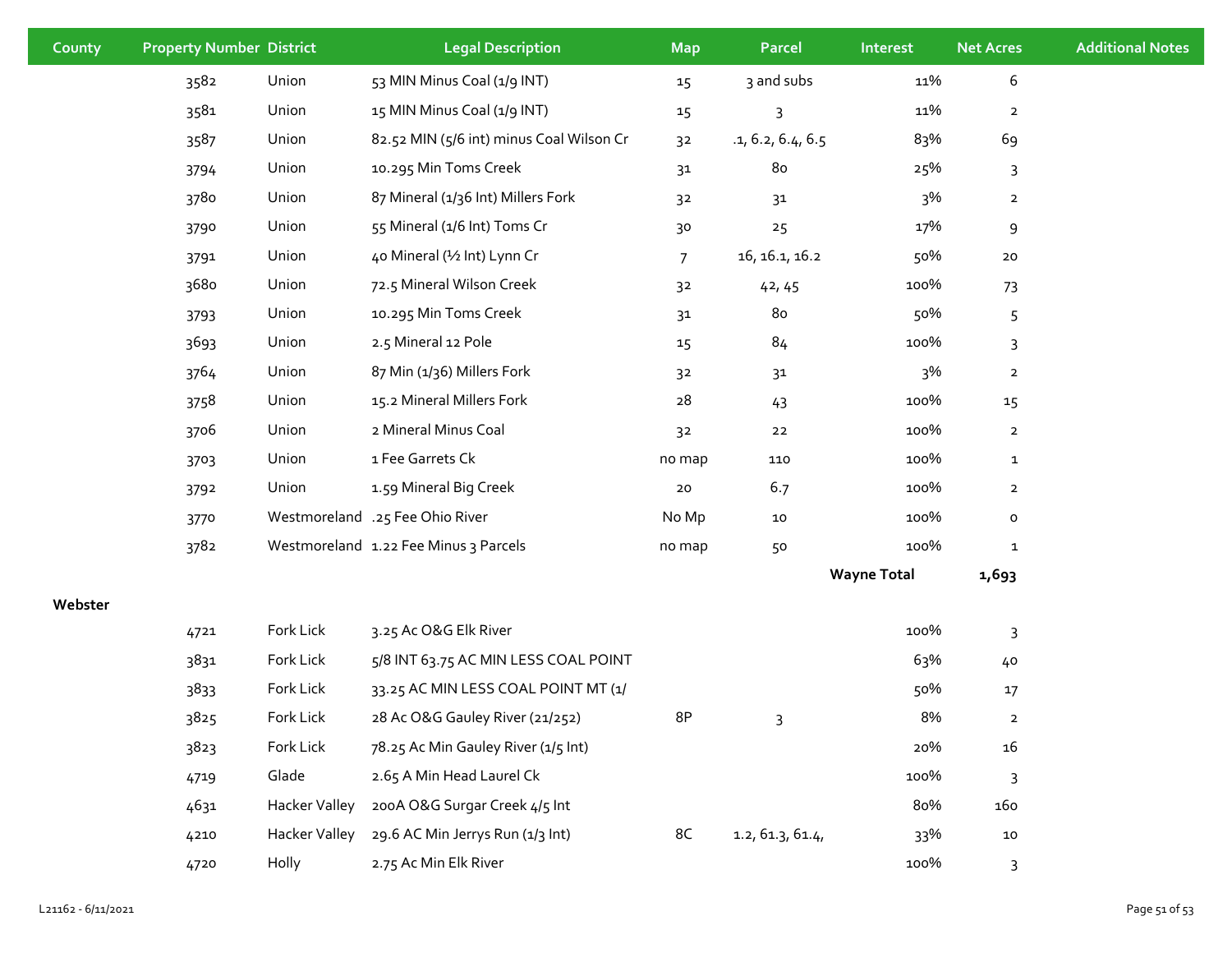| County | Property Number | District | Legal Description | Map | Parcel | Interest | Net Acres | Additional Notes |
|---|---|---|---|---|---|---|---|---|
| | 3582 | Union | 53 MIN Minus Coal (1/9 INT) | 15 | 3 and subs | 11% | 6 | |
| | 3581 | Union | 15 MIN Minus Coal (1/9 INT) | 15 | 3 | 11% | 2 | |
| | 3587 | Union | 82.52 MIN (5/6 int) minus Coal Wilson Cr | 32 | .1, 6.2, 6.4, 6.5 | 83% | 69 | |
| | 3794 | Union | 10.295 Min Toms Creek | 31 | 80 | 25% | 3 | |
| | 3780 | Union | 87 Mineral (1/36 Int) Millers Fork | 32 | 31 | 3% | 2 | |
| | 3790 | Union | 55 Mineral (1/6 Int) Toms Cr | 30 | 25 | 17% | 9 | |
| | 3791 | Union | 40 Mineral (½ Int) Lynn Cr | 7 | 16, 16.1, 16.2 | 50% | 20 | |
| | 3680 | Union | 72.5 Mineral Wilson Creek | 32 | 42, 45 | 100% | 73 | |
| | 3793 | Union | 10.295 Min Toms Creek | 31 | 80 | 50% | 5 | |
| | 3693 | Union | 2.5 Mineral 12 Pole | 15 | 84 | 100% | 3 | |
| | 3764 | Union | 87 Min (1/36) Millers Fork | 32 | 31 | 3% | 2 | |
| | 3758 | Union | 15.2 Mineral Millers Fork | 28 | 43 | 100% | 15 | |
| | 3706 | Union | 2 Mineral Minus Coal | 32 | 22 | 100% | 2 | |
| | 3703 | Union | 1 Fee Garrets Ck | no map | 110 | 100% | 1 | |
| | 3792 | Union | 1.59 Mineral Big Creek | 20 | 6.7 | 100% | 2 | |
| | 3770 | Westmoreland | .25 Fee Ohio River | No Mp | 10 | 100% | 0 | |
| | 3782 | Westmoreland | 1.22 Fee Minus 3 Parcels | no map | 50 | 100% | 1 | |
| | | | | | | **Wayne Total** | **1,693** | |
| **Webster** | | | | | | | | |
| | 4721 | Fork Lick | 3.25 Ac O&G Elk River | | | 100% | 3 | |
| | 3831 | Fork Lick | 5/8 INT 63.75 AC MIN LESS COAL POINT | | | 63% | 40 | |
| | 3833 | Fork Lick | 33.25 AC MIN LESS COAL POINT MT (1/ | | | 50% | 17 | |
| | 3825 | Fork Lick | 28 Ac O&G Gauley River (21/252) | 8P | 3 | 8% | 2 | |
| | 3823 | Fork Lick | 78.25 Ac Min Gauley River (1/5 Int) | | | 20% | 16 | |
| | 4719 | Glade | 2.65 A Min Head Laurel Ck | | | 100% | 3 | |
| | 4631 | Hacker Valley | 200A O&G Surgar Creek 4/5 Int | | | 80% | 160 | |
| | 4210 | Hacker Valley | 29.6 AC Min Jerrys Run (1/3 Int) | 8C | 1.2, 61.3, 61.4, | 33% | 10 | |
| | 4720 | Holly | 2.75 Ac Min Elk River | | | 100% | 3 | |

L21162 - 6/11/2021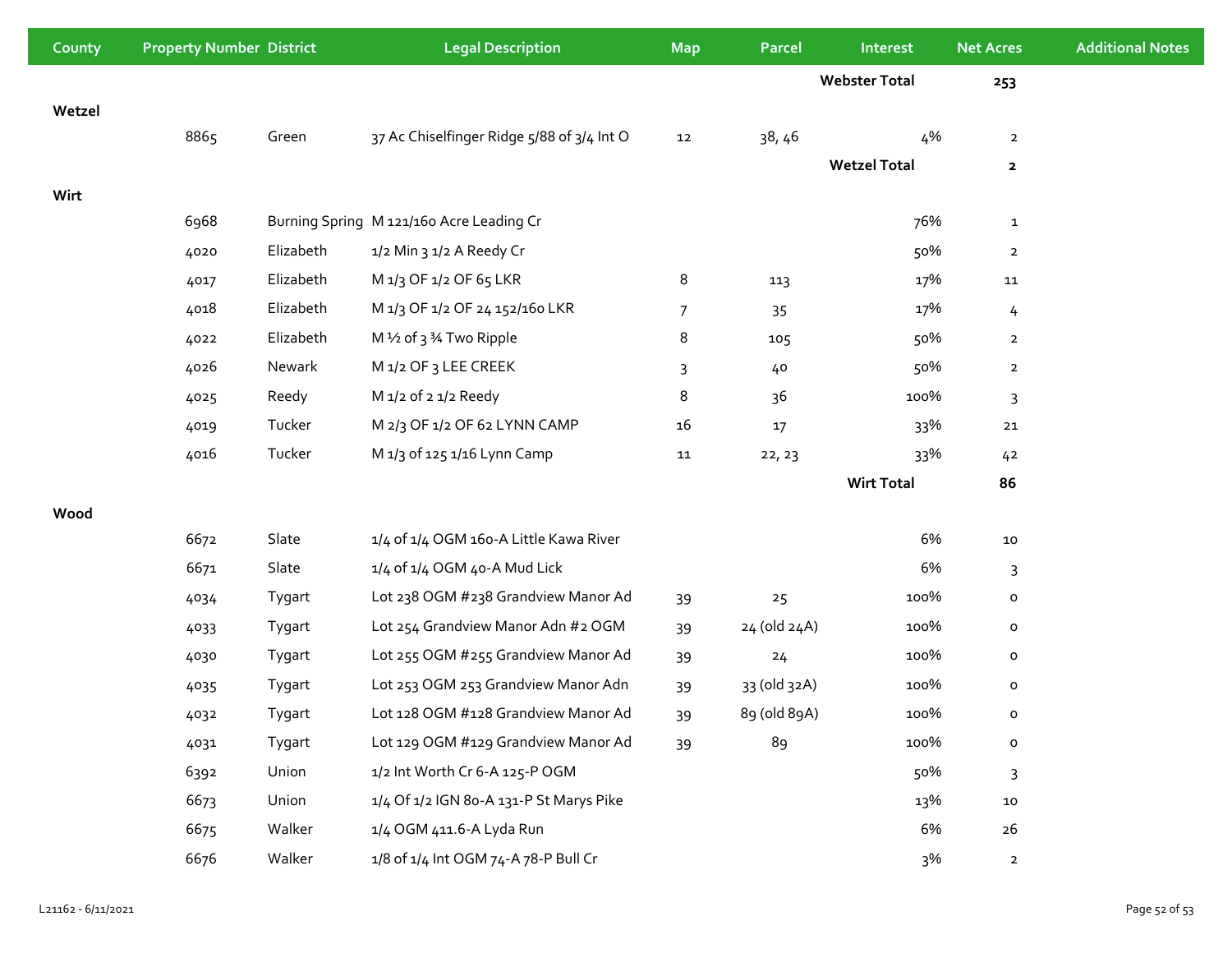| County | Property Number | District | Legal Description | Map | Parcel | Interest | Net Acres | Additional Notes |
|---|---|---|---|---|---|---|---|---|
| | | | | | | **Webster Total** | **253** | |
| **Wetzel** | | | | | | | | |
| | 8865 | Green | 37 Ac Chiselfinger Ridge 5/88 of 3/4 Int O | 12 | 38, 46 | 4% | 2 | |
| | | | | | | **Wetzel Total** | **2** | |
| **Wirt** | | | | | | | | |
| | 6968 | Burning Spring | M 121/160 Acre Leading Cr | | | 76% | 1 | |
| | 4020 | Elizabeth | 1/2 Min 3 1/2 A Reedy Cr | | | 50% | 2 | |
| | 4017 | Elizabeth | M 1/3 OF 1/2 OF 65 LKR | 8 | 113 | 17% | 11 | |
| | 4018 | Elizabeth | M 1/3 OF 1/2 OF 24 152/160 LKR | 7 | 35 | 17% | 4 | |
| | 4022 | Elizabeth | M ½ of 3 ¾ Two Ripple | 8 | 105 | 50% | 2 | |
| | 4026 | Newark | M 1/2 OF 3 LEE CREEK | 3 | 40 | 50% | 2 | |
| | 4025 | Reedy | M 1/2 of 2 1/2 Reedy | 8 | 36 | 100% | 3 | |
| | 4019 | Tucker | M 2/3 OF 1/2 OF 62 LYNN CAMP | 16 | 17 | 33% | 21 | |
| | 4016 | Tucker | M 1/3 of 125 1/16 Lynn Camp | 11 | 22, 23 | 33% | 42 | |
| | | | | | | **Wirt Total** | **86** | |
| **Wood** | | | | | | | | |
| | 6672 | Slate | 1/4 of 1/4 OGM 160-A Little Kawa River | | | 6% | 10 | |
| | 6671 | Slate | 1/4 of 1/4 OGM 40-A Mud Lick | | | 6% | 3 | |
| | 4034 | Tygart | Lot 238 OGM #238 Grandview Manor Ad | 39 | 25 | 100% | 0 | |
| | 4033 | Tygart | Lot 254 Grandview Manor Adn #2 OGM | 39 | 24 (old 24A) | 100% | 0 | |
| | 4030 | Tygart | Lot 255 OGM #255 Grandview Manor Ad | 39 | 24 | 100% | 0 | |
| | 4035 | Tygart | Lot 253 OGM 253 Grandview Manor Adn | 39 | 33 (old 32A) | 100% | 0 | |
| | 4032 | Tygart | Lot 128 OGM #128 Grandview Manor Ad | 39 | 89 (old 89A) | 100% | 0 | |
| | 4031 | Tygart | Lot 129 OGM #129 Grandview Manor Ad | 39 | 89 | 100% | 0 | |
| | 6392 | Union | 1/2 Int Worth Cr 6-A 125-P OGM | | | 50% | 3 | |
| | 6673 | Union | 1/4 Of 1/2 IGN 80-A 131-P St Marys Pike | | | 13% | 10 | |
| | 6675 | Walker | 1/4 OGM 411.6-A Lyda Run | | | 6% | 26 | |
| | 6676 | Walker | 1/8 of 1/4 Int OGM 74-A 78-P Bull Cr | | | 3% | 2 | |

L21162 - 6/11/2021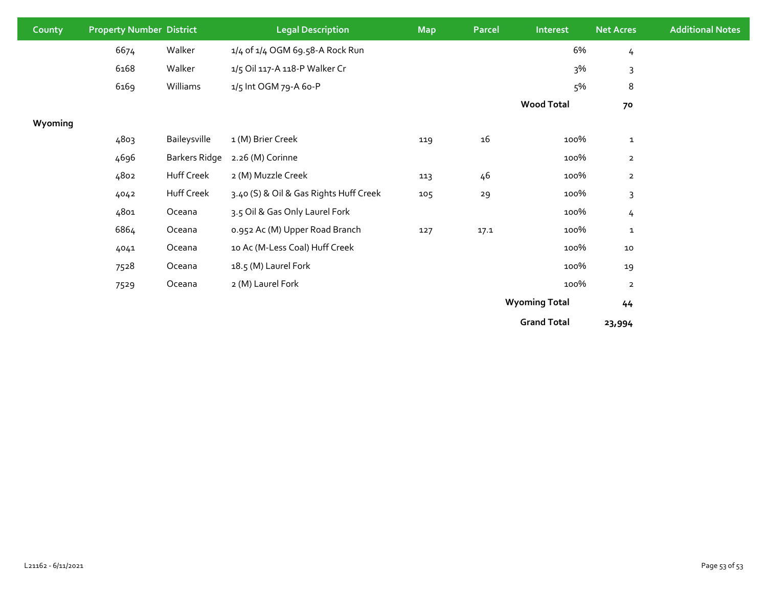| County | Property Number | District | Legal Description | Map | Parcel | Interest | Net Acres | Additional Notes |
|---|---|---|---|---|---|---|---|---|
| | 6674 | Walker | 1/4 of 1/4 OGM 69.58-A Rock Run | | | 6% | 4 | |
| | 6168 | Walker | 1/5 Oil 117-A 118-P Walker Cr | | | 3% | 3 | |
| | 6169 | Williams | 1/5 Int OGM 79-A 60-P | | | 5% | 8 | |
| | | | | | | **Wood Total** | **70** | |
| **Wyoming** | | | | | | | | |
| | 4803 | Baileysville | 1 (M) Brier Creek | 119 | 16 | 100% | 1 | |
| | 4696 | Barkers Ridge | 2.26 (M) Corinne | | | 100% | 2 | |
| | 4802 | Huff Creek | 2 (M) Muzzle Creek | 113 | 46 | 100% | 2 | |
| | 4042 | Huff Creek | 3.40 (S) & Oil & Gas Rights Huff Creek | 105 | 29 | 100% | 3 | |
| | 4801 | Oceana | 3.5 Oil & Gas Only Laurel Fork | | | 100% | 4 | |
| | 6864 | Oceana | 0.952 Ac (M) Upper Road Branch | 127 | 17.1 | 100% | 1 | |
| | 4041 | Oceana | 10 Ac (M-Less Coal) Huff Creek | | | 100% | 10 | |
| | 7528 | Oceana | 18.5 (M) Laurel Fork | | | 100% | 19 | |
| | 7529 | Oceana | 2 (M) Laurel Fork | | | 100% | 2 | |
| | | | | | | **Wyoming Total** | **44** | |
| | | | | | | **Grand Total** | **23,994** | |

L21162 - 6/11/2021